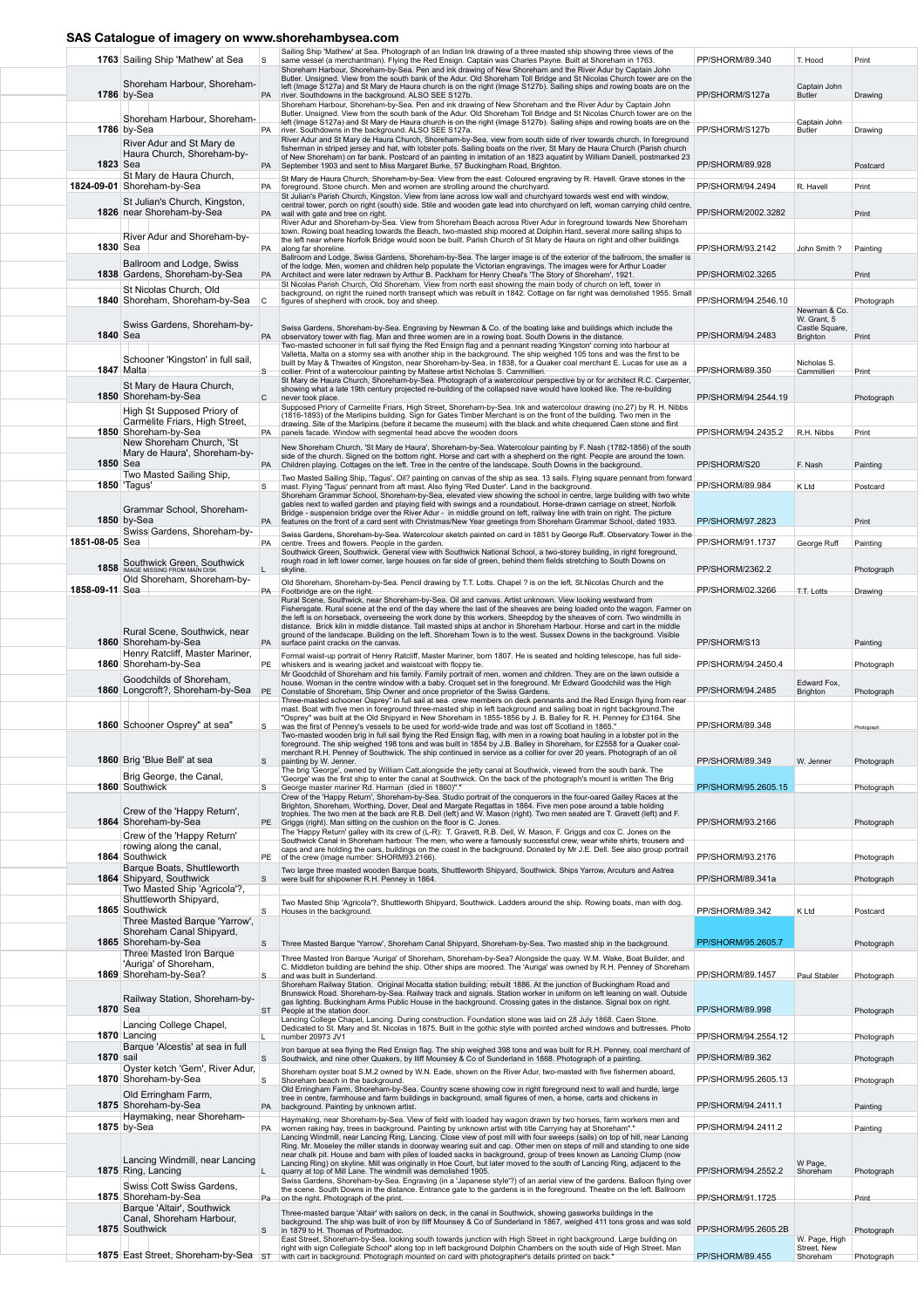# SAS Catalogue of imagery on www.shorehambysea.com

| Date | Title | Type | Description | Reference | Artist | Medium |
|---|---|---|---|---|---|---|
| 1763 | Sailing Ship 'Mathew' at Sea | S | Sailing Ship 'Mathew' at Sea. Photograph of an Indian Ink drawing of a three masted ship showing three views of the same vessel (a merchantman). Flying the Red Ensign. Captain was Charles Payne. Built at Shoreham in 1763. | PP/SHORM/89.340 | T. Hood | Print |
| 1786 | Shoreham Harbour, Shoreham-by-Sea | PA | Shoreham Harbour, Shoreham-by-Sea. Pen and ink drawing of New Shoreham and the River Adur by Captain John Butler. Unsigned. View from the south bank of the Adur. Old Shoreham Toll Bridge and St Nicolas Church tower are on the left (Image S127a) and St Mary de Haura church is on the right (Image S127b). Sailing ships and rowing boats are on the river. Southdowns in the background. ALSO SEE S127b. | PP/SHORM/S127a | Captain John Butler | Drawing |
| 1786 | Shoreham Harbour, Shoreham-by-Sea | PA | Shoreham Harbour, Shoreham-by-Sea. Pen and ink drawing of New Shoreham and the River Adur by Captain John Butler. Unsigned. View from the south bank of the Adur. Old Shoreham Toll Bridge and St Nicolas Church tower are on the left (Image S127a) and St Mary de Haura church is on the right (Image S127b). Sailing ships and rowing boats are on the river. Southdowns in the background. ALSO SEE S127a. | PP/SHORM/S127b | Captain John Butler | Drawing |
| 1823 | River Adur and St Mary de Haura Church, Shoreham-by-Sea | PA | River Adur and St Mary de Haura Church, Shoreham-by-Sea, view from south side of river towards church. In foreground fisherman in striped jersey and hat, with lobster pots. Sailing boats on the river, St Mary de Haura Church (Parish church of New Shoreham) on far bank. Postcard of an painting in imitation of an 1823 aquatint by William Daniell, postmarked 23 September 1903 and sent to Miss Margaret Burke, 57 Buckingham Road, Brighton. | PP/SHORM/89.928 | | Postcard |
| 1824-09-01 | St Mary de Haura Church, Shoreham-by-Sea | PA | St Mary de Haura Church, Shoreham-by-Sea. View from the east. Coloured engraving by R. Havell. Grave stones in the foreground. Stone church. Men and women are strolling around the churchyard. | PP/SHORM/94.2494 | R. Havell | Print |
| 1826 | St Julian's Church, Kingston, near Shoreham-by-Sea | PA | St Julian's Parish Church, Kingston. View from lane across low wall and churchyard towards west end with window, central tower, porch on right (south) side. Stile and wooden gate lead into churchyard on left, woman carrying child centre, wall with gate and tree on right. | PP/SHORM/2002.3282 | | Print |
| 1830 | River Adur and Shoreham-by-Sea | PA | River Adur and Shoreham-by-Sea. View from Shoreham Beach across River Adur in foreground towards New Shoreham town. Rowing boat heading towards the Beach, two-masted ship moored at Dolphin Hard, several more sailing ships to the left near where Norfolk Bridge would soon be built. Parish Church of St Mary de Haura on right and other buildings along far shoreline. | PP/SHORM/93.2142 | John Smith ? | Painting |
| 1838 | Ballroom and Lodge, Swiss Gardens, Shoreham-by-Sea | PA | Ballroom and Lodge, Swiss Gardens, Shoreham-by-Sea. The larger image is of the exterior of the ballroom, the smaller is of the lodge. Men, women and children help populate the Victorian engravings. The images were for Arthur Loader Architect and were later redrawn by Arthur B. Packham for Henry Cheal's 'The Story of Shoreham', 1921. | PP/SHORM/02.3265 | | Print |
| 1840 | St Nicolas Church, Old Shoreham, Shoreham-by-Sea | C | St Nicolas Parish Church, Old Shoreham. View from north east showing the main body of church on left, tower in background, on right the ruined north transept which was rebuilt in 1842. Cottage on far right was demolished 1955. Small figures of shepherd with crook, boy and sheep. | PP/SHORM/94.2546.10 | | Photograph |
| 1840 | Swiss Gardens, Shoreham-by-Sea | PA | Swiss Gardens, Shoreham-by-Sea. Engraving by Newman & Co. of the boating lake and buildings which include the observatory tower with flag. Man and three women are in a rowing boat. South Downs in the distance. | PP/SHORM/94.2483 | Newman & Co. W. Grant, 5 Castle Square, Brighton | Print |
| 1847 | Schooner 'Kingston' in full sail, Malta | S | Two-masted schooner in full sail flying the Red Ensign flag and a pennant reading 'Kingston' coming into harbour at Valletta, Malta on a stormy sea with another ship in the background. The ship weighed 105 tons and was the first to be built by May & Thwaites of Kingston, near Shoreham-by-Sea, in 1838, for a Quaker coal merchant E. Lucas for use as a collier. Print of a watercolour painting by Maltese artist Nicholas S. Cammillieri. | PP/SHORM/89.350 | Nicholas S. Cammillieri | Print |
| 1850 | St Mary de Haura Church, Shoreham-by-Sea | C | St Mary de Haura Church, Shoreham-by-Sea. Photograph of a watercolour perspective by or for architect R.C. Carpenter, showing what a late 19th century projected re-building of the collapsed nave would have looked like. The re-building never took place. | PP/SHORM/94.2544.19 | | Photograph |
| 1850 | High St Supposed Priory of Carmelite Friars, High Street, Shoreham-by-Sea | PA | Supposed Priory of Carmelite Friars, High Street, Shoreham-by-Sea. Ink and watercolour drawing (no.27) by R. H. Nibbs (1816-1893) of the Marlipins building. Sign for Gates Timber Merchant is on the front of the building. Two men in the drawing. Site of the Marlipins (before it became the museum) with the black and white chequered Caen stone and flint panels facade. Window with segmental head above the wooden doors | PP/SHORM/94.2435.2 | R.H. Nibbs | Print |
| 1850 | New Shoreham Church, 'St Mary de Haura', Shoreham-by-Sea | PA | New Shoreham Church, 'St Mary de Haura', Shoreham-by-Sea. Watercolour painting by F. Nash (1782-1856) of the south side of the church. Signed on the bottom right. Horse and cart with a shepherd on the right. People are around the town. Children playing. Cottages on the left. Tree in the centre of the landscape. South Downs in the background. | PP/SHORM/S20 | F. Nash | Painting |
| 1850 | Two Masted Sailing Ship, 'Tagus' | S | Two Masted Sailing Ship, 'Tagus'. Oil? painting on canvas of the ship as sea. 13 sails. Flying square pennant from forward mast. Flying 'Tagus' pennant from aft mast. Also flying 'Red Duster'. Land in the background. | PP/SHORM/89.984 | K Ltd | Postcard |
| 1850 | Grammar School, Shoreham-by-Sea | PA | Shoreham Grammar School, Shoreham-by-Sea, elevated view showing the school in centre, large building with two white gables next to walled garden and playing field with swings and a roundabout. Horse-drawn carriage on street, Norfolk Bridge - suspension bridge over the River Adur - in middle ground on left, railway line with train on right. The picture features on the front of a card sent with Christmas/New Year greetings from Shoreham Grammar School, dated 1933. | PP/SHORM/97.2823 | | Print |
| 1851-08-05 | Swiss Gardens, Shoreham-by-Sea | PA | Swiss Gardens, Shoreham-by-Sea. Watercolour sketch painted on card in 1851 by George Ruff. Observatory Tower in the centre. Trees and flowers. People in the garden. | PP/SHORM/91.1737 | George Ruff | Painting |
| 1858 | Southwick Green, Southwick IMAGE MISSING FROM MAIN DISK | L | Southwick Green, Southwick. General view with Southwick National School, a two-storey building, in right foreground, rough road in left lower corner, large houses on far side of green, behind them fields stretching to South Downs on skyline. | PP/SHORM/2362.2 | | Photograph |
| 1858-09-11 | Old Shoreham, Shoreham-by-Sea | PA | Old Shoreham, Shoreham-by-Sea. Pencil drawing by T.T. Lotts. Chapel ? is on the left, St.Nicolas Church and the Footbridge are on the right. | PP/SHORM/02.3266 | T.T. Lotts | Drawing |
| 1860 | Rural Scene, Southwick, near Shoreham-by-Sea | PA | Rural Scene, Southwick, near Shoreham-by-Sea. Oil and canvas. Artist unknown. View looking westward from Fishersgate. Rural scene at the end of the day where the last of the sheaves are being loaded onto the wagon. Farmer on the left is on horseback, overseeing the work done by this workers. Sheepdog by the sheaves of corn. Two windmills in distance. Brick kiln in middle distance. Tall masted ships at anchor in Shoreham Harbour. Horse and cart in the middle ground of the landscape. Building on the left. Shoreham Town is to the west. Sussex Downs in the background. Visible surface paint cracks on the canvas. | PP/SHORM/S13 | | Painting |
| 1860 | Henry Ratcliff, Master Mariner, Shoreham-by-Sea | PE | Formal waist-up portrait of Henry Ratcliff, Master Mariner, born 1807. He is seated and holding telescope, has full side-whiskers and is wearing jacket and waistcoat with floppy tie. | PP/SHORM/94.2450.4 | | Photograph |
| 1860 | Goodchilds of Shoreham, Longcroft?, Shoreham-by-Sea | PE | Mr Goodchild of Shoreham and his family. Family portrait of men, women and children. They are on the lawn outside a house. Woman in the centre window with a baby. Croquet set in the foreground. Mr Edward Goodchild was the High Constable of Shoreham, Ship Owner and once proprietor of the Swiss Gardens. | PP/SHORM/94.2485 | Edward Fox, Brighton | Photograph |
| 1860 | Schooner Osprey" at sea" | S | Three-masted schooner Osprey" in full sail at sea crew members on deck pennants and the Red Ensign flying from rear mast. Boat with five men in foreground three-masted ship in left background and sailing boat in right background.The "Osprey" was built at the Old Shipyard in New Shoreham in 1855-1856 by J. B. Balley for R. H. Penney for £3164. She was the first of Penney's vessels to be used for world-wide trade and was lost off Scotland in 1865." | PP/SHORM/89.348 | | Photograph |
| 1860 | Brig 'Blue Bell' at sea | S | Two-masted wooden brig in full sail flying the Red Ensign flag, with men in a rowing boat hauling in a lobster pot in the foreground. The ship weighed 198 tons and was built in 1854 by J.B. Balley in Shoreham, for £2558 for a Quaker coal-merchant R.H. Penney of Southwick. The ship continued in service as a collier for over 20 years. Photograph of an oil painting by W. Jenner. | PP/SHORM/89.349 | W. Jenner | Photograph |
| 1860 | Brig George, the Canal, Southwick | S | The brig 'George', owned by William Catt,alongside the jetty canal at Southwick, viewed from the south bank. The 'George' was the first ship to enter the canal at Southwick. On the back of the photograph's mount is written The Brig George master mariner Rd. Harman (died in 1860)"." | PP/SHORM/95.2605.15 | | Photograph |
| 1864 | Crew of the 'Happy Return', Shoreham-by-Sea | PE | Crew of the 'Happy Return', Shoreham-by-Sea. Studio portrait of the conquerors in the four-oared Galley Races at the Brighton, Shoreham, Worthing, Dover, Deal and Margate Regattas in 1864. Five men pose around a table holding trophies. The two men at the back are R.B. Dell (left) and W. Mason (right). Two men seated are T. Gravett (left) and F. Griggs (right). Man sitting on the cushion on the floor is C. Jones. | PP/SHORM/93.2166 | | Photograph |
| 1864 | Crew of the 'Happy Return' rowing along the canal, Southwick | PE | The 'Happy Return' galley with its crew of (L-R): T. Gravett, R.B. Dell, W. Mason, F. Griggs and cox C. Jones on the Southwick Canal in Shoreham harbour. The men, who were a famously successful crew, wear white shirts, trousers and caps and are holding the oars, buildings on the coast in the background. Donated by Mr J.E. Dell. See also group portrait of the crew (image number: SHORM93.2166). | PP/SHORM/93.2176 | | Photograph |
| 1864 | Barque Boats, Shuttleworth Shipyard, Southwick | S | Two large three masted wooden Barque boats, Shuttleworth Shipyard, Southwick. Ships Yarrow, Arcuturs and Astrea were built for shipowner R.H. Penney in 1864. | PP/SHORM/89.341a | | Photograph |
| 1865 | Two Masted Ship 'Agricola'?, Shuttleworth Shipyard, Southwick | S | Two Masted Ship 'Agricola'?, Shuttleworth Shipyard, Southwick. Ladders around the ship. Rowing boats, man with dog. Houses in the background. | PP/SHORM/89.342 | K Ltd | Postcard |
| 1865 | Three Masted Barque 'Yarrow', Shoreham Canal Shipyard, Shoreham-by-Sea | S | Three Masted Barque 'Yarrow', Shoreham Canal Shipyard, Shoreham-by-Sea. Two masted ship in the background. | PP/SHORM/95.2605.7 | | Photograph |
| 1869 | Three Masted Iron Barque 'Auriga' of Shoreham, Shoreham-by-Sea? | S | Three Masted Iron Barque 'Auriga' of Shoreham, Shoreham-by-Sea? Alongside the quay. W.M. Wake, Boat Builder, and C. Middleton building are behind the ship. Other ships are moored. The 'Auriga' was owned by R.H. Penney of Shoreham and was built in Sunderland. | PP/SHORM/89.1457 | Paul Stabler | Photograph |
| 1870 | Railway Station, Shoreham-by-Sea | ST | Shoreham Railway Station. Original Mocatta station building; rebuilt 1886. At the junction of Buckingham Road and Brunswick Road. Shoreham-by-Sea. Railway track and signals. Station worker in uniform on left leaning on wall. Outside gas lighting. Buckingham Arms Public House in the background. Crossing gates in the distance. Signal box on right. People at the station door. | PP/SHORM/89.998 | | Photograph |
| 1870 | Lancing College Chapel, Lancing | L | Lancing College Chapel, Lancing. During construction. Foundation stone was laid on 28 July 1868. Caen Stone. Dedicated to St. Mary and St. Nicolas in 1875. Built in the gothic style with pointed arched windows and buttresses. Photo number 20973 JV1 | PP/SHORM/94.2554.12 | | Photograph |
| 1870 | Barque 'Alcestis' at sea in full sail | S | Iron barque at sea flying the Red Ensign flag. The ship weighed 398 tons and was built for R.H. Penney, coal merchant of Southwick, and nine other Quakers, by Iliff Mounsey & Co of Sunderland in 1868. Photograph of a painting. | PP/SHORM/89.362 | | Photograph |
| 1870 | Oyster ketch 'Gem', River Adur, Shoreham-by-Sea | S | Shoreham oyster boat S.M.2 owned by W.N. Eade, shown on the River Adur, two-masted with five fishermen aboard, Shoreham beach in the background. | PP/SHORM/95.2605.13 | | Photograph |
| 1875 | Old Erringham Farm, Shoreham-by-Sea | PA | Old Erringham Farm, Shoreham-by-Sea. Country scene showing cow in right foreground next to wall and hurdle, large tree in centre, farmhouse and farm buildings in background, small figures of men, a horse, carts and chickens in background. Painting by unknown artist. | PP/SHORM/94.2411.1 | | Painting |
| 1875 | Haymaking, near Shoreham-by-Sea | PA | Haymaking, near Shoreham-by-Sea. View of field with loaded hay wagon drawn by two horses, farm workers men and women raking hay, trees in background. Painting by unknown artist with title Carrying hay at Shoreham".* | PP/SHORM/94.2411.2 | | Painting |
| 1875 | Lancing Windmill, near Lancing Ring, Lancing | L | Lancing Windmill, near Lancing Ring, Lancing. Close view of post mill with four sweeps (sails) on top of hill, near Lancing Ring. Mr. Moseley the miller stands in doorway wearing suit and cap. Other men on steps of mill and standing to one side near chalk pit. House and barn with piles of loaded sacks in background, group of trees known as Lancing Clump (now Lancing Ring) on skyline. Mill was originally in Hoe Court, but later moved to the south of Lancing Ring, adjacent to the quarry at top of Mill Lane. The windmill was demolished 1905. | PP/SHORM/94.2552.2 | W Page, Shoreham | Photograph |
| 1875 | Swiss Cott Swiss Gardens, Shoreham-by-Sea | Pa | Swiss Gardens, Shoreham-by-Sea. Engraving (in a 'Japanese style'?) of an aerial view of the gardens. Balloon flying over the scene. South Downs in the distance. Entrance gate to the gardens is in the foreground. Theatre on the left. Ballroom on the right. Photograph of the print. | PP/SHORM/91.1725 | | Print |
| 1875 | Barque 'Altair', Southwick Canal, Shoreham Harbour, Southwick | S | Three-masted barque 'Altair' with sailors on deck, in the canal in Southwick, showing gasworks buildings in the background. The ship was built of iron by Iliff Mounsey & Co of Sunderland in 1867, weighed 411 tons gross and was sold in 1879 to H. Thomas of Portmadoc. | PP/SHORM/95.2605.2B | | Photograph |
| 1875 | East Street, Shoreham-by-Sea | ST | East Street, Shoreham-by-Sea, looking south towards junction with High Street in right background. Large building on right with sign Collegiate School" along top in left background Dolphin Chambers on the south side of High Street. Man with cart in background. Photograph mounted on card with photographer's details printed on back.* | PP/SHORM/89.455 | W. Page, High Street, New Shoreham | Photograph |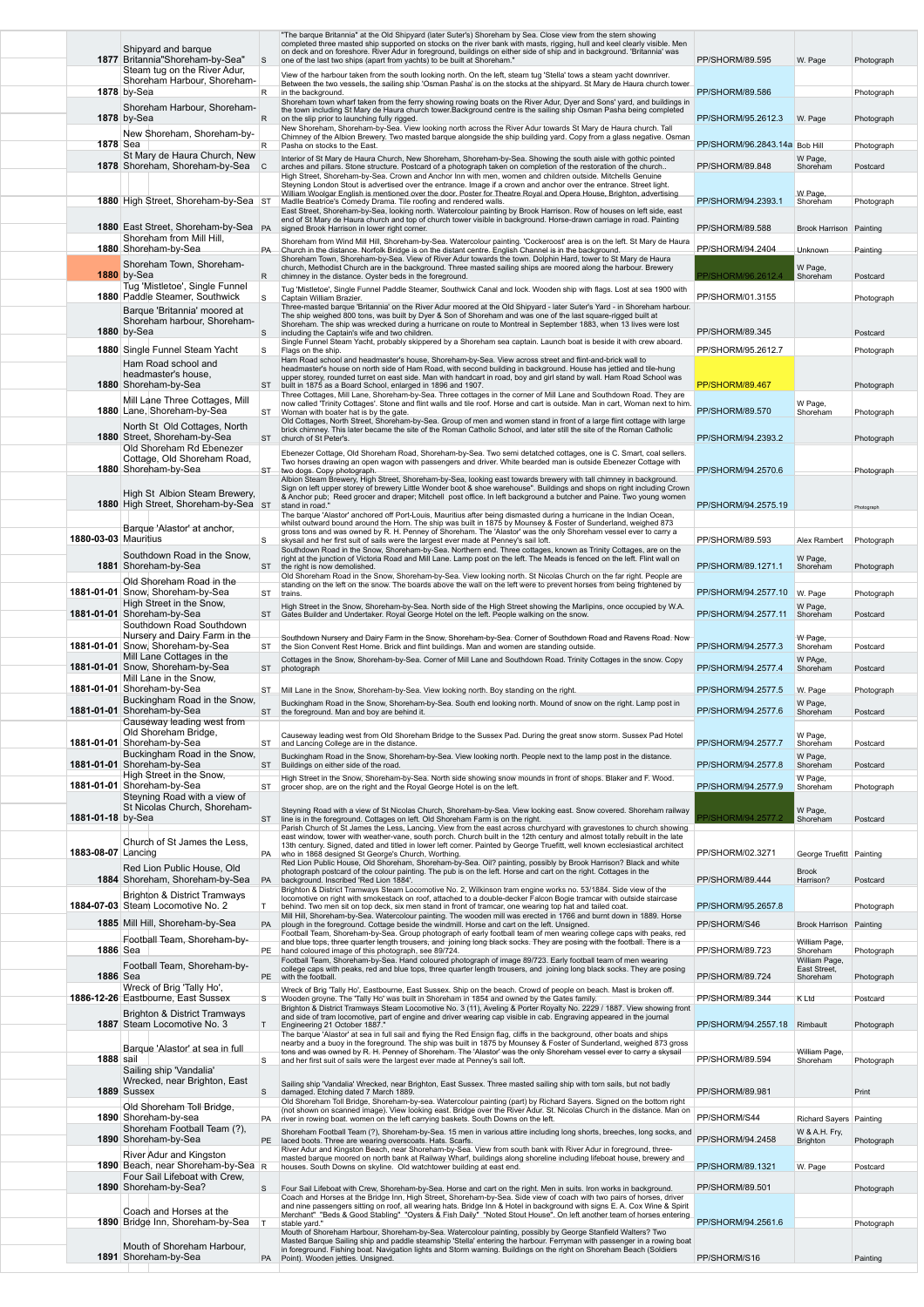| | | | | | | |
|---|---|---|---|---|---|---|
| 1877 | Shipyard and barque Britannia"Shoreham-by-Sea" | S | "The barque Britannia" at the Old Shipyard (later Suter's) Shoreham by Sea. Close view from the stern showing completed three masted ship supported on stocks on the river bank with masts, rigging, hull and keel clearly visible. Men on deck and on foreshore. River Adur in foreground, buildings on either side of ship and in background. 'Britannia' was one of the last two ships (apart from yachts) to be built at Shoreham." | PP/SHORM/89.595 | W. Page | Photograph |
| 1878 | Steam tug on the River Adur, Shoreham Harbour, Shoreham-by-Sea | R | View of the harbour taken from the south looking north. On the left, steam tug 'Stella' tows a steam yacht downriver. Between the two vessels, the sailing ship 'Osman Pasha' is on the stocks at the shipyard. St Mary de Haura church tower in the background. | PP/SHORM/89.586 | | Photograph |
| 1878 | Shoreham Harbour, Shoreham-by-Sea | R | Shoreham town wharf taken from the ferry showing rowing boats on the River Adur, Dyer and Sons' yard, and buildings in the town including St Mary de Haura church tower.Background centre is the sailing ship Osman Pasha being completed on the slip prior to launching fully rigged. | PP/SHORM/95.2612.3 | W. Page | Photograph |
| 1878 | New Shoreham, Shoreham-by-Sea | R | New Shoreham, Shoreham-by-Sea. View looking north across the River Adur towards St Mary de Haura church. Tall Chimney of the Albion Brewery. Two masted barque alongside the ship building yard. Copy from a glass negative. Osman Pasha on stocks to the East. | PP/SHORM/96.2843.14a | Bob Hill | Photograph |
| 1878 | St Mary de Haura Church, New Shoreham, Shoreham-by-Sea | C | Interior of St Mary de Haura Church, New Shoreham, Shoreham-by-Sea. Showing the south aisle with gothic pointed arches and pillars. Stone structure. Postcard of a photograph taken on completion of the restoration of the church.. | PP/SHORM/89.848 | W Page, Shoreham | Postcard |
| 1880 | High Street, Shoreham-by-Sea | ST | High Street, Shoreham-by-Sea. Crown and Anchor Inn with men, women and children outside. Mitchells Genuine Steyning London Stout is advertised over the entrance. Image if a crown and anchor over the entrance. Street light. William Woolgar English is mentioned over the door. Poster for Theatre Royal and Opera House, Brighton, advertising Madlle Beatrice's Comedy Drama. Tile roofing and rendered walls. | PP/SHORM/94.2393.1 | W Page, Shoreham | Photograph |
| 1880 | East Street, Shoreham-by-Sea | PA | East Street, Shoreham-by-Sea, looking north. Watercolour painting by Brook Harrison. Row of houses on left side, east end of St Mary de Haura church and top of church tower visible in background. Horse-drawn carriage in road. Painting signed Brook Harrison in lower right corner. | PP/SHORM/89.588 | Brook Harrison | Painting |
| 1880 | Shoreham from Mill Hill, Shoreham-by-Sea | PA | Shoreham from Wind Mill Hill, Shoreham-by-Sea. Watercolour painting. 'Cockeroost' area is on the left. St Mary de Haura Church in the distance. Norfolk Bridge is on the distant centre. English Channel is in the background. | PP/SHORM/94.2404 | Unknown | Painting |
| 1880 | Shoreham Town, Shoreham-by-Sea | R | Shoreham Town, Shoreham-by-Sea. View of River Adur towards the town. Dolphin Hard, tower to St Mary de Haura church, Methodist Church are in the background. Three masted sailing ships are moored along the harbour. Brewery chimney in the distance. Oyster beds in the foreground. | PP/SHORM/96.2612.4 | W Page, Shoreham | Postcard |
| 1880 | Tug 'Mistletoe', Single Funnel Paddle Steamer, Southwick | S | Tug 'Mistletoe', Single Funnel Paddle Steamer, Southwick Canal and lock. Wooden ship with flags. Lost at sea 1900 with Captain William Brazier. | PP/SHORM/01.3155 | | Photograph |
| 1880 | Barque 'Britannia' moored at Shoreham harbour, Shoreham-by-Sea | S | Three-masted barque 'Britannia' on the River Adur moored at the Old Shipyard - later Suter's Yard - in Shoreham harbour. The ship weighed 800 tons, was built by Dyer & Son of Shoreham and was one of the last square-rigged built at Shoreham. The ship was wrecked during a hurricane on route to Montreal in September 1883, when 13 lives were lost including the Captain's wife and two children. | PP/SHORM/89.345 | | Postcard |
| 1880 | Single Funnel Steam Yacht | S | Single Funnel Steam Yacht, probably skippered by a Shoreham sea captain. Launch boat is beside it with crew aboard. Flags on the ship. | PP/SHORM/95.2612.7 | | Photograph |
| 1880 | Ham Road school and headmaster's house, Shoreham-by-Sea | ST | Ham Road school and headmaster's house, Shoreham-by-Sea. View across street and flint-and-brick wall to headmaster's house on north side of Ham Road, with second building in background. House has jettied and tile-hung upper storey, rounded turret on east side. Man with handcart in road, boy and girl stand by wall. Ham Road School was built in 1875 as a Board School, enlarged in 1896 and 1907. | PP/SHORM/89.467 | | Photograph |
| 1880 | Mill Lane Three Cottages, Mill Lane, Shoreham-by-Sea | ST | Three Cottages, Mill Lane, Shoreham-by-Sea. Three cottages in the corner of Mill Lane and Southdown Road. They are now called 'Trinity Cottages'. Stone and flint walls and tile roof. Horse and cart is outside. Man in cart, Woman next to him. Woman with boater hat is by the gate. | PP/SHORM/89.570 | W Page, Shoreham | Photograph |
| 1880 | North St Old Cottages, North Street, Shoreham-by-Sea | ST | Old Cottages, North Street, Shoreham-by-Sea. Group of men and women stand in front of a large flint cottage with large brick chimney. This later became the site of the Roman Catholic School, and later still the site of the Roman Catholic church of St Peter's. | PP/SHORM/94.2393.2 | | Photograph |
| 1880 | Old Shoreham Rd Ebenezer Cottage, Old Shoreham Road, Shoreham-by-Sea | ST | Ebenezer Cottage, Old Shoreham Road, Shoreham-by-Sea. Two semi detached cottages, one is C. Smart, coal sellers. Two horses drawing an open wagon with passengers and driver. White bearded man is outside Ebenezer Cottage with two dogs. Copy photograph. | PP/SHORM/94.2570.6 | | Photograph |
| 1880 | High St Albion Steam Brewery, High Street, Shoreham-by-Sea | ST | Albion Steam Brewery, High Street, Shoreham-by-Sea, looking east towards brewery with tall chimney in background. Sign on left upper storey of brewery Little Wonder boot & shoe warehouse". Buildings and shops on right including Crown & Anchor pub; Reed grocer and draper; Mitchell post office. In left background a butcher and Paine. Two young women stand in road." | PP/SHORM/94.2575.19 | | Photograph |
| 1880-03-03 | Barque 'Alastor' at anchor, Mauritius | S | The barque 'Alastor' anchored off Port-Louis, Mauritius after being dismasted during a hurricane in the Indian Ocean, whilst outward bound around the Horn. The ship was built in 1875 by Mounsey & Foster of Sunderland, weighed 873 gross tons and was owned by R. H. Penney of Shoreham. The 'Alastor' was the only Shoreham vessel ever to carry a skysail and her first suit of sails were the largest ever made at Penney's sail loft. | PP/SHORM/89.593 | Alex Rambert | Photograph |
| 1881 | Southdown Road in the Snow, Shoreham-by-Sea | ST | Southdown Road in the Snow, Shoreham-by-Sea. Northern end. Three cottages, known as Trinity Cottages, are on the right at the junction of Victoria Road and Mill Lane. Lamp post on the left. The Meads is fenced on the left. Flint wall on the right is now demolished. | PP/SHORM/89.1271.1 | W Page, Shoreham | Photograph |
| 1881-01-01 | Old Shoreham Road in the Snow, Shoreham-by-Sea | ST | Old Shoreham Road in the Snow, Shoreham-by-Sea. View looking north. St Nicolas Church on the far right. People are standing on the left on the snow. The boards above the wall on the left were to prevent horses from being frightened by trains. | PP/SHORM/94.2577.10 | W. Page | Photograph |
| 1881-01-01 | High Street in the Snow, Shoreham-by-Sea | ST | High Street in the Snow, Shoreham-by-Sea. North side of the High Street showing the Marlipins, once occupied by W.A. Gates Builder and Undertaker. Royal George Hotel on the left. People walking on the snow. | PP/SHORM/94.2577.11 | W Page, Shoreham | Postcard |
| 1881-01-01 | Southdown Road Southdown Nursery and Dairy Farm in the Snow, Shoreham-by-Sea | ST | Southdown Nursery and Dairy Farm in the Snow, Shoreham-by-Sea. Corner of Southdown Road and Ravens Road. Now the Sion Convent Rest Home. Brick and flint buildings. Man and women are standing outside. | PP/SHORM/94.2577.3 | W Page, Shoreham | Postcard |
| 1881-01-01 | Mill Lane Cottages in the Snow, Shoreham-by-Sea | ST | Cottages in the Snow, Shoreham-by-Sea. Corner of Mill Lane and Southdown Road. Trinity Cottages in the snow. Copy photograph | PP/SHORM/94.2577.4 | W PAge, Shoreham | Postcard |
| 1881-01-01 | Mill Lane in the Snow, Shoreham-by-Sea | ST | Mill Lane in the Snow, Shoreham-by-Sea. View looking north. Boy standing on the right. | PP/SHORM/94.2577.5 | W. Page | Photograph |
| 1881-01-01 | Buckingham Road in the Snow, Shoreham-by-Sea | ST | Buckingham Road in the Snow, Shoreham-by-Sea. South end looking north. Mound of snow on the right. Lamp post in the foreground. Man and boy are behind it. | PP/SHORM/94.2577.6 | W Page, Shoreham | Postcard |
| 1881-01-01 | Causeway leading west from Old Shoreham Bridge, Shoreham-by-Sea | ST | Causeway leading west from Old Shoreham Bridge to the Sussex Pad. During the great snow storm. Sussex Pad Hotel and Lancing College are in the distance. | PP/SHORM/94.2577.7 | W Page, Shoreham | Postcard |
| 1881-01-01 | Buckingham Road in the Snow, Shoreham-by-Sea | ST | Buckingham Road in the Snow, Shoreham-by-Sea. View looking north. People next to the lamp post in the distance. Buildings on either side of the road. | PP/SHORM/94.2577.8 | W Page, Shoreham | Postcard |
| 1881-01-01 | High Street in the Snow, Shoreham-by-Sea | ST | High Street in the Snow, Shoreham-by-Sea. North side showing snow mounds in front of shops. Blaker and F. Wood. grocer shop, are on the right and the Royal George Hotel is on the left. | PP/SHORM/94.2577.9 | W Page, Shoreham | Photograph |
| 1881-01-18 | Steyning Road with a view of St Nicolas Church, Shoreham-by-Sea | ST | Steyning Road with a view of St Nicolas Church, Shoreham-by-Sea. View looking east. Snow covered. Shoreham railway line is in the foreground. Cottages on left. Old Shoreham Farm is on the right. | PP/SHORM/94.2577.2 | W Page, Shoreham | Postcard |
| 1883-08-07 | Church of St James the Less, Lancing | PA | Parish Church of St James the Less, Lancing. View from the east across churchyard with gravestones to church showing east window, tower with weather-vane, south porch. Church built in the 12th century and almost totally rebuilt in the late 13th century. Signed, dated and titled in lower left corner. Painted by George Truefitt, well known ecclesiastical architect who in 1868 designed St George's Church, Worthing. | PP/SHORM/02.3271 | George Truefitt | Painting |
| 1884 | Red Lion Public House, Old Shoreham, Shoreham-by-Sea | PA | Red Lion Public House, Old Shoreham, Shoreham-by-Sea. Oil? painting, possibly by Brook Harrison? Black and white photograph postcard of the colour painting. The pub is on the left. Horse and cart on the right. Cottages in the background. Inscribed 'Red Lion 1884'. | PP/SHORM/89.444 | Brook Harrison? | Postcard |
| 1884-07-03 | Brighton & District Tramways Steam Locomotive No. 2 | T | Brighton & District Tramways Steam Locomotive No. 2, Wilkinson tram engine works no. 53/1884. Side view of the locomotive on right with smokestack on roof, attached to a double-decker Falcon Bogie tramcar with outside staircase behind. Two men sit on top deck, six men stand in front of tramcar, one wearing top hat and tailed coat. | PP/SHORM/95.2657.8 | | Photograph |
| 1885 | Mill Hill, Shoreham-by-Sea | PA | Mill Hill, Shoreham-by-Sea. Watercolour painting. The wooden mill was erected in 1766 and burnt down in 1889. Horse plough in the foreground. Cottage beside the windmill. Horse and cart on the left. Unsigned. | PP/SHORM/S46 | Brook Harrison | Painting |
| 1886 | Football Team, Shoreham-by-Sea | PE | Football Team, Shoreham-by-Sea. Group photograph of early football team of men wearing college caps with peaks, red and blue tops, three quarter length trousers, and joining long black socks. They are posing with the football. There is a hand coloured image of this photograph, see 89/724. | PP/SHORM/89.723 | William Page, Shoreham | Photograph |
| 1886 | Football Team, Shoreham-by-Sea | PE | Football Team, Shoreham-by-Sea. Hand coloured photograph of image 89/723. Early football team of men wearing college caps with peaks, red and blue tops, three quarter length trousers, and joining long black socks. They are posing with the football. | PP/SHORM/89.724 | William Page, East Street, Shoreham | Photograph |
| 1886-12-26 | Wreck of Brig 'Tally Ho', Eastbourne, East Sussex | S | Wreck of Brig 'Tally Ho', Eastbourne, East Sussex. Ship on the beach. Crowd of people on beach. Mast is broken off. Wooden groyne. The 'Tally Ho' was built in Shoreham in 1854 and owned by the Gates family. | PP/SHORM/89.344 | K Ltd | Postcard |
| 1887 | Brighton & District Tramways Steam Locomotive No. 3 | T | Brighton & District Tramways Steam Locomotive No. 3 (11), Aveling & Porter Royalty No. 2229 / 1887. View showing front and side of tram locomotive, part of engine and driver wearing cap visible in cab. Engraving appeared in the journal Engineering 21 October 1887." | PP/SHORM/94.2557.18 | Rimbault | Photograph |
| 1888 | Barque 'Alastor' at sea in full sail | S | The barque 'Alastor' at sea in full sail and flying the Red Ensign flag, cliffs in the background, other boats and ships nearby and a buoy in the foreground. The ship was built in 1875 by Mounsey & Foster of Sunderland, weighed 873 gross tons and was owned by R. H. Penney of Shoreham. The 'Alastor' was the only Shoreham vessel ever to carry a skysail and her first suit of sails were the largest ever made at Penney's sail loft. | PP/SHORM/89.594 | William Page, Shoreham | Photograph |
| 1889 | Sailing ship 'Vandalia' Wrecked, near Brighton, East Sussex | S | Sailing ship 'Vandalia' Wrecked, near Brighton, East Sussex. Three masted sailing ship with torn sails, but not badly damaged. Etching dated 7 March 1889. | PP/SHORM/89.981 | | Print |
| 1890 | Old Shoreham Toll Bridge, Shoreham-by-sea | PA | Old Shoreham Toll Bridge, Shoreham-by-sea. Watercolour painting (part) by Richard Sayers. Signed on the bottom right (not shown on scanned image). View looking east. Bridge over the River Adur. St. Nicolas Church in the distance. Man on river in rowing boat. women on the left carrying baskets. South Downs on the left. | PP/SHORM/S44 | Richard Sayers | Painting |
| 1890 | Shoreham Football Team (?), Shoreham-by-Sea | PE | Shoreham Football Team (?), Shoreham-by-Sea. 15 men in various attire including long shorts, breeches, long socks, and laced boots. Three are wearing overscoats. Hats. Scarfs. | PP/SHORM/94.2458 | W & A.H. Fry, Brighton | Photograph |
| 1890 | River Adur and Kingston Beach, near Shoreham-by-Sea | R | River Adur and Kingston Beach, near Shoreham-by-Sea. View from south bank with River Adur in foreground, three-masted barque moored on north bank at Railway Wharf, buildings along shoreline including lifeboat house, brewery and houses. South Downs on skyline. Old watchtower building at east end. | PP/SHORM/89.1321 | W. Page | Postcard |
| 1890 | Four Sail Lifeboat with Crew, Shoreham-by-Sea? | S | Four Sail Lifeboat with Crew, Shoreham-by-Sea. Horse and cart on the right. Men in suits. Iron works in background. | PP/SHORM/89.501 | | Photograph |
| 1890 | Coach and Horses at the Bridge Inn, Shoreham-by-Sea | T | Coach and Horses at the Bridge Inn, High Street, Shoreham-by-Sea. Side view of coach with two pairs of horses, driver and nine passengers sitting on roof, all wearing hats. Bridge Inn & Hotel in background with signs E. A. Cox Wine & Spirit Merchant" "Beds & Good Stabling" "Oysters & Fish Daily" "Noted Stout House". On left another team of horses entering stable yard." | PP/SHORM/94.2561.6 | | Photograph |
| 1891 | Mouth of Shoreham Harbour, Shoreham-by-Sea | PA | Mouth of Shoreham Harbour, Shoreham-by-Sea. Watercolour painting, possibly by George Stanfield Walters? Two Masted Barque Sailing ship and paddle steamship 'Stella' entering the harbour. Ferryman with passenger in a rowing boat in foreground. Fishing boat. Navigation lights and Storm warning. Buildings on the right on Shoreham Beach (Soldiers Point). Wooden jetties. Unsigned. | PP/SHORM/S16 | | Painting |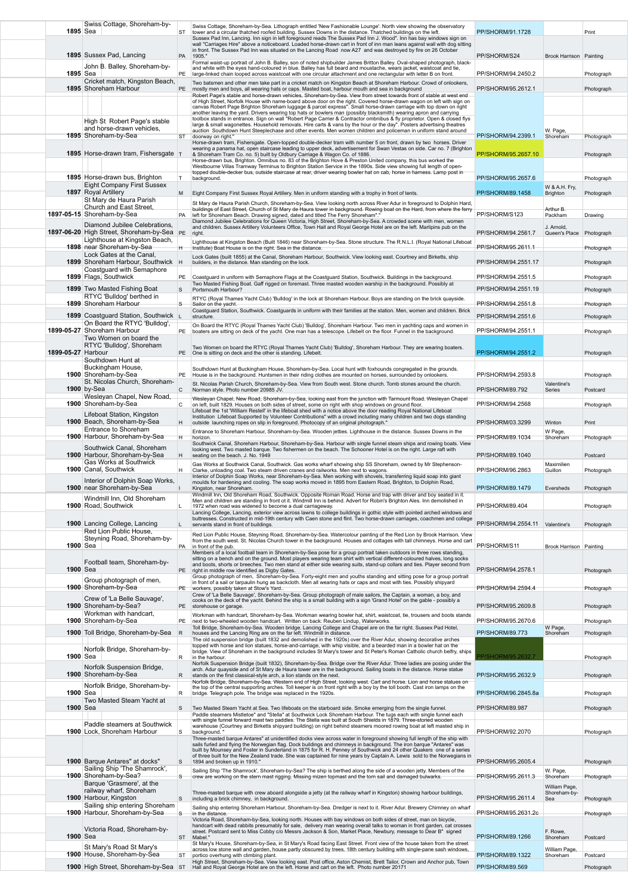| | Date | Title | Type | Description | Reference | Artist/Publisher | Medium |
|---|---|---|---|---|---|---|---|
| | 1895 | Swiss Cottage, Shoreham-by-Sea | ST | Swiss Cottage, Shoreham-by-Sea. Lithograph entitled 'New Fashionable Lounge'. North view showing the observatory tower and a circular thatched roofed building. Sussex Downs in the distance. Thatched buildings on the left. | PP/SHORM/91.1728 | | Print |
| | 1895 | Sussex Pad, Lancing | PA | Sussex Pad Inn, Lancing. Inn sign in left foreground reads The Sussex Pad Inn J. Wood". Inn has bay windows sign on wall "Carriages Hire" above a noticeboard. Loaded horse-drawn cart in front of inn near leans against wall with dog sitting in front. The Sussex Pad Inn was situated on the Lancing Road now A27 and was destroyed by fire on 26 October 1905." | PP/SHORM/S24 | Brook Harrison | Painting |
| | 1895 | John B. Balley, Shoreham-by-Sea | PE | Formal waist-up portrait of John B. Balley, son of noted shipbuilder James Britton Balley. Oval-shaped photograph, black-and white with the eyes hand-coloured in blue. Balley has full beard and moustache, wears jacket, waistcoat and tie, large-linked chain looped across waistcoat with one circular attachment and one rectangular with letter B on front. | PP/SHORM/94.2450.2 | | Photograph |
| | 1895 | Cricket match, Kingston Beach, Shoreham Harbour | PE | Two batsmen and other men take part in a cricket match on Kingston Beach at Shoreham Harbour. Crowd of onlookers, mostly men and boys, all wearing hats or caps. Masted boat, harbour mouth and sea in background | PP/SHORM/95.2612.1 | | Photograph |
| | 1895 | High St Robert Page's stable and horse-drawn vehicles, Shoreham-by-Sea | ST | Robert Page's stable and horse-drawn vehicles, Shoreham-by-Sea. View from street towards front of stable at west end of High Street, Norfolk House with name-board above door on the right. Covered horse-drawn wagon on left with sign on canvas Robert Page Brighton Shoreham luggage & parcel express". Small horse-drawn carriage with top down on right another leaving the yard. Drivers wearing top hats or bowlers man (possibly blacksmith) wearing apron and carrying toolbox stands in entrance. Sign on wall "Robert Page Carrier & Contractor ombnibus & fly proprietor. Open & closed flys large & small wagonettes. Household removals. Hire carts & vans by the hour or the day". Posters advertising theatres auction Southdown Hunt Steeplechase and other events. Men women children and policeman in uniform stand around doorway on right." | PP/SHORM/94.2399.1 | W. Page, Shoreham | Photograph |
| | 1895 | Horse-drawn tram, Fishersgate | T | Horse-drawn tram, Fishersgate. Open-topped double-decker tram with number 5 on front, drawn by two horses. Driver wearing a panama hat, open staircase leading to upper deck, advertisement for Swan Vestas on side. Car no. 7 (Brighton & Shoreham Tram Co. no. 5) built by Oldbury Carriage & Wagon Co. of 1886. | PP/SHORM/95.2657.10 | | Photograph |
| | 1895 | Horse-drawn bus, Brighton | T | Horse-drawn bus, Brighton. Omnibus no. 83 of the Brighton Hove & Preston United company, this bus worked the Westbourne Villas Tramway Terminus to Brighton Station Service in the 1890s. Side view showing full length of open-topped double-decker bus; outside staircase at rear; driver wearing bowler hat on cab, horse in harness. Lamp post in background. | PP/SHORM/95.2657.6 | | Photograph |
| | 1897 | Eight Company First Sussex Royal Artillery | M | Eight Company First Sussex Royal Artillery. Men in uniform standing with a trophy in front of tents. | PP/SHORM/89.1458 | W & A.H. Fry, Brighton | Photograph |
| | 1897-05-15 | St Mary de Haura Parish Church and East Street, Shoreham-by-Sea | PA | St Mary de Haura Parish Church, Shoreham-by-Sea. View looking north across River Adur in foreground to Dolphin Hard, buildings of East Street, Church of St Mary de Haura tower in background. Rowing boat on the Hard, from where the ferry left for Shoreham Beach. Drawing signed, dated and titled The Ferry Shoreham"." | PP/SHORM/S123 | Arthur B. Packham | Drawing |
| | 1897-06-20 | Diamond Jubilee Celebrations, High Street, Shoreham-by-Sea | PE | Diamond Jubilee Celebrations for Queen Victoria, High Street, Shoreham-by-Sea. A crowded scene with men, women and children. Sussex Artillery Volunteers Office, Town Hall and Royal George Hotel are on the left. Marlipins pub on the right. | PP/SHORM/94.2561.7 | J. Arnold, Queen's Place | Photograph |
| | 1898 | Lighthouse at Kingston Beach, near Shoreham-by-Sea | H | Lighthouse at Kingston Beach (built 1846) near Shoreham-by-Sea. Stone structure. The R.N.L.I. (Royal National Lifeboat Institute) Boat House is on the right. Sea in the distance. | PP/SHORM/95.2611.1 | | Photograph |
| | 1899 | Lock Gates at the Canal, Shoreham Harbour, Southwick | H | Lock Gates (built 1855) at the Canal, Shoreham Harbour, Southwick. View looking east. Courtney and Birketts, ship builders, in the distance. Man standing on the lock. | PP/SHORM/94.2551.17 | | Photograph |
| | 1899 | Coastguard with Semaphore Flags, Southwick | PE | Coastguard in uniform with Semaphore Flags at the Coastguard Station, Southwick. Buildings in the background. | PP/SHORM/94.2551.5 | | Photograph |
| | 1899 | Two Masted Fishing Boat | S | Two Masted Fishing Boat. Gaff rigged on foremast. Three masted wooden warship in the background. Possibly at Portsmouth Harbour? | PP/SHORM/94.2551.19 | | Photograph |
| | 1899 | RTYC 'Bulldog' berthed in Shoreham Harbour | S | RTYC (Royal Thames Yacht Club) 'Bulldog' in the lock at Shoreham Harbour. Boys are standing on the brick quayside. Sailor on the yacht. | PP/SHORM/94.2551.8 | | Photograph |
| | 1899 | Coastguard Station, Southwick | L | Coastguard Station, Southwick. Coastguards in uniform with their families at the station. Men, women and children. Brick structure. | PP/SHORM/94.2551.6 | | Photograph |
| | 1899-05-27 | On Board the RTYC 'Bulldog', Shoreham Harbour | PE | On Board the RTYC (Royal Thames Yacht Club) 'Bulldog', Shoreham Harbour. Two men in yachting caps and women in boaters are sitting on deck of the yacht. One man has a telescope. Lifebelt on the floor. Funnel in the background. | PP/SHORM/94.2551.1 | | Photograph |
| | 1899-05-27 | Two Women on board the RTYC 'Bulldog', Shoreham Harbour | PE | Two Women on board the RTYC (Royal Thames Yacht Club) 'Bulldog', Shoreham Harbour. They are wearing boaters. One is sitting on deck and the other is standing. Lifebelt. | PP/SHORM/94.2551.2 | | Photograph |
| | 1900 | Southdown Hunt at Buckingham House, Shoreham-by-Sea | PE | Southdown Hunt at Buckingham House, Shoreham-by-Sea. Local hunt with foxhounds congregated in the grounds. House is in the background. Huntsmen in their riding clothes are mounted on horses, surrounded by onlookers. | PP/SHORM/94.2593.8 | | Photograph |
| | 1900 | St. Nicolas Church, Shoreham-by-Sea | C | St. Nicolas Parish Church, Shoreham-by-Sea. View from South west. Stone church. Tomb stones around the church. Norman style. Photo number 20985 JV. | PP/SHORM/89.792 | Valentine's Series | Postcard |
| | 1900 | Wesleyan Chapel, New Road, Shoreham-by-Sea | C | Wesleyan Chapel, New Road, Shoreham-by-Sea, looking east from the junction with Tarmount Road. Wesleyan Chapel on left, built 1829. Houses on both sides of street, some on right with shop windows on ground floor. | PP/SHORM/94.2568 | | Photograph |
| | 1900 | Lifeboat Station, Kingston Beach, Shoreham-by-Sea | H | Lifeboat the 1st 'William Restell' in the lifeboat shed with a notice above the door reading Royal National Lifeboat Institution Lifeboat Supported by Volunteer Contributions" with a crowd including many children and two dogs standing outside launching ropes on slip in foreground. Photocopy of an original photograph." | PP/SHORM/03.3299 | Winton | Print |
| | 1900 | Entrance to Shoreham Harbour, Shoreham-by-Sea | H | Entrance to Shoreham Harbour, Shoreham-by-Sea. Wooden jetties. Lighthouse in the distance. Sussex Downs in the horizon. | PP/SHORM/89.1034 | W Page, Shoreham | Photograph |
| | 1900 | Southwick Canal, Shoreham Harbour, Shoreham-by-Sea | H | Southwick Canal, Shoreham Harbour, Shoreham-by-Sea. Harbour with single funnel steam ships and rowing boats. View looking west. Two masted barque. Two fishermen on the beach. The Schooner Hotel is on the right. Large raft with seating on the beach. J. No. 1949 | PP/SHORM/89.1040 | | Postcard |
| | 1900 | Gas Works at Southwick Canal, Southwick | H | Gas Works at Southwick Canal, Southwick. Gas works wharf showing ship SS Shoreham, owned by Mr Stephenson-Clarke, unloading coal. Two steam driven cranes and railworks. Men next to wagons. | PP/SHORM/96.2863 | Maximilien Guillon | Photograph |
| | 1900 | Interior of Dolphin Soap Works, near Shoreham-by-Sea | I | Interior of Dolphin Soap Works, near Shoreham-by-Sea. Men working with shovels, transferring liquid soap into giant moulds for hardening and cooling. The soap works moved in 1895 from Eastern Road, Brighton, to Dolphin Road, Kingston, near Shoreham. | PP/SHORM/89.1479 | Eversheds | Photograph |
| | 1900 | Windmill Inn, Old Shoreham Road, Southwick | L | Windmill Inn, Old Shoreham Road, Southwick. Opposite Roman Road. Horse and trap with driver and boy seated in it. Men and children are standing in front of it. Windmill Inn is behind. Advert for Robin's Brighton Ales. Inn demolished in 1972 when road was widened to become a dual carriageway. | PP/SHORM/89.404 | | Photograph |
| | 1900 | Lancing College, Lancing | L | Lancing College, Lancing, exterior view across lawns to college buildings in gothic style with pointed arched windows and buttresses. Constructed in mid-19th century with Caen stone and flint. Two horse-drawn carriages, coachmen and college servants stand in front of buildings. | PP/SHORM/94.2554.11 | Valentine's | Photograph |
| | 1900 | Red Lion Public House, Steyning Road, Shoreham-by-Sea | PA | Red Lion Public House, Steyning Road, Shoreham-by-Sea. Watercolour painting of the Red Lion by Brook Harrison. View from the south west. St. Nicolas Church tower in the background. Houses and cottages with tall chimneys. Horse and cart in front of the pub. | PP/SHORM/S11 | Brook Harrison | Painting |
| | 1900 | Football team, Shoreham-by-Sea | PE | Members of a local football team in Shoreham-by-Sea pose for a group portrait taken outdoors in three rows standing, sitting on a bench and on the ground. Most players wearing team shirt with vertical different-coloured halves, long socks and boots, shorts or breeches. Two men stand at either side wearing suits, stand-up collars and ties. Player second from right in middle row identified as Digby Gates. | PP/SHORM/94.2578.1 | | Photograph |
| | 1900 | Group photograph of men, Shoreham-by-Sea | PE | Group photograph of men, Shoreham-by-Sea. Forty-eight men and youths standing and sitting pose for a group portrait in front of a sail or tarpaulin hung as backcloth. Men all wearing hats or caps and most with ties. Possibly shipyard workers, possibly taken at Stow's Yard.. | PP/SHORM/94.2594.4 | | Photograph |
| | 1900 | Crew of 'La Belle Sauvage', Shoreham-by-Sea? | PE | Crew of 'La Belle Sauvage', Shoreham-by-Sea. Group photograph of male sailors, the Captain, a woman, a boy, and cooks on the deck of the yacht. Behind the ship is a small building with a sign 'Grand Hotel' on the gable - possibly a storehouse or garage. | PP/SHORM/95.2609.8 | | Photograph |
| | 1900 | Workman with handcart, Shoreham-by-Sea | PE | Workman with handcart, Shoreham-by-Sea. Workman wearing bowler hat, shirt, waistcoat, tie, trousers and boots stands next to two-wheeled wooden handcart. Written on back: Reuben Lindup, Waterworks. | PP/SHORM/95.2670.6 | | Photograph |
| | 1900 | Toll Bridge, Shoreham-by-Sea | R | Toll Bridge, Shoreham-by-Sea. Wooden bridge. Lancing College and Chapel are on the far right. Sussex Pad Hotel, houses and the Lancing Ring are on the far left. Windmill in distance. | PP/SHORM/89.773 | W Page, Shoreham | Photograph |
| | 1900 | Norfolk Bridge, Shoreham-by-Sea | R | The old suspension bridge (built 1832 and demolished in the 1920s) over the River Adur, showing decorative arches topped with horse and lion statues, horse-and-carriage, with whip visible, and a bearded man in a bowler hat on the bridge. View of Shoreham in the background includes St Mary's tower and St Peter's Roman Catholic church belfry, ships in the harbour. | PP/SHORM/95.2632.7 | | Photograph |
| | 1900 | Norfolk Suspension Bridge, Shoreham-by-Sea | R | Norfolk Suspension Bridge (built 1832), Shoreham-by-Sea. Bridge over the River Adur. Three ladies are posing under the arch. Adur quayside and of St Mary de Haura tower are in the background. Sailing boats in the distance. Horse statue stands on the first classical-style arch, a lion stands on the next. | PP/SHORM/95.2632.9 | | Photograph |
| | 1900 | Norfolk Bridge, Shoreham-by-Sea | R | Norfolk Bridge, Shoreham-by-Sea. Western end of High Street, looking west. Cart and horse. Lion and horse statues on the top of the central supporting arches. Toll keeper is on front right with a boy by the toll booth. Cast iron lamps on the bridge. Telegraph pole. The bridge was replaced in the 1920s. | PP/SHORM/96.2845.8a | | Photograph |
| | 1900 | Two Masted Steam Yacht at Sea | S | Two Masted Steam Yacht at Sea. Two lifeboats on the starboard side. Smoke emerging from the single funnel. | PP/SHORM/89.987 | | Photograph |
| | 1900 | Paddle steamers at Southwick Lock, Shoreham Harbour | S | Paddle steamers Mistletoe" and "Stella" at Southwick Lock Shoreham Harbour. The tugs each with single funnel each with single funnel forward mast two paddles. The Stella was built at South Shields in 1879. Three-storied wooden warehouse (Courtney and Birketts shipyard building) on right behind steamers moored rowing boat at left masted ship in background. " | PP/SHORM/92.2070 | | Photograph |
| | 1900 | Barque Antares" at docks" | S | Three-masted barque Antares" at unidentified docks view across water in foreground showing full length of the ship with sails furled and flying the Norwegian flag. Dock buildings and chimneys in background. The iron barque "Antares" was built by Mounsey and Foster in Sunderland in 1875 for R. H. Penney of Southwick and 24 other Quakers one of a series of three built for the New Zealand trade. She was captained for nine years by Captain A. Lewis sold to the Norwegians in 1894 and broken up in 1910." | PP/SHORM/95.2605.4 | | Photograph |
| | 1900 | Sailing Ship 'The Shamrock', Shoreham-by-Sea? | S | Sailing Ship 'The Shamrock', Shoreham-by-Sea? The ship is berthed along the side of a wooden jetty. Members of the crew are working on the stern mast rigging. Missing mizen topmast and the torn sail and damaged bulwarks. | PP/SHORM/95.2611.3 | W. Page, Shoreham | Photograph |
| | 1900 | Barque 'Grasmere', at the railway wharf, Shoreham Harbour, Kingston | S | Three-masted barque with crew aboard alongside a jetty (at the railway wharf in Kingston) showing harbour buildings, including a brick chimney, in background. | PP/SHORM/95.2611.4 | William Page, Shoreham-by-Sea | Photograph |
| | 1900 | Sailing ship entering Shoreham Harbour, Shoreham-by-Sea | S | Sailing ship entering Shoreham Harbour, Shoreham-by-Sea. Dredger is next to it. River Adur. Brewery Chimney on wharf in the distance. | PP/SHORM/95.2631.2c | | Photograph |
| | 1900 | Victoria Road, Shoreham-by-Sea | ST | Victoria Road, Shoreham-by-Sea, looking north. Houses with bay windows on both sides of street, man on bicycle, handcart with dead rabbits presumably for sale, delivery man wearing overall talks to woman in front garden, cat crosses street. Postcard sent to Miss Cobby c/o Messrs Jackson & Son, Market Place, Newbury, message to Dear B" signed Mabel." | PP/SHORM/89.1266 | F. Rowe, Shoreham | Postcard |
| | 1900 | St Mary's Road St Mary's House, Shoreham-by-Sea | ST | St Mary's House, Shoreham-by-Sea, in St Mary's Road facing East Street. Front view of the house taken from the street across low stone wall and garden, house partly obscured by trees. 18th century building with single-pane sash windows, portico overhung with climbing plant. | PP/SHORM/89.1322 | William Page, Shoreham | Postcard |
| | 1900 | High Street, Shoreham-by-Sea | ST | High Street, Shoreham-by-Sea. View looking east. Post office, Aston Chemist, Brett Tailor, Crown and Anchor pub, Town Hall and Royal George Hotel are on the left. Horse and cart on the left. Photo number 20171 | PP/SHORM/89.569 | | Photograph |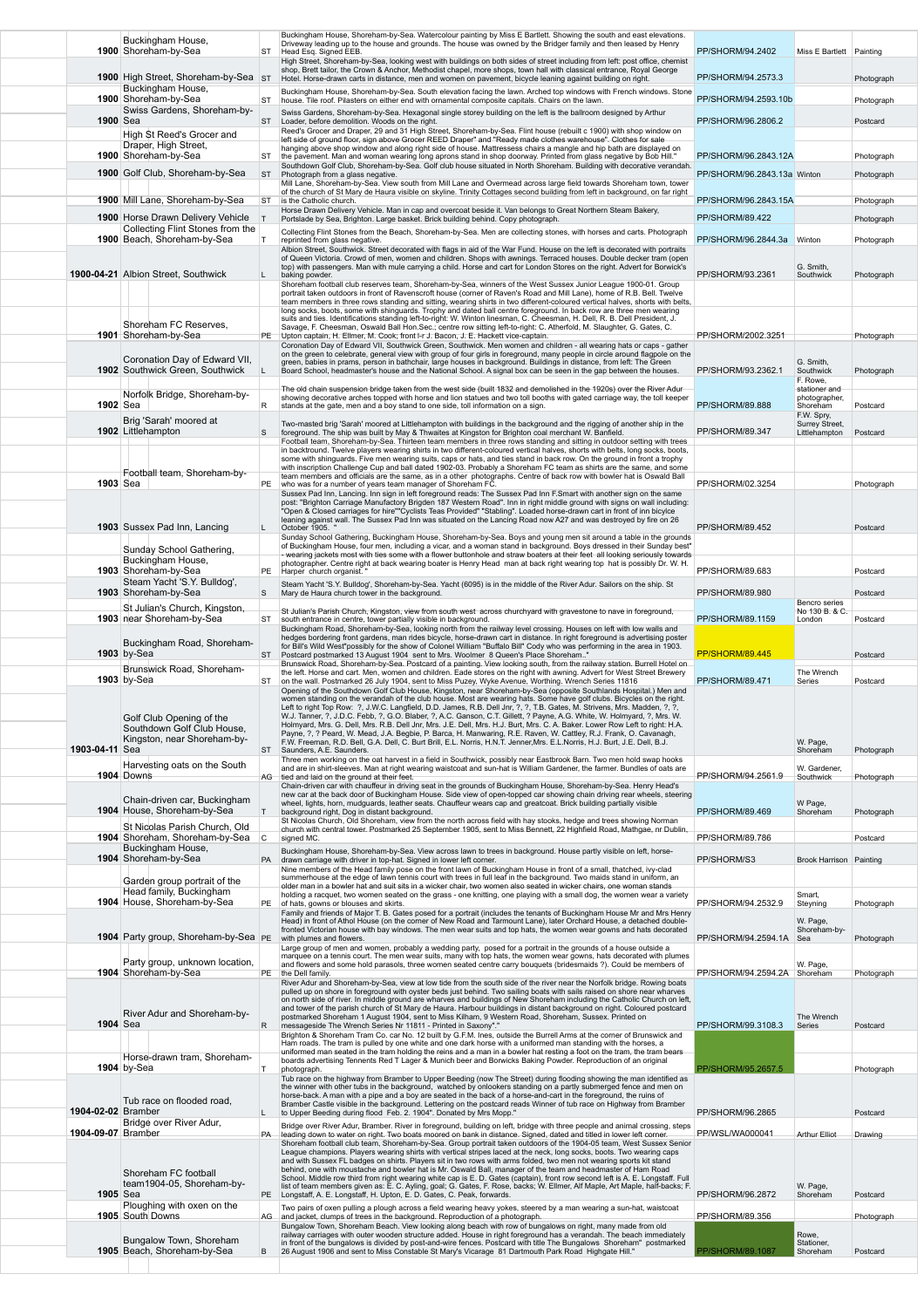| | Date | Title | Type | Description | Reference | Creator | Format |
|---|---|---|---|---|---|---|---|
| | 1900 | Buckingham House, Shoreham-by-Sea | ST | Buckingham House, Shoreham-by-Sea. Watercolour painting by Miss E Bartlett. Showing the south and east elevations. Driveway leading up to the house and grounds. The house was owned by the Bridger family and then leased by Henry Head Esq. Signed EEB. | PP/SHORM/94.2402 | Miss E Bartlett | Painting |
| | 1900 | High Street, Shoreham-by-Sea | ST | High Street, Shoreham-by-Sea, looking west with buildings on both sides of street including from left: post office, chemist shop, Brett tailor, the Crown & Anchor, Methodist chapel, more shops, town hall with classical entrance, Royal George Hotel. Horse-drawn carts in distance, men and women on pavement, bicycle leaning against building on right. | PP/SHORM/94.2573.3 | | Photograph |
| | 1900 | Buckingham House, Shoreham-by-Sea | ST | Buckingham House, Shoreham-by-Sea. South elevation facing the lawn. Arched top windows with French windows. Stone house. Tile roof. Pilasters on either end with ornamental composite capitals. Chairs on the lawn. | PP/SHORM/94.2593.10b | | Photograph |
| | 1900 | Swiss Gardens, Shoreham-by-Sea | ST | Swiss Gardens, Shoreham-by-Sea. Hexagonal single storey building on the left is the ballroom designed by Arthur Loader, before demolition. Woods on the right. | PP/SHORM/96.2806.2 | | Postcard |
| | 1900 | High St Reed's Grocer and Draper, High Street, Shoreham-by-Sea | ST | Reed's Grocer and Draper, 29 and 31 High Street, Shoreham-by-Sea. Flint house (rebuilt c 1900) with shop window on left side of ground floor, sign above Grocer REED Draper" and "Ready made clothes warehouse". Clothes for sale hanging above shop window and along right side of house. Mattresses chairs a mangle and hip bath are displayed on the pavement. Man and woman wearing long aprons stand in shop doorway. Printed from glass negative by Bob Hill." | PP/SHORM/96.2843.12A | | Photograph |
| | 1900 | Golf Club, Shoreham-by-Sea | ST | Southdown Golf Club, Shoreham-by-Sea. Golf club house situated in North Shoreham. Building with decorative verandah. Photograph from a glass negative. | PP/SHORM/96.2843.13a | Winton | Photograph |
| | 1900 | Mill Lane, Shoreham-by-Sea | ST | Mill Lane, Shoreham-by-Sea. View south from Mill Lane and Overmead across large field towards Shoreham town, tower of the church of St Mary de Haura visible on skyline. Trinity Cottages second building from left in background, on far right is the Catholic church. | PP/SHORM/96.2843.15A | | Photograph |
| | 1900 | Horse Drawn Delivery Vehicle | T | Horse Drawn Delivery Vehicle. Man in cap and overcoat beside it. Van belongs to Great Northern Steam Bakery, Portslade by Sea, Brighton. Large basket. Brick building behind. Copy photograph. | PP/SHORM/89.422 | | Photograph |
| | 1900 | Collecting Flint Stones from the Beach, Shoreham-by-Sea | T | Collecting Flint Stones from the Beach, Shoreham-by-Sea. Men are collecting stones, with horses and carts. Photograph reprinted from glass negative. | PP/SHORM/96.2844.3a | Winton | Photograph |
| | 1900-04-21 | Albion Street, Southwick | L | Albion Street, Southwick. Street decorated with flags in aid of the War Fund. House on the left is decorated with portraits of Queen Victoria. Crowd of men, women and children. Shops with awnings. Terraced houses. Double decker tram (open top) with passengers. Man with mule carrying a child. Horse and cart for London Stores on the right. Advert for Borwick's baking powder. | PP/SHORM/93.2361 | G. Smith, Southwick | Photograph |
| | 1901 | Shoreham FC Reserves, Shoreham-by-Sea | PE | Shoreham football club reserves team, Shoreham-by-Sea, winners of the West Sussex Junior League 1900-01. Group portrait taken outdoors in front of Ravenscroft house (corner of Raven's Road and Mill Lane), home of R.B. Bell. Twelve team members in three rows standing and sitting, wearing shirts in two different-coloured vertical halves, shorts with belts, long socks, boots, some with shinguards. Trophy and dated ball centre foreground. In back row are three men wearing suits and ties. Identifications standing left-to-right: W. Winton linesman, C. Cheesman, H. Dell, R. B. Dell President, J. Savage, F. Cheesman, Oswald Ball Hon.Sec.; centre row sitting left-to-right: C. Atherfold, M. Slaughter, G. Gates, C. Upton captain, H. Ellmer, M. Cook; front l-r J. Bacon, J. E. Hackett vice-captain. | PP/SHORM/2002.3251 | | Photograph |
| | 1902 | Coronation Day of Edward VII, Southwick Green, Southwick | L | Coronation Day of Edward VII, Southwick Green, Southwick. Men women and children - all wearing hats or caps - gather on the green to celebrate, general view with group of four girls in foreground, many people in circle around flagpole on the green, babies in prams, person in bathchair, large houses in background. Buildings in distance, from left: The Green Board School, headmaster's house and the National School. A signal box can be seen in the gap between the houses. | PP/SHORM/93.2362.1 | G. Smith, Southwick | Photograph |
| | 1902 | Norfolk Bridge, Shoreham-by-Sea | R | The old chain suspension bridge taken from the west side (built 1832 and demolished in the 1920s) over the River Adur showing decorative arches topped with horse and lion statues and two toll booths with gated carriage way, the toll keeper stands at the gate, men and a boy stand to one side, toll information on a sign. | PP/SHORM/89.888 | F. Rowe, stationer and photographer, Shoreham | Postcard |
| | 1902 | Brig 'Sarah' moored at Littlehampton | S | Two-masted brig 'Sarah' moored at Littlehampton with buildings in the background and the rigging of another ship in the foreground. The ship was built by May & Thwaites at Kingston for Brighton coal merchant W. Banfield. | PP/SHORM/89.347 | F.W. Spry, Surrey Street, Littlehampton | Postcard |
| | 1903 | Football team, Shoreham-by-Sea | PE | Football team, Shoreham-by-Sea. Thirteen team members in three rows standing and sitting in outdoor setting with trees in backround. Twelve players wearing shirts in two different-coloured vertical halves, shorts with belts, long socks, boots, some with shinguards. Five men wearing suits, caps or hats, and ties stand in back row. On the ground in front a trophy with inscription Challenge Cup and ball dated 1902-03. Probably a Shoreham FC team as shirts are the same, and some team members and officials are the same, as in a other photographs. Centre of back row with bowler hat is Oswald Ball who was for a number of years team manager of Shoreham FC. | PP/SHORM/02.3254 | | Photograph |
| | 1903 | Sussex Pad Inn, Lancing | L | Sussex Pad Inn, Lancing. Inn sign in left foreground reads: The Sussex Pad Inn F.Smart with another sign on the same post: "Brighton Carriage Manufactory Brigden 187 Western Road". Inn in right middle ground with signs on wall including: "Open & Closed carriages for hire""Cyclists Teas Provided" "Stabling". Loaded horse-drawn cart in front of inn bicycle leaning against wall. The Sussex Pad Inn was situated on the Lancing Road now A27 and was destroyed by fire on 26 October 1905. " | PP/SHORM/89.452 | | Postcard |
| | 1903 | Sunday School Gathering, Buckingham House, Shoreham-by-Sea | PE | Sunday School Gathering, Buckingham House, Shoreham-by-Sea. Boys and young men sit around a table in the grounds of Buckingham House, four men, including a vicar, and a woman stand in background. Boys dressed in their Sunday best" - wearing jackets most with ties some with a flower buttonhole and straw boaters at their feet all looking seriously towards photographer. Centre right at back wearing boater is Henry Head man at back right wearing top hat is possibly Dr. W. H. Harper church organist. " | PP/SHORM/89.683 | | Postcard |
| | 1903 | Steam Yacht 'S.Y. Bulldog', Shoreham-by-Sea | S | Steam Yacht 'S.Y. Bulldog', Shoreham-by-Sea. Yacht (6095) is in the middle of the River Adur. Sailors on the ship. St Mary de Haura church tower in the background. | PP/SHORM/89.980 | | Postcard |
| | 1903 | St Julian's Church, Kingston, near Shoreham-by-Sea | ST | St Julian's Parish Church, Kingston, view from south west across churchyard with gravestone to nave in foreground, south entrance in centre, tower partially visible in background. | PP/SHORM/89.1159 | Bencro series No 130 B. & C. London | Postcard |
| | 1903 | Buckingham Road, Shoreham-by-Sea | ST | Buckingham Road, Shoreham-by-Sea, looking north from the railway level crossing. Houses on left with low walls and hedges bordering front gardens, man rides bicycle, horse-drawn cart in distance. In right foreground is advertising poster for Bill's Wild West"possibly for the show of Colonel William "Buffalo Bill" Cody who was performing in the area in 1903. Postcard postmarked 13 August 1904 sent to Mrs. Woolmer 8 Queen's Place Shoreham.." | PP/SHORM/89.445 | | Postcard |
| | 1903 | Brunswick Road, Shoreham-by-Sea | ST | Brunswick Road, Shoreham-by-Sea. Postcard of a painting. View looking south, from the railway station. Burrell Hotel on the left. Horse and cart. Men, women and children. Eade stores on the right with awning. Advert for West Street Brewery on the wall. Postmarked 26 July 1904, sent to Miss Puzey, Wyke Avenue, Worthing. Wrench Series 11816 | PP/SHORM/89.471 | The Wrench Series | Postcard |
| | 1903-04-11 | Golf Club Opening of the Southdown Golf Club House, Kingston, near Shoreham-by-Sea | ST | Opening of the Southdown Golf Club House, Kingston, near Shoreham-by-Sea (opposite Southlands Hospital.) Men and women standing on the verandah of the club house. Most are wearing hats. Some have golf clubs. Bicycles on the right. Left to right Top Row: ?, J.W.C. Langfield, D.D. James, R.B. Dell Jnr, ?, ?, T.B. Gates, M. Strivens, Mrs. Madden, ?, ?, W.J. Tanner, ?, J.D.C. Febb, ?, G.O. Blaber, ?, A.C. Ganson, C.T. Gillett, ? Payne, A.G. White, W. Holmyard, ?, Mrs. W. Holmyard, Mrs. G. Dell, Mrs. R.B. Dell Jnr, Mrs. J.E. Dell, Mrs. H.J. Burt, Mrs. C. A. Baker. Lower Row Left to right: H.A. Payne, ?, ? Peard, W. Mead, J.A. Begbie, P. Barca, H. Manwaring, R.E. Raven, W. Cattley, R.J. Frank, O. Cavanagh, F.W. Freeman, R.D. Bell, G.A. Dell, C. Burt Brill, E.L. Norris, H.N.T. Jenner,Mrs. E.L.Norris, H.J. Burt, J.E. Dell, B.J. Saunders, A.E. Saunders. | | W. Page, Shoreham | Photograph |
| | 1904 | Harvesting oats on the South Downs | AG | Three men working on the oat harvest in a field in Southwick, possibly near Eastbrook Barn. Two men hold swap hooks and are in shirt-sleeves. Man at right wearing waistcoat and sun-hat is William Gardener, the farmer. Bundles of oats are tied and laid on the ground at their feet. | PP/SHORM/94.2561.9 | W. Gardener, Southwick | Photograph |
| | 1904 | Chain-driven car, Buckingham House, Shoreham-by-Sea | T | Chain-driven car with chauffeur in driving seat in the grounds of Buckingham House, Shoreham-by-Sea. Henry Head's new car at the back door of Buckingham House. Side view of open-topped car showing chain driving rear wheels, steering wheel, lights, horn, mudguards, leather seats. Chauffeur wears cap and greatcoat. Brick building partially visible background right, Dog in distant background. | PP/SHORM/89.469 | W Page, Shoreham | Photograph |
| | 1904 | St Nicolas Parish Church, Old Shoreham, Shoreham-by-Sea | C | St Nicolas Church, Old Shoreham, view from the north across field with hay stooks, hedge and trees showing Norman church with central tower. Postmarked 25 September 1905, sent to Miss Bennett, 22 Highfield Road, Mathgae, nr Dublin, signed MC. | PP/SHORM/89.786 | | Postcard |
| | 1904 | Buckingham House, Shoreham-by-Sea | PA | Buckingham House, Shoreham-by-Sea. View across lawn to trees in background. House partly visible on left, horse-drawn carriage with driver in top-hat. Signed in lower left corner. | PP/SHORM/S3 | Brook Harrison | Painting |
| | 1904 | Garden group portrait of the Head family, Buckingham House, Shoreham-by-Sea | PE | Nine members of the Head family pose on the front lawn of Buckingham House in front of a small, thatched, ivy-clad summerhouse at the edge of lawn tennis court with trees in full leaf in the background. Two maids stand in uniform, an older man in a bowler hat and suit sits in a wicker chair, two women also seated in wicker chairs, one woman stands holding a racquet, two women seated on the grass - one knitting, one playing with a small dog, the women wear a variety of hats, gowns or blouses and skirts. | PP/SHORM/94.2532.9 | Smart, Steyning | Photograph |
| | 1904 | Party group, Shoreham-by-Sea | PE | Family and friends of Major T. B. Gates posed for a portrait (includes the tenants of Buckingham House Mr and Mrs Henry Head) in front of Athol House (on the corner of New Road and Tarmount Lane), later Orchard House, a detached double-fronted Victorian house with bay windows. The men wear suits and top hats, the women wear gowns and hats decorated with plumes and flowers. | PP/SHORM/94.2594.1A | W. Page, Shoreham-by-Sea | Photograph |
| | 1904 | Party group, unknown location, Shoreham-by-Sea | PE | Large group of men and women, probably a wedding party, posed for a portrait in the grounds of a house outside a marquee on a tennis court. The men wear suits, many with top hats, the women wear gowns, hats decorated with plumes and flowers and some hold parasols, three women seated centre carry bouquets (bridesmaids ?). Could be members of the Dell family. | PP/SHORM/94.2594.2A | W. Page, Shoreham | Photograph |
| | 1904 | River Adur and Shoreham-by-Sea | R | River Adur and Shoreham-by-Sea, view at low tide from the south side of the river near the Norfolk bridge. Rowing boats pulled up on shore in foreground with oyster beds just behind. Two sailing boats with sails raised on shore near wharves on north side of river. In middle ground are wharves and buildings of New Shoreham including the Catholic Church on left, and tower of the parish church of St Mary de Haura. Harbour buildings in distant background on right. Coloured postcard postmarked Shoreham 1 August 1904, sent to Miss Kilham, 9 Western Road, Shoreham, Sussex. Printed on messageside The Wrench Series Nr 11811 - Printed in Saxony"." | PP/SHORM/99.3108.3 | The Wrench Series | Postcard |
| | 1904 | Horse-drawn tram, Shoreham-by-Sea | T | Brighton & Shoreham Tram Co. car No. 12 built by G.F.M. Ines, outside the Burrell Arms at the corner of Brunswick and Ham roads. The tram is pulled by one white and one dark horse with a uniformed man standing with the horses, a uniformed man seated in the tram holding the reins and a man in a bowler hat resting a foot on the tram, the tram bears boards advertising Tennents Red T Lager & Munich beer and Borwicks Baking Powder. Reproduction of an original photograph. | PP/SHORM/95.2657.5 | | Photograph |
| | 1904-02-02 | Tub race on flooded road, Bramber | L | Tub race on the highway from Bramber to Upper Beeding (now The Street) during flooding showing the man identified as the winner with other tubs in the background, watched by onlookers standing on a partly submerged fence and men on horse-back. A man with a pipe and a boy are seated in the back of a horse-and-cart in the foreground, the ruins of Bramber Castle visible in the background. Lettering on the postcard reads Winner of tub race on Highway from Bramber to Upper Beeding during flood Feb. 2. 1904". Donated by Mrs Mopp." | PP/SHORM/96.2865 | | Postcard |
| | 1904-09-07 | Bridge over River Adur, Bramber | PA | Bridge over River Adur, Bramber. River in foreground, building on left, bridge with three people and animal crossing, steps leading down to water on right. Two boats moored on bank in distance. Signed, dated and titled in lower left corner. | PP/WSL/WA000041 | Arthur Elliot | Drawing |
| | 1905 | Shoreham FC football team1904-05, Shoreham-by-Sea | PE | Shoreham football club team, Shoreham-by-Sea. Group portrait taken outdoors of the 1904-05 team, West Sussex Senior League champions. Players wearing shirts with vertical stripes laced at the neck, long socks, boots. Two wearing caps and with Sussex FL badges on shirts. Players sit in two rows with arms folded, two men not wearing sports kit stand behind, one with moustache and bowler hat is Mr. Oswald Ball, manager of the team and headmaster of Ham Road School. Middle row third from right wearing white cap is E. D. Gates (captain), front row second left is A. E. Longstaff. Full list of team members given as: E. C. Ayling, goal; G. Gates, F. Rose, backs; W. Ellmer, Alf Maple, Art Maple, half-backs; F. Longstaff, A. E. Longstaff, H. Upton, E. D. Gates, C. Peak, forwards. | PP/SHORM/96.2872 | W. Page, Shoreham | Postcard |
| | 1905 | Ploughing with oxen on the South Downs | AG | Two pairs of oxen pulling a plough across a field wearing heavy yokes, steered by a man wearing a sun-hat, waistcoat and jacket, clumps of trees in the background. Reproduction of a photograph. | PP/SHORM/89.356 | | Photograph |
| | 1905 | Bungalow Town, Shoreham Beach, Shoreham-by-Sea | B | Bungalow Town, Shoreham Beach. View looking along beach with row of bungalows on right, many made from old railway carriages with outer wooden structure added. House in right foreground has a verandah. The beach immediately in front of the bungalows is divided by post-and-wire fences. Postcard with title The Bungalows Shoreham" postmarked 26 August 1906 and sent to Miss Constable St Mary's Vicarage 81 Dartmouth Park Road Highgate Hill." | PP/SHORM/89.1087 | Rowe, Stationer, Shoreham | Postcard |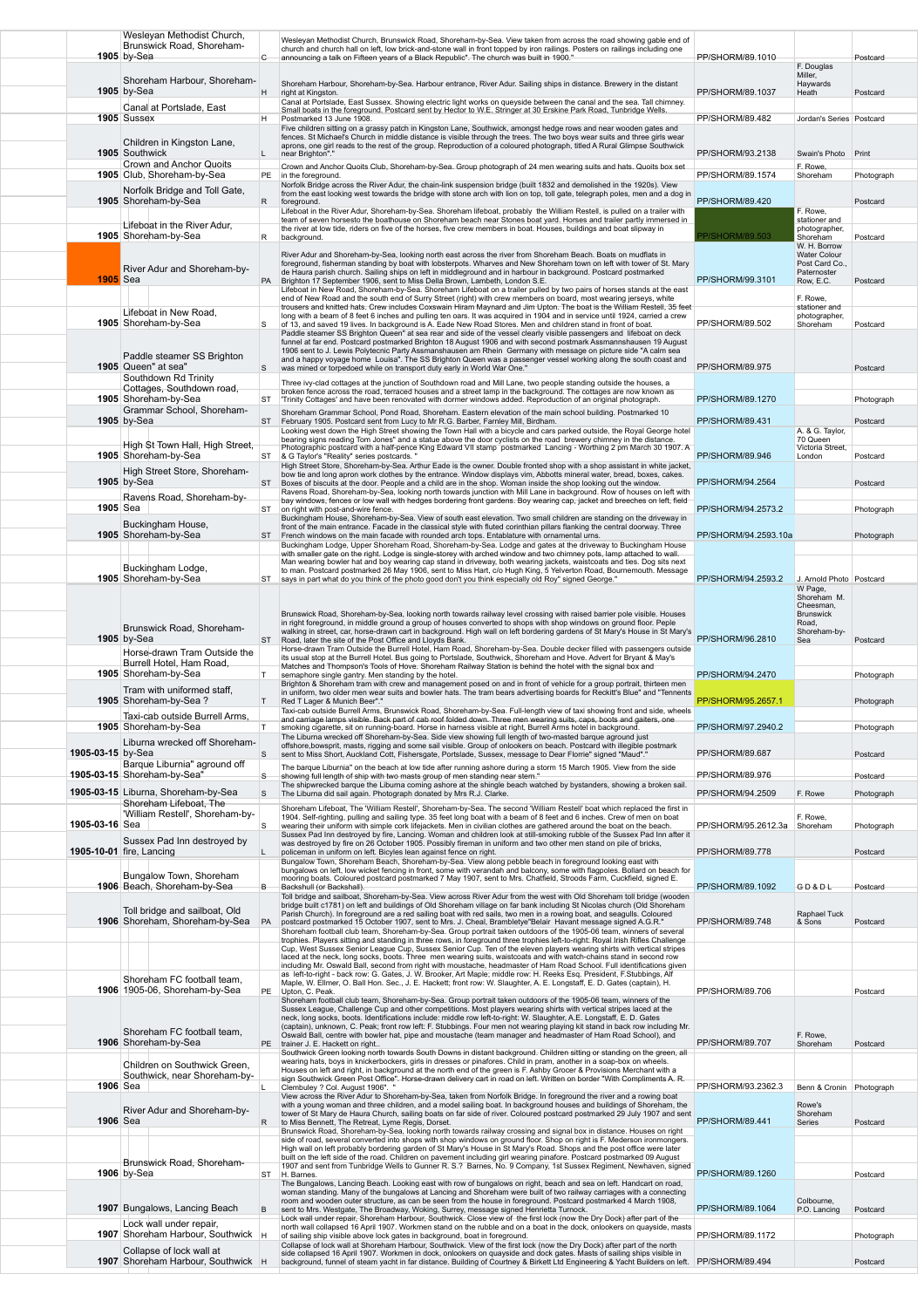| | Date | Title | Code | Description | Ref | Publisher | Type |
|---|---|---|---|---|---|---|---|
| | 1905 | Wesleyan Methodist Church, Brunswick Road, Shoreham-by-Sea | C | Wesleyan Methodist Church, Brunswick Road, Shoreham-by-Sea. View taken from across the road showing gable end of church and church hall on left, low brick-and-stone wall in front topped by iron railings. Posters on railings including one announcing a talk on Fifteen years of a Black Republic". The church was built in 1900." | PP/SHORM/89.1010 | | Postcard |
| | 1905 | Shoreham Harbour, Shoreham-by-Sea | H | Shoreham Harbour, Shoreham-by-Sea. Harbour entrance, River Adur. Sailing ships in distance. Brewery in the distant right at Kingston. | PP/SHORM/89.1037 | F. Douglas Miller, Haywards Heath | Postcard |
| | 1905 | Canal at Portslade, East Sussex | H | Canal at Portslade, East Sussex. Showing electric light works on quayside between the canal and the sea. Tall chimney. Small boats in the foreground. Postcard sent by Hector to W.E. Stringer at 30 Erskine Park Road, Tunbridge Wells. Postmarked 13 June 1908. | PP/SHORM/89.482 | Jordan's Series | Postcard |
| | 1905 | Children in Kingston Lane, Southwick | L | Five children sitting on a grassy patch in Kingston Lane, Southwick, amongst hedge rows and near wooden gates and fences. St Michael's Church in middle distance is visible through the trees. The two boys wear suits and three girls wear aprons, one girl reads to the rest of the group. Reproduction of a coloured photograph, titled A Rural Glimpse Southwick near Brighton"." | PP/SHORM/93.2138 | Swain's Photo | Print |
| | 1905 | Crown and Anchor Quoits Club, Shoreham-by-Sea | PE | Crown and Anchor Quoits Club, Shoreham-by-Sea. Group photograph of 24 men wearing suits and hats. Quoits box set in the foreground. | PP/SHORM/89.1574 | F. Rowe, Shoreham | Photograph |
| | 1905 | Norfolk Bridge and Toll Gate, Shoreham-by-Sea | R | Norfolk Bridge across the River Adur, the chain-link suspension bridge (built 1832 and demolished in the 1920s). View from the east looking west towards the bridge with stone arch with lion on top, toll gate, telegraph poles, men and a dog in foreground. | PP/SHORM/89.420 | | Postcard |
| | 1905 | Lifeboat in the River Adur, Shoreham-by-Sea | R | Lifeboat in the River Adur, Shoreham-by-Sea. Shoreham lifeboat, probably the William Restell, is pulled on a trailer with team of seven horsesto the boathouse on Shoreham beach near Stones boat yard. Horses and trailer partly immersed in the river at low tide, riders on five of the horses, five crew members in boat. Houses, buildings and boat slipway in background. | PP/SHORM/89.503 | F. Rowe, stationer and photographer, Shoreham | Postcard |
| | 1905 | River Adur and Shoreham-by-Sea | PA | River Adur and Shoreham-by-Sea, looking north east across the river from Shoreham Beach. Boats on mudflats in foreground, fisherman standing by boat with lobsterpots. Wharves and New Shoreham town on left with tower of St. Mary de Haura parish church. Sailing ships on left in middleground and in harbour in background. Postcard postmarked Brighton 17 September 1906, sent to Miss Della Brown, Lambeth, London S.E. | PP/SHORM/99.3101 | W. H. Borrow Water Colour Post Card Co., Paternoster Row, E.C. | Postcard |
| | 1905 | Lifeboat in New Road, Shoreham-by-Sea | S | Lifeboat in New Road, Shoreham-by-Sea. Shoreham Lifeboat on a trailer pulled by two pairs of horses stands at the east end of New Road and the south end of Surry Street (right) with crew members on board, most wearing jerseys, white trousers and knitted hats. Crew includes Coxswain Hiram Maynard and Jim Upton. The boat is the William Restell, 35 feet long with a beam of 8 feet 6 inches and pulling ten oars. It was acquired in 1904 and in service until 1924, carried a crew of 13, and saved 19 lives. In background is A. Eade New Road Stores. Men and children stand in front of boat. | PP/SHORM/89.502 | F. Rowe, stationer and photographer, Shoreham | Postcard |
| | 1905 | Paddle steamer SS Brighton Queen" at sea | S | Paddle steamer SS Brighton Queen" at sea rear and side of the vessel clearly visible passengers and lifeboat on deck funnel at far end. Postcard postmarked Brighton 18 August 1906 and with second postmark Assmannshausen 19 August 1906 sent to J. Lewis Polytecnic Party Assmanshausen am Rhein Germany with message on picture side "A calm sea and a happy voyage home Louisa". The SS Brighton Queen was a passenger vessel working along the south coast and was mined or torpedoed while on transport duty early in World War One." | PP/SHORM/89.975 | | Postcard |
| | 1905 | Southdown Rd Trinity Cottages, Southdown road, Shoreham-by-Sea | ST | Three ivy-clad cottages at the junction of Southdown road and Mill Lane, two people standing outside the houses, a broken fence across the road, terraced houses and a street lamp in the background. The cottages are now known as 'Trinity Cottages' and have been renovated with dormer windows added. Reproduction of an original photograph. | PP/SHORM/89.1270 | | Photograph |
| | 1905 | Grammar School, Shoreham-by-Sea | ST | Shoreham Grammar School, Pond Road, Shoreham. Eastern elevation of the main school building. Postmarked 10 February 1905. Postcard sent from Lucy to Mr R.G. Barber, Farnley Mill, Birdham. | PP/SHORM/89.431 | | Postcard |
| | 1905 | High St Town Hall, High Street, Shoreham-by-Sea | ST | Looking west down the High Street showing the Town Hall with a bicycle and cars parked outside, the Royal George hotel bearing signs reading Tom Jones" and a statue above the door cyclists on the road brewery chimney in the distance. Photographic postcard with a half-pence King Edward VII stamp postmarked Lancing - Worthing 2 pm March 30 1907. A & G Taylor's "Reality" series postcards. " | PP/SHORM/89.946 | A. & G. Taylor, 70 Queen Victoria Street, London | Postcard |
| | 1905 | High Street Store, Shoreham-by-Sea | ST | High Street Store, Shoreham-by-Sea. Arthur Eade is the owner. Double fronted shop with a shop assistant in white jacket, bow tie and long apron work clothes by the entrance. Window displays vim, Abbotts mineral water, bread, boxes, cakes. Boxes of biscuits at the door. People and a child are in the shop. Woman inside the shop looking out the window. | PP/SHORM/94.2564 | | Postcard |
| | 1905 | Ravens Road, Shoreham-by-Sea | ST | Ravens Road, Shoreham-by-Sea, looking north towards junction with Mill Lane in background. Row of houses on left with bay windows, fences or low wall with hedges bordering front gardens. Boy wearing cap, jacket and breeches on left, field on right with post-and-wire fence. | PP/SHORM/94.2573.2 | | Photograph |
| | 1905 | Buckingham House, Shoreham-by-Sea | ST | Buckingham House, Shoreham-by-Sea. View of south east elevation. Two small children are standing on the driveway in front of the main entrance. Facade in the classical style with fluted corinthian pillars flanking the central doorway. Three French windows on the main facade with rounded arch tops. Entablature with ornamental urns. | PP/SHORM/94.2593.10a | | Photograph |
| | 1905 | Buckingham Lodge, Shoreham-by-Sea | ST | Buckingham Lodge, Upper Shoreham Road, Shoreham-by-Sea. Lodge and gates at the driveway to Buckingham House with smaller gate on the right. Lodge is single-storey with arched window and two chimney pots, lamp attached to wall. Man wearing bowler hat and boy wearing cap stand in driveway, both wearing jackets, waistcoats and ties. Dog sits next to man. Postcard postmarked 26 May 1906, sent to Miss Hart, c/o Hugh King, 5 Yelverton Road, Bournemouth. Message says in part what do you think of the photo good don't you think especially old Roy" signed George." | PP/SHORM/94.2593.2 | J. Arnold Photo | Postcard |
| | 1905 | Brunswick Road, Shoreham-by-Sea | ST | Brunswick Road, Shoreham-by-Sea, looking north towards railway level crossing with raised barrier pole visible. Houses in right foreground, in middle ground a group of houses converted to shops with shop windows on ground floor. Peple walking in street, car, horse-drawn cart in background. High wall on left bordering gardens of St Mary's House in St Mary's Road, later the site of the Post Office and Lloyds Bank. | PP/SHORM/96.2810 | W Page, Shoreham M. Cheesman, Brunswick Road, Shoreham-by-Sea | Postcard |
| | 1905 | Horse-drawn Tram Outside the Burrell Hotel, Ham Road, Shoreham-by-Sea | T | Horse-drawn Tram Outside the Burrell Hotel, Ham Road, Shoreham-by-Sea. Double decker filled with passengers outside its usual stop at the Burrell Hotel. Bus going to Portslade, Southwick, Shoreham and Hove. Advert for Bryant & May's Matches and Thompson's Tools of Hove. Shoreham Railway Station is behind the hotel with the signal box and semaphore single gantry. Men standing by the hotel. | PP/SHORM/94.2470 | | Photograph |
| | 1905 | Tram with uniformed staff, Shoreham-by-Sea ? | T | Brighton & Shoreham tram with crew and management posed on and in front of vehicle for a group portrait, thirteen men in uniform, two older men wear suits and bowler hats. The tram bears advertising boards for Reckitt's Blue" and "Tennents Red T Lager & Munich Beer"." | PP/SHORM/95.2657.1 | | Photograph |
| | 1905 | Taxi-cab outside Burrell Arms, Shoreham-by-Sea | T | Taxi-cab outside Burrell Arms, Brunswick Road, Shoreham-by-Sea. Full-length view of taxi showing front and side, wheels and carriage lamps visible. Back part of cab roof folded down. Three men wearing suits, caps, boots and gaiters, one smoking cigarette, sit on running-board. Horse in harness visible at right, Burrell Arms hotel in background. | PP/SHORM/97.2940.2 | | Photograph |
| | 1905-03-15 | Liburna wrecked off Shoreham-by-Sea | S | The Liburna wrecked off Shoreham-by-Sea. Side view showing full length of two-masted barque aground just offshore,bowsprit, masts, rigging and some sail visible. Group of onlookers on beach. Postcard with illegible postmark sent to Miss Short, Auckland Cott, Fishersgate, Portslade, Sussex, message to Dear Florrie" signed "Maud"." | PP/SHORM/89.687 | | Postcard |
| | 1905-03-15 | Barque Liburnia" aground off Shoreham-by-Sea" | S | The barque Liburnia" on the beach at low tide after running ashore during a storm 15 March 1905. View from the side showing full length of ship with two masts group of men standing near stern." | PP/SHORM/89.976 | | Postcard |
| | 1905-03-15 | Liburna, Shoreham-by-Sea | S | The shipwrecked barque the Liburna coming ashore at the shingle beach watched by bystanders, showing a broken sail. The Liburna did sail again. Photograph donated by Mrs R.J. Clarke. | PP/SHORM/94.2509 | F. Rowe | Photograph |
| | 1905-03-16 | Shoreham Lifeboat, The 'William Restell', Shoreham-by-Sea | S | Shoreham Lifeboat, The 'William Restell', Shoreham-by-Sea. The second 'William Restell' boat which replaced the first in 1904. Self-righting, pulling and sailing type. 35 feet long boat with a beam of 8 feet and 6 inches. Crew of men on boat wearing their uniform with simple cork lifejackets. Men in civilian clothes are gathered around the boat on the beach. | PP/SHORM/95.2612.3a | F. Rowe, Shoreham | Photograph |
| | 1905-10-01 | Sussex Pad Inn destroyed by fire, Lancing | L | Sussex Pad Inn destroyed by fire, Lancing. Woman and children look at still-smoking rubble of the Sussex Pad Inn after it was destroyed by fire on 26 October 1905. Possibly fireman in uniform and two other men stand on pile of bricks, policeman in uniform on left. Bicyles lean against fence on right. | PP/SHORM/89.778 | | Postcard |
| | 1906 | Bungalow Town, Shoreham Beach, Shoreham-by-Sea | B | Bungalow Town, Shoreham Beach, Shoreham-by-Sea. View along pebble beach in foreground looking east with bungalows on left, low wicket fencing in front, some with verandah and balcony, some with flagpoles. Bollard on beach for mooring boats. Coloured postcard postmarked 7 May 1907, sent to Mrs. Chatfield, Stroods Farm, Cuckfield, signed E. Backshall (or Backshall). | PP/SHORM/89.1092 | G D & D L | Postcard |
| | 1906 | Toll bridge and sailboat, Old Shoreham, Shoreham-by-Sea | PA | Toll bridge and sailboat, Shoreham-by-Sea. View across River Adur from the west with Old Shoreham toll bridge (wooden bridge built c1781) on left and buildings of Old Shoreham village on far bank including St Nicolas church (Old Shoreham Parish Church). In foreground are a red sailing boat with red sails, two men in a rowing boat, and seagulls. Coloured postcard postmarked 15 October 1907, sent to Mrs. J. Cheal, Brambletye"Belair Havant message signed A.G.R." | PP/SHORM/89.748 | Raphael Tuck & Sons | Postcard |
| | 1906 | Shoreham FC football team, 1905-06, Shoreham-by-Sea | PE | Shoreham football club team, Shoreham-by-Sea. Group portrait taken outdoors of the 1905-06 team, winners of several trophies. Players sitting and standing in three rows, in foreground three trophies left-to-right: Royal Irish Rifles Challenge Cup, West Sussex Senior League Cup, Sussex Senior Cup. Ten of the eleven players wearing shirts with vertical stripes laced at the neck, long socks, boots. Three men wearing suits, waistcoats and with watch-chains stand in second row including Mr. Oswald Ball, second from right with moustache, headmaster of Ham Road School. Full identifications given as left-to-right - back row: G. Gates, J. W. Brooker, Art Maple; middle row: H. Reeks Esq. President, F.Stubbings, Alf Maple, W. Ellmer, O. Ball Hon. Sec., J. E. Hackett; front row: W. Slaughter, A. E. Longstaff, E. D. Gates (captain), H. Upton, C. Peak. | PP/SHORM/89.706 | | Postcard |
| | 1906 | Shoreham FC football team, Shoreham-by-Sea | PE | Shoreham football club team, Shoreham-by-Sea. Group portrait taken outdoors of the 1905-06 team, winners of the Sussex League, Challenge Cup and other competitions. Most players wearing shirts with vertical stripes laced at the neck, long socks, boots. Identifications include: middle row left-to-right: W. Slaughter, A.E. Longstaff, E. D. Gates (captain), unknown, C. Peak; front row left: F. Stubbings. Four men not wearing playing kit stand in back row including Mr. Oswald Ball, centre with bowler hat, pipe and moustache (team manager and headmaster of Ham Road School), and trainer J. E. Hackett on right.. | PP/SHORM/89.707 | F. Rowe, Shoreham | Postcard |
| | 1906 | Children on Southwick Green, Southwick, near Shoreham-by-Sea | L | Southwick Green looking north towards South Downs in distant background. Children sitting or standing on the green, all wearing hats, boys in knickerbockers, girls in dresses or pinafores. Child in pram, another in a soap-box on wheels. Houses on left and right, in background at the north end of the green is F. Ashby Grocer & Provisions Merchant with a sign Southwick Green Post Office". Horse-drawn delivery cart in road on left. Written on border "With Compliments A. R. Clembuley ? Col. August 1906". " | PP/SHORM/93.2362.3 | Benn & Cronin | Photograph |
| | 1906 | River Adur and Shoreham-by-Sea | R | View across the River Adur to Shoreham-by-Sea, taken from Norfolk Bridge. In foreground the river and a rowing boat with a young woman and three children, and a model sailing boat. In background houses and buildings of Shoreham, the tower of St Mary de Haura Church, sailing boats on far side of river. Coloured postcard postmarked 29 July 1907 and sent to Miss Bennett, The Retreat, Lyme Regis, Dorset. | PP/SHORM/89.441 | Rowe's Shoreham Series | Postcard |
| | 1906 | Brunswick Road, Shoreham-by-Sea | ST | Brunswick Road, Shoreham-by-Sea, looking north towards railway crossing and signal box in distance. Houses on right side of road, several converted into shops with shop windows on ground floor. Shop on right is F. Mederson ironmongers. High wall on left probably bordering garden of St Mary's House in St Mary's Road. Shops and the post office were later built on the left side of the road. Children on pavement including girl wearing pinafore. Postcard postmarked 09 August 1907 and sent from Tunbridge Wells to Gunner R. S.? Barnes, No. 9 Company, 1st Sussex Regiment, Newhaven, signed H. Barnes. | PP/SHORM/89.1260 | | Postcard |
| | 1907 | Bungalows, Lancing Beach | B | The Bungalows, Lancing Beach. Looking east with row of bungalows on right, beach and sea on left. Handcart on road, woman standing. Many of the bungalows at Lancing and Shoreham were built of two railway carriages with a connecting room and wooden outer structure, as can be seen from the house in foreground. Postcard postmarked 4 March 1908, sent to Mrs. Westgate, The Broadway, Woking, Surrey, message signed Henrietta Turnock. | PP/SHORM/89.1064 | Colbourne, P.O. Lancing | Postcard |
| | 1907 | Lock wall under repair, Shoreham Harbour, Southwick | H | Lock wall under repair, Shoreham Harbour, Southwick. Close view of the first lock (now the Dry Dock) after part of the north wall collapsed 16 April 1907. Workmen stand on the rubble and on a boat in the dock, onlookers on quayside, masts of sailing ship visible above lock gates in background, boat in foreground. | PP/SHORM/89.1172 | | Photograph |
| | 1907 | Collapse of lock wall at Shoreham Harbour, Southwick | H | Collapse of lock wall at Shoreham Harbour, Southwick. View of the first lock (now the Dry Dock) after part of the north side collapsed 16 April 1907. Workmen on rubble, onlookers on quayside and dock gates. Masts of sailing ships visible in background, funnel of steam yacht in far distance. Building of Courtney & Birkett Ltd Engineering & Yacht Builders on left. | PP/SHORM/89.494 | | Postcard |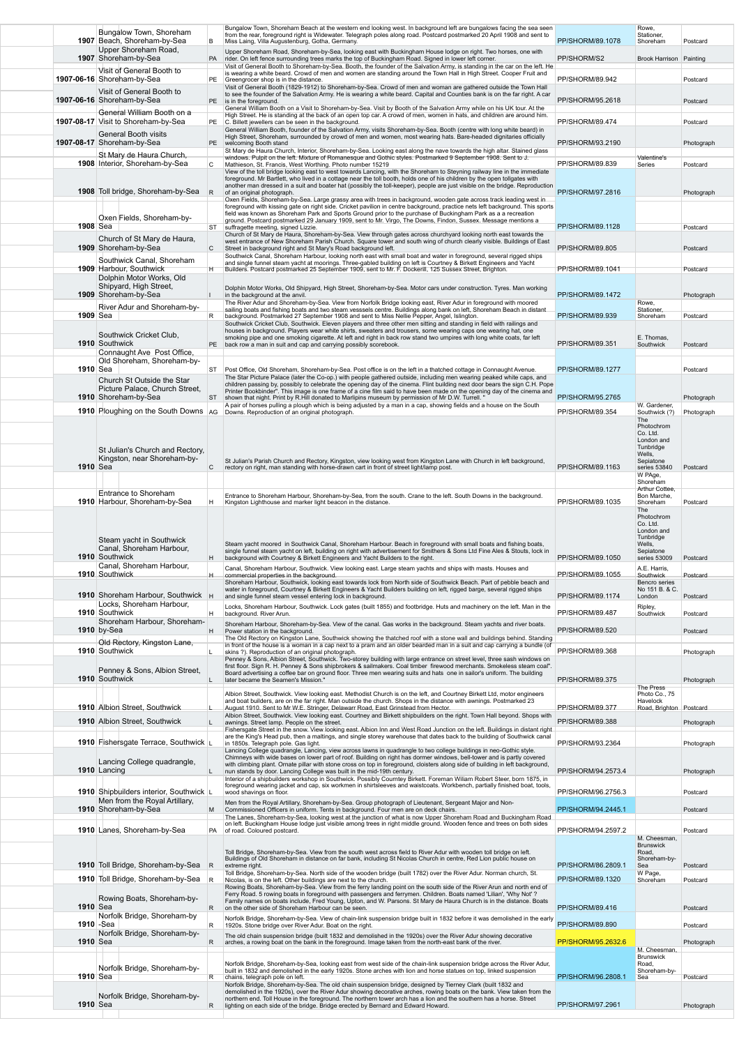| | Date | Title | Code | Description | Reference | Publisher | Type |
|---|---|---|---|---|---|---|---|
| | 1907 | Bungalow Town, Shoreham Beach, Shoreham-by-Sea | B | Bungalow Town, Shoreham Beach at the western end looking west. In background left are bungalows facing the sea seen from the rear, foreground right is Widewater. Telegraph poles along road. Postcard postmarked 20 April 1908 and sent to Miss Laing, Villa Augustenburg, Gotha, Germany. | PP/SHORM/89.1078 | Rowe, Stationer, Shoreham | Postcard |
| | 1907 | Upper Shoreham Road, Shoreham-by-Sea | PA | Upper Shoreham Road, Shoreham-by-Sea, looking east with Buckingham House lodge on right. Two horses, one with rider. On left fence surrounding trees marks the top of Buckingham Road. Signed in lower left corner. | PP/SHORM/S2 | Brook Harrison | Painting |
| | 1907-06-16 | Visit of General Booth to Shoreham-by-Sea | PE | Visit of General Booth to Shoreham-by-Sea. Booth, the founder of the Salvation Army, is standing in the car on the left. He is wearing a white beard. Crowd of men and women are standing around the Town Hall in High Street. Cooper Fruit and Greengrocer shop is in the distance. | PP/SHORM/89.942 | | Postcard |
| | 1907-06-16 | Visit of General Booth to Shoreham-by-Sea | PE | Visit of General Booth (1829-1912) to Shoreham-by-Sea. Crowd of men and women are gathered outside the Town Hall to see the founder of the Salvation Army. He is wearing a white beard. Capital and Counties bank is on the far right. A car is in the foreground. | PP/SHORM/95.2618 | | Postcard |
| | 1907-08-17 | General William Booth on a Visit to Shoreham-by-Sea | PE | General William Booth on a Visit to Shoreham-by-Sea. Visit by Booth of the Salvation Army while on his UK tour. At the High Street. He is standing at the back of an open top car. A crowd of men, women in hats, and children are around him. C. Billett jewellers can be seen in the background. | PP/SHORM/89.474 | | Postcard |
| | 1907-08-17 | General Booth visits Shoreham-by-Sea | PE | General William Booth, founder of the Salvation Army, visits Shoreham-by-Sea. Booth (centre with long white beard) in High Street, Shoreham, surrounded by crowd of men and women, most wearing hats. Bare-headed dignitaries officially welcoming Booth stand | PP/SHORM/93.2190 | | Photograph |
| | 1908 | St Mary de Haura Church, Interior, Shoreham-by-Sea | C | St Mary de Haura Church, Interior, Shoreham-by-Sea. Looking east along the nave towards the high altar. Stained glass windows. Pulpit on the left. Mixture of Romanesque and Gothic styles. Postmarked 9 September 1908. Sent to J. Mathieson, St. Francis, West Worthing. Photo number 15219 | PP/SHORM/89.839 | Valentine's Series | Postcard |
| | 1908 | Toll bridge, Shoreham-by-Sea | R | View of the toll bridge looking east to west towards Lancing, with the Shoreham to Steyning railway line in the immediate foreground. Mr Bartlett, who lived in a cottage near the toll booth, holds one of his children by the open tollgates with another man dressed in a suit and boater hat (possibly the toll-keeper), people are just visible on the bridge. Reproduction of an original photograph. | PP/SHORM/97.2816 | | Photograph |
| | 1908 | Oxen Fields, Shoreham-by-Sea | ST | Oxen Fields, Shoreham-by-Sea. Large grassy area with trees in background, wooden gate across track leading west in foreground with kissing gate on right side. Cricket pavilion in centre background, practice nets left background. This sports field was known as Shoreham Park and Sports Ground prior to the purchase of Buckingham Park as a a recreation ground. Postcard postmarked 29 January 1909, sent to Mr. Virgo, The Downs, Findon, Sussex. Message mentions a suffragette meeting, signed Lizzie. | PP/SHORM/89.1128 | | Postcard |
| | 1909 | Church of St Mary de Haura, Shoreham-by-Sea | C | Church of St Mary de Haura, Shoreham-by-Sea. View through gates across churchyard looking north east towards the west entrance of New Shoreham Parish Church. Square tower and south wing of church clearly visible. Buildings of East Street in background right and St Mary's Road background left. | PP/SHORM/89.805 | | Postcard |
| | 1909 | Southwick Canal, Shoreham Harbour, Southwick | H | Southwick Canal, Shoreham Harbour, looking north east with small boat and water in foreground, several rigged ships and single funnel steam yacht at moorings. Three-gabled building on left is Courtney & Birkett Engineers and Yacht Builders. Postcard postmarked 25 September 1909, sent to Mr. F. Dockerill, 125 Sussex Street, Brighton. | PP/SHORM/89.1041 | | Postcard |
| | 1909 | Dolphin Motor Works, Old Shipyard, High Street, Shoreham-by-Sea | I | Dolphin Motor Works, Old Shipyard, High Street, Shoreham-by-Sea. Motor cars under construction. Tyres. Man working in the background at the anvil. | PP/SHORM/89.1472 | | Photograph |
| | 1909 | River Adur and Shoreham-by-Sea | R | The River Adur and Shoreham-by-Sea. View from Norfolk Bridge looking east. River Adur in foreground with moored sailing boats and fishing boats and two steam vesssels centre. Buildings along bank on left, Shoreham Beach in distant background. Postmarked 27 September 1908 and sent to Miss Nellie Pepper, Angel, Islington. | PP/SHORM/89.939 | Rowe, Stationer, Shoreham | Postcard |
| | 1910 | Southwick Cricket Club, Southwick | PE | Southwick Cricket Club, Southwick. Eleven players and three other men sitting and standing in field with railings and houses in background. Players wear white shirts, sweaters and trousers, some wearing caps one wearing hat, one smoking pipe and one smoking cigarette. At left and right in back row stand two umpires with long white coats, far left back row a man in suit and cap and carrying possibly scorebook. | PP/SHORM/89.351 | E. Thomas, Southwick | Postcard |
| | 1910 | Connaught Ave Post Office, Old Shoreham, Shoreham-by-Sea | ST | Post Office, Old Shoreham, Shoreham-by-Sea. Post office is on the left in a thatched cottage in Connaught Avenue. | PP/SHORM/89.1277 | | Postcard |
| | 1910 | Church St Outside the Star Picture Palace, Church Street, Shoreham-by-Sea | ST | The Star Picture Palace (later the Co-op.) with people gathered outside, including men wearing peaked white caps, and children passing by, possibly to celebrate the opening day of the cinema. Flint building next door bears the sign C.H. Pope Printer Bookbinder". This image is one frame of a cine film said to have been made on the opening day of the cinema and shown that night. Print by R.Hill donated to Marlipins museum by permission of Mr D.W. Turrell. " | PP/SHORM/95.2765 | | Photograph |
| | 1910 | Ploughing on the South Downs | AG | A pair of horses pulling a plough which is being adjusted by a man in a cap, showing fields and a house on the South Downs. Reproduction of an original photograph. | PP/SHORM/89.354 | W. Gardener, Southwick (?) | Photograph |
| | 1910 | St Julian's Church and Rectory, Kingston, near Shoreham-by-Sea | C | St Julian's Parish Church and Rectory, Kingston, view looking west from Kingston Lane with Church in left background, rectory on right, man standing with horse-drawn cart in front of street light/lamp post. | PP/SHORM/89.1163 | The Photochrom Co. Ltd. London and Tunbridge Wells, Sepiatone series 53840 | Postcard |
| | 1910 | Entrance to Shoreham Harbour, Shoreham-by-Sea | H | Entrance to Shoreham Harbour, Shoreham-by-Sea, from the south. Crane to the left. South Downs in the background. Kingston Lighthouse and marker light beacon in the distance. | PP/SHORM/89.1035 | W PAge, Shoreham Arthur Cottee, Bon Marche, Shoreham | Postcard |
| | 1910 | Steam yacht in Southwick Canal, Shoreham Harbour, Southwick | H | Steam yacht moored in Southwick Canal, Shoreham Harbour. Beach in foreground with small boats and fishing boats, single funnel steam yacht on left, building on right with advertisement for Smithers & Sons Ltd Fine Ales & Stouts, lock in background with Courtney & Birkett Engineers and Yacht Builders to the right. | PP/SHORM/89.1050 | The Photochrom Co. Ltd. London and Tunbridge Wells, Sepiatone series 53009 | Postcard |
| | 1910 | Canal, Shoreham Harbour, Southwick | H | Canal, Shoreham Harbour, Southwick. View looking east. Large steam yachts and ships with masts. Houses and commercial properties in the background. | PP/SHORM/89.1055 | A.E. Harris, Southwick | Postcard |
| | 1910 | Shoreham Harbour, Southwick | H | Shoreham Harbour, Southwick, looking east towards lock from North side of Southwick Beach. Part of pebble beach and water in foreground, Courtney & Birkett Engineers & Yacht Builders building on left, rigged barge, several rigged ships and single funnel steam vessel entering lock in background. | PP/SHORM/89.1174 | Bencro series No 151 B. & C. London | Postcard |
| | 1910 | Locks, Shoreham Harbour, Southwick | H | Locks, Shoreham Harbour, Southwick. Lock gates (built 1855) and footbridge. Huts and machinery on the left. Man in the background. River Arun. | PP/SHORM/89.487 | Ripley, Southwick | Postcard |
| | 1910 | Shoreham Harbour, Shoreham-by-Sea | H | Shoreham Harbour, Shoreham-by-Sea. View of the canal. Gas works in the background. Steam yachts and river boats. Power station in the background. | PP/SHORM/89.520 | | Postcard |
| | 1910 | Old Rectory, Kingston Lane, Southwick | L | The Old Rectory on Kingston Lane, Southwick showing the thatched roof with a stone wall and buildings behind. Standing in front of the house is a woman in a cap next to a pram and an older bearded man in a suit and cap carrying a bundle (of skins ?). Reproduction of an original photograph. | PP/SHORM/89.368 | | Photograph |
| | 1910 | Penney & Sons, Albion Street, Southwick | L | Penney & Sons, Albion Street, Southwick. Two-storey building with large entrance on street level, three sash windows on first floor. Sign R. H. Penney & Sons shipbrokers & sailmakers. Coal timber firewood merchants. Smokeless steam coal". Board advertising a coffee bar on ground floor. Three men wearing suits and hats one in sailor's uniform. The building later became the Seamen's Mission." | PP/SHORM/89.375 | | Photograph |
| | 1910 | Albion Street, Southwick | L | Albion Street, Southwick. View looking east. Methodist Church is on the left, and Courtney Birkett Ltd, motor engineers and boat builders, are on the far right. Man outside the church. Shops in the distance with awnings. Postmarked 23 August 1910. Sent to Mr W.E. Stringer, Delawarr Road, East Grinstead from Hector. | PP/SHORM/89.377 | The Press Photo Co., 75 Havelock Road, Brighton | Postcard |
| | 1910 | Albion Street, Southwick | L | Albion Street, Southwick. View looking east. Courtney and Birkett shipbuilders on the right. Town Hall beyond. Shops with awnings. Street lamp. People on the street. | PP/SHORM/89.388 | | Photograph |
| | 1910 | Fishersgate Terrace, Southwick | L | Fishersgate Street in the snow. View looking east. Albion Inn and West Road Junction on the left. Buildings in distant right are the King's Head pub, then a maltings, and single storey warehouse that dates back to the building of Southwick canal in 1850s. Telegraph pole. Gas light. | PP/SHORM/93.2364 | | Photograph |
| | 1910 | Lancing College quadrangle, Lancing | L | Lancing College quadrangle, Lancing, view across lawns in quadrangle to two college buildings in neo-Gothic style. Chimneys with wide bases on lower part of roof. Building on right has dormer windows, bell-tower and is partly covered with climbing plant. Ornate pillar with stone cross on top in foreground, cloisters along side of building in left background, nun stands by door. Lancing College was built in the mid-19th century. | PP/SHORM/94.2573.4 | | Photograph |
| | 1910 | Shipbuilders interior, Southwick | L | Interior of a shipbuilders workshop in Southwick. Possibly Courntey Birkett. Foreman Wiliam Robert Steer, born 1875, in foreground wearing jacket and cap, six workmen in shirtsleeves and waistcoats. Workbench, partially finished boat, tools, wood shavings on floor. | PP/SHORM/96.2756.3 | | Postcard |
| | 1910 | Men from the Royal Artillary, Shoreham-by-Sea | M | Men from the Royal Artillary, Shoreham-by-Sea. Group photograph of Lieutenant, Sergeant Major and Non-Commissioned Officers in uniform. Tents in background. Four men are on deck chairs. | PP/SHORM/94.2445.1 | | Postcard |
| | 1910 | Lanes, Shoreham-by-Sea | PA | The Lanes, Shoreham-by-Sea, looking west at the junction of what is now Upper Shoreham Road and Buckingham Road on left. Buckingham House lodge just visible among trees in right middle ground. Wooden fence and trees on both sides of road. Coloured postcard. | PP/SHORM/94.2597.2 | | Postcard |
| | 1910 | Toll Bridge, Shoreham-by-Sea | R | Toll Bridge, Shoreham-by-Sea. View from the south west across field to River Adur with wooden toll bridge on left. Buildings of Old Shoreham in distance on far bank, including St Nicolas Church in centre, Red Lion public house on extreme right. | PP/SHORM/86.2809.1 | M. Cheesman, Brunswick Road, Shoreham-by-Sea | Postcard |
| | 1910 | Toll Bridge, Shoreham-by-Sea | R | Toll Bridge, Shoreham-by-Sea. North side of the wooden bridge (built 1782) over the River Adur. Norman church, St. Nicolas, is on the left. Other buildings are next to the church. | PP/SHORM/89.1320 | W Page, Shoreham | Postcard |
| | 1910 | Rowing Boats, Shoreham-by-Sea | R | Rowing Boats, Shoreham-by-Sea. View from the ferry landing point on the south side of the River Arun and north end of Ferry Road. 5 rowing boats in foreground with passengers and ferrymen. Children. Boats named 'Lilian', 'Why Not' ? Family names on boats include, Fred Young, Upton, and W. Parsons. St Mary de Haura Church is in the distance. Boats on the other side of Shoreham Harbour can be seen. | PP/SHORM/89.416 | | Postcard |
| | 1910 | Norfolk Bridge, Shoreham-by-Sea | R | Norfolk Bridge, Shoreham-by-Sea. View of chain-link suspension bridge built in 1832 before it was demolished in the early 1920s. Stone bridge over River Adur. Boat on the right. | PP/SHORM/89.890 | | Postcard |
| | 1910 | Norfolk Bridge, Shoreham-by-Sea | R | The old chain suspension bridge (built 1832 and demolished in the 1920s) over the River Adur showing decorative arches, a rowing boat on the bank in the foreground. Image taken from the north-east bank of the river. | PP/SHORM/95.2632.6 | | Photograph |
| | 1910 | Norfolk Bridge, Shoreham-by-Sea | R | Norfolk Bridge, Shoreham-by-Sea, looking east from west side of the chain-link suspension bridge across the River Adur, built in 1832 and demolished in the early 1920s. Stone arches with lion and horse statues on top, linked suspension chains, telegraph pole on left. | PP/SHORM/96.2808.1 | M. Cheesman, Brunswick Road, Shoreham-by-Sea | Postcard |
| | 1910 | Norfolk Bridge, Shoreham-by-Sea | R | Norfolk Bridge, Shoreham-by-Sea. The old chain suspension bridge, designed by Tierney Clark (built 1832 and demolished in the 1920s), over the River Adur showing decorative arches, rowing boats on the bank. View taken from the northern end. Toll House in the foreground. The northern tower arch has a lion and the southern has a horse. Street lighting on each side of the bridge. Bridge erected by Bernard and Edward Howard. | PP/SHORM/97.2961 | | Photograph |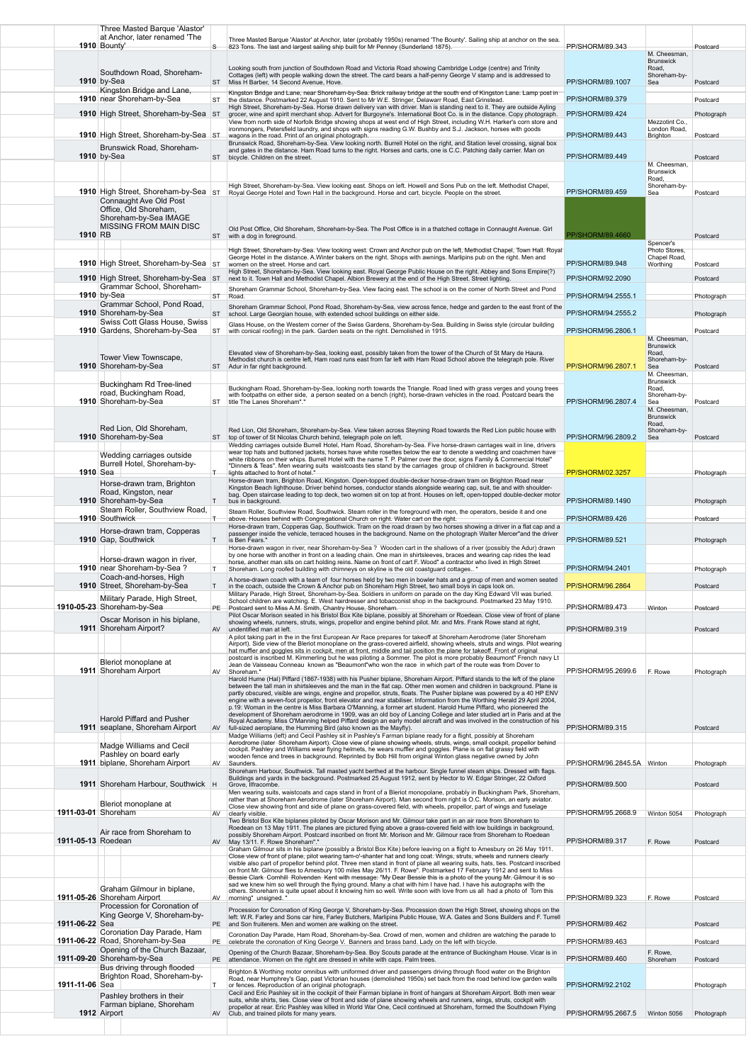| | Date | Title | Type | Description | Reference | Publisher | Format |
|---|---|---|---|---|---|---|---|
| | 1910 | Three Masted Barque 'Alastor' at Anchor, later renamed 'The Bounty' | S | Three Masted Barque 'Alastor' at Anchor, later (probably 1950s) renamed 'The Bounty'. Sailing ship at anchor on the sea. 823 Tons. The last and largest sailing ship built for Mr Penney (Sunderland 1875). | PP/SHORM/89.343 | | Postcard |
| | 1910 | Southdown Road, Shoreham-by-Sea | ST | Looking south from junction of Southdown Road and Victoria Road showing Cambridge Lodge (centre) and Trinity Cottages (left) with people walking down the street. The card bears a half-penny George V stamp and is addressed to Miss H Barber, 14 Second Avenue, Hove. | PP/SHORM/89.1007 | M. Cheesman, Brunswick Road, Shoreham-by-Sea | Postcard |
| | 1910 | Kingston Bridge and Lane, near Shoreham-by-Sea | ST | Kingston Bridge and Lane, near Shoreham-by-Sea. Brick railway bridge at the south end of Kingston Lane. Lamp post in the distance. Postmarked 22 August 1910. Sent to Mr W.E. Stringer, Delawarr Road, East Grinstead. | PP/SHORM/89.379 | | Postcard |
| | 1910 | High Street, Shoreham-by-Sea | ST | High Street, Shoreham-by-Sea. Horse drawn delivery van with driver. Man is standing next to it. They are outside Ayling grocer, wine and spirit merchant shop. Advert for Burgoyne's. International Boot Co. is in the distance. Copy photograph. | PP/SHORM/89.424 | | Photograph |
| | 1910 | High Street, Shoreham-by-Sea | ST | View from north side of Norfolk Bridge showing shops at west end of High Street, including W.H. Harker's corn store and ironmongers, Petersfield laundry, and shops with signs reading G.W. Bushby and S.J. Jackson, horses with goods wagons in the road. Print of an original photograph. | PP/SHORM/89.443 | Mezzotint Co., London Road, Brighton | Postcard |
| | 1910 | Brunswick Road, Shoreham-by-Sea | ST | Brunswick Road, Shoreham-by-Sea. View looking north. Burrell Hotel on the right, and Station level crossing, signal box and gates in the distance. Ham Road turns to the right. Horses and carts, one is C.C. Patching daily carrier. Man on bicycle. Children on the street. | PP/SHORM/89.449 | | Postcard |
| | 1910 | High Street, Shoreham-by-Sea | ST | High Street, Shoreham-by-Sea. View looking east. Shops on left. Howell and Sons Pub on the left. Methodist Chapel, Royal George Hotel and Town Hall in the background. Horse and cart, bicycle. People on the street. | PP/SHORM/89.459 | M. Cheesman, Brunswick Road, Shoreham-by-Sea | Postcard |
| | 1910 | Connaught Ave Old Post Office, Old Shoreham, Shoreham-by-Sea IMAGE MISSING FROM MAIN DISC RB | ST | Old Post Office, Old Shoreham, Shoreham-by-Sea. The Post Office is in a thatched cottage in Connaught Avenue. Girl with a dog in foreground. | PP/SHORM/89.4660 | | Postcard |
| | 1910 | High Street, Shoreham-by-Sea | ST | High Street, Shoreham-by-Sea. View looking west. Crown and Anchor pub on the left, Methodist Chapel, Town Hall. Royal George Hotel in the distance. A.Winter bakers on the right. Shops with awnings. Marlipins pub on the right. Men and women on the street. Horse and cart. | PP/SHORM/89.948 | Spencer's Photo Stores, Chapel Road, Worthing | Postcard |
| | 1910 | High Street, Shoreham-by-Sea | ST | High Street, Shoreham-by-Sea. View looking east. Royal George Public House on the right. Abbey and Sons Empire(?) next to it. Town Hall and Methodist Chapel. Albion Brewery at the end of the High Street. Street lighting. | PP/SHORM/92.2090 | | Postcard |
| | 1910 | Grammar School, Shoreham-by-Sea | ST | Shoreham Grammar School, Shoreham-by-Sea. View facing east. The school is on the corner of North Street and Pond Road. | PP/SHORM/94.2555.1 | | Photograph |
| | 1910 | Grammar School, Pond Road, Shoreham-by-Sea | ST | Shoreham Grammar School, Pond Road, Shoreham-by-Sea, view across fence, hedge and garden to the east front of the school. Large Georgian house, with extended school buildings on either side. | PP/SHORM/94.2555.2 | | Photograph |
| | 1910 | Swiss Cott Glass House, Swiss Gardens, Shoreham-by-Sea | ST | Glass House, on the Western corner of the Swiss Gardens, Shoreham-by-Sea. Building in Swiss style (circular building with conical roofing) in the park. Garden seats on the right. Demolished in 1915. | PP/SHORM/96.2806.1 | | Postcard |
| | 1910 | Tower View Townscape, Shoreham-by-Sea | ST | Elevated view of Shoreham-by-Sea, looking east, possibly taken from the tower of the Church of St Mary de Haura. Methodist church is centre left, Ham road runs east from far left with Ham Road School above the telegraph pole. River Adur in far right background. | PP/SHORM/96.2807.1 | M. Cheesman, Brunswick Road, Shoreham-by-Sea | Postcard |
| | 1910 | Buckingham Rd Tree-lined road, Buckingham Road, Shoreham-by-Sea | ST | Buckingham Road, Shoreham-by-Sea, looking north towards the Triangle. Road lined with grass verges and young trees with footpaths on either side, a person seated on a bench (right), horse-drawn vehicles in the road. Postcard bears the title The Lanes Shoreham"." | PP/SHORM/96.2807.4 | M. Cheesman, Brunswick Road, Shoreham-by-Sea | Postcard |
| | 1910 | Red Lion, Old Shoreham, Shoreham-by-Sea | ST | Red Lion, Old Shoreham, Shoreham-by-Sea. View taken across Steyning Road towards the Red Lion public house with top of tower of St Nicolas Church behind, telegraph pole on left. | PP/SHORM/96.2809.2 | M. Cheesman, Brunswick Road, Shoreham-by-Sea | Postcard |
| | 1910 | Wedding carriages outside Burrell Hotel, Shoreham-by-Sea | T | Wedding carriages outside Burrell Hotel, Ham Road, Shoreham-by-Sea. Five horse-drawn carriages wait in line, drivers wear top hats and buttoned jackets, horses have white rosettes below the ear to denote a wedding and coachmen have white ribbons on their whips. Burrell Hotel with the name T. P. Palmer over the door, signs Family & Commercial Hotel" "Dinners & Teas". Men wearing suits waistcoasts ties stand by the carriages group of children in background. Street lights attached to front of hotel." | PP/SHORM/02.3257 | | Photograph |
| | 1910 | Horse-drawn tram, Brighton Road, Kingston, near Shoreham-by-Sea | T | Horse-drawn tram, Brighton Road, Kingston. Open-topped double-decker horse-drawn tram on Brighton Road near Kingston Beach lighthouse. Driver behind horses, conductor stands alongside wearing cap, suit, tie and with shoulder-bag. Open staircase leading to top deck, two women sit on top at front. Houses on left, open-topped double-decker motor bus in background. | PP/SHORM/89.1490 | | Photograph |
| | 1910 | Steam Roller, Southview Road, Southwick | T | Steam Roller, Southview Road, Southwick. Steam roller in the foreground with men, the operators, beside it and one above. Houses behind with Congregational Church on right. Water cart on the right. | PP/SHORM/89.426 | | Postcard |
| | 1910 | Horse-drawn tram, Copperas Gap, Southwick | T | Horse-drawn tram, Copperas Gap, Southwick. Tram on the road drawn by two horses showing a driver in a flat cap and a passenger inside the vehicle, terraced houses in the background. Name on the photograph Walter Mercer"and the driver is Ben Fears." | PP/SHORM/89.521 | | Photograph |
| | 1910 | Horse-drawn wagon in river, near Shoreham-by-Sea ? | T | Horse-drawn wagon in river, near Shoreham-by-Sea ? Wooden cart in the shallows of a river (possibly the Adur) drawn by one horse with another in front on a leading chain. One man in shirtsleeves, braces and wearing cap rides the lead horse, another man sits on cart holding reins. Name on front of cart F. Wood" a contractor who lived in High Street Shoreham. Long roofed building with chimneys on skyline is the old coastguard cottages.. " | PP/SHORM/94.2401 | | Photograph |
| | 1910 | Coach-and-horses, High Street, Shoreham-by-Sea | T | A horse-drawn coach with a team of four horses held by two men in bowler hats and a group of men and women seated in the coach, outside the Crown & Anchor pub on Shoreham High Street, two small boys in caps look on. | PP/SHORM/96.2864 | | Postcard |
| | 1910-05-23 | Military Parade, High Street, Shoreham-by-Sea | PE | Military Parade, High Street, Shoreham-by-Sea. Soldiers in uniform on parade on the day King Edward VII was buried. School children are watching. E. West hairdresser and tobacconist shop in the background. Postmarked 23 May 1910. Postcard sent to Miss A.M. Smith, Chantry House, Shoreham. | PP/SHORM/89.473 | Winton | Postcard |
| | 1911 | Oscar Morison in his biplane, Shoreham Airport? | AV | Pilot Oscar Morison seated in his Bristol Box Kite biplane, possibly at Shoreham or Roedean. Close view of front of plane showing wheels, runners, struts, wings, propellor and engine behind pilot. Mr. and Mrs. Frank Rowe stand at right, unidentified man at left. | PP/SHORM/89.319 | | Postcard |
| | 1911 | Bleriot monoplane at Shoreham Airport | AV | A pilot taking part in the in the first European Air Race prepares for takeoff at Shoreham Aerodrome (later Shoreham Airport). Side view of the Bleriot monoplane on the grass-covered airfield, showing wheels, struts and wings. Pilot wearing hat muffler and goggles sits in cockpit, men at front, middle and tail position the plane for takeoff. Front of original postcard is inscribed M. Kimmerling but he was piloting a Sommer. The pilot is more probably Beaumont" French navy Lt Jean de Vaisseau Conneau known as "Beaumont"who won the race in which part of the route was from Dover to Shoreham." | PP/SHORM/95.2699.6 | F. Rowe | Photograph |
| | 1911 | Harold Piffard and Pusher seaplane, Shoreham Airport | AV | Harold Hume (Hal) Piffard (1867-1938) with his Pusher biplane, Shoreham Airport. Piffard stands to the left of the plane between the tall man in shirtsleeves and the man in the flat cap. Other men women and children in background. Plane is partly obscured, visible are wings, engine and propellor, struts, floats. The Pusher biplane was powered by a 40 HP ENV engine with a seven-foot propellor, front elevator and rear stabiliser. Information from the Worthing Herald 29 April 2004, p.19: Woman in the centre is Miss Barbara O'Manning, a former art student. Harold Hume Piffard, who pioneered the development of Shoreham aerodrome in 1909, was an old boy of Lancing College and later studied art in Paris and at the Royal Academy. Miss O'Manning helped Piffard design an early model aircraft and was involved in the construction of his full-sized aeroplane, the Humming Bird (also known as the Mayfly). | PP/SHORM/89.315 | | Postcard |
| | 1911 | Madge Williams and Cecil Pashley on board early biplane, Shoreham Airport | AV | Madge Williams (left) and Cecil Pashley sit in Pashley's Farman biplane ready for a flight, possibly at Shoreham Aerodrome (later Shoreham Airport). Close view of plane showing wheels, struts, wings, small cockpit, propellor behind cockpit. Pashley and Williams wear flying helmets, he wears muffler and goggles. Plane is on flat grassy field with wooden fence and trees in background. Reprinted by Bob Hill from original Winton glass negative owned by John Saunders. | PP/SHORM/96.2845.5A | Winton | Photograph |
| | 1911 | Shoreham Harbour, Southwick | H | Shoreham Harbour, Southwick. Tall masted yacht berthed at the harbour. Single funnel steam ships. Dressed with flags. Buildings and yards in the background. Postmarked 25 August 1912, sent by Hector to W. Edgar Stringer, 22 Oxford Grove, Ilfracombe. | PP/SHORM/89.500 | | Postcard |
| | 1911-03-01 | Bleriot monoplane at Shoreham | AV | Men wearing suits, waistcoats and caps stand in front of a Bleriot monoplane, probably in Buckingham Park, Shoreham, rather than at Shoreham Aerodrome (later Shoreham Airport). Man second from right is O.C. Morison, an early aviator. Close view showing front and side of plane on grass-covered field, with wheels, propellor, part of wings and fuselage clearly visible. | PP/SHORM/95.2668.9 | Winton 5054 | Photograph |
| | 1911-05-13 | Air race from Shoreham to Roedean | AV | Two Bristol Box Kite biplanes piloted by Oscar Morison and Mr. Gilmour take part in an air race from Shoreham to Roedean on 13 May 1911. The planes are pictured flying above a grass-covered field with low buildings in background, possibly Shoreham Airport. Postcard inscribed on front Mr. Morison and Mr. Gilmour race from Shoreham to Roedean May 13/11. F. Rowe Shoreham"." | PP/SHORM/89.317 | F. Rowe | Postcard |
| | 1911-05-26 | Graham Gilmour in biplane, Shoreham Airport | AV | Graham Gilmour sits in his biplane (possibly a Bristol Box Kite) before leaving on a flight to Amesbury on 26 May 1911. Close view of front of plane, pilot wearing tam-o'-shanter hat and long coat. Wings, struts, wheels and runners clearly visible also part of propellor behind pilot. Three men stand in front of plane all wearing suits, hats, ties. Postcard inscribed on front Mr. Gilmour flies to Amesbury 100 miles May 26/11. F. Rowe". Postmarked 17 February 1912 and sent to Miss Bessie Clark Cornhill Rolvenden Kent with message: "My Dear Bessie this is a photo of the young Mr. Gilmour it is so sad we knew him so well through the flying ground. Many a chat with him I have had. I have his autographs with the others. Shoreham is quite upset about it knowing him so well. Write soon with love from us all had a photo of Tom this morning" unsigned. " | PP/SHORM/89.323 | F. Rowe | Postcard |
| | 1911-06-22 | Procession for Coronation of King George V, Shoreham-by-Sea | PE | Procession for Coronation of King George V, Shoreham-by-Sea. Procession down the High Street, showing shops on the left: W.R. Farley and Sons car hire, Farley Butchers, Marlipins Public House, W.A. Gates and Sons Builders and F. Turrell and Son fruiterers. Men and women are walking on the street. | PP/SHORM/89.462 | | Postcard |
| | 1911-06-22 | Coronation Day Parade, Ham Road, Shoreham-by-Sea | PE | Coronation Day Parade, Ham Road, Shoreham-by-Sea. Crowd of men, women and children are watching the parade to celebrate the coronation of King George V. Banners and brass band. Lady on the left with bicycle. | PP/SHORM/89.463 | | Postcard |
| | 1911-09-20 | Opening of the Church Bazaar, Shoreham-by-Sea | PE | Opening of the Church Bazaar, Shoreham-by-Sea. Boy Scouts parade at the entrance of Buckingham House. Vicar is in attendance. Women on the right are dressed in white with caps. Palm trees. | PP/SHORM/89.460 | F. Rowe, Shoreham | Postcard |
| | 1911-11-06 | Bus driving through flooded Brighton Road, Shoreham-by-Sea | T | Brighton & Worthing motor omnibus with uniformed driver and passengers driving through flood water on the Brighton Road, near Humphrey's Gap, past Victorian houses (demolished 1950s) set back from the road behind low garden walls or fences. Reproduction of an original photograph. | PP/SHORM/92.2102 | | Photograph |
| | 1912 | Pashley brothers in their Farman biplane, Shoreham Airport | AV | Cecil and Eric Pashley sit in the cockpit of their Farman biplane in front of hangars at Shoreham Airport. Both men wear suits, white shirts, ties. Close view of front and side of plane showing wheels and runners, wings, struts, cockpit with propellor at rear. Eric Pashley was killed in World War One, Cecil continued at Shoreham, formed the Southdown Flying Club, and trained pilots for many years. | PP/SHORM/95.2667.5 | Winton 5056 | Photograph |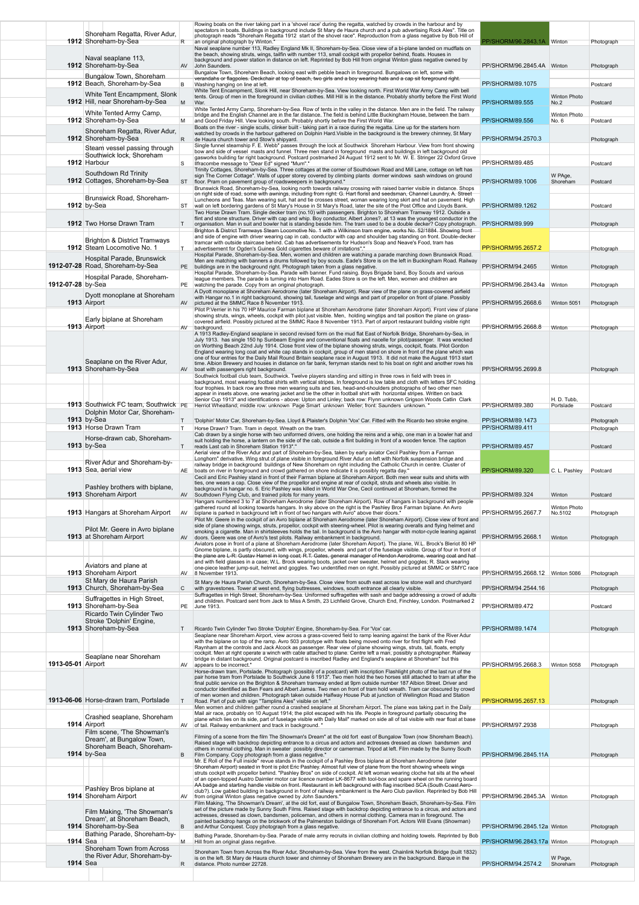| | Date | Title | Code | Description | Reference | Source | Type |
|---|---|---|---|---|---|---|---|
| | 1912 | Shoreham Regatta, River Adur, Shoreham-by-Sea | R | Rowing boats on the river taking part in a 'shovel race' during the regatta, watched by crowds in the harbour and by spectators in boats. Buildings in background include St Mary de Haura church and a pub advertising Rock Ales". Title on photograph reads "Shoreham Regatta 1912 start of the shovel race". Reproduction from a glass negative by Bob Hill of an original photograph by Winton." | PP/SHORM/96.2843.1A | Winton | Photograph |
| | 1912 | Naval seaplane 113, Shoreham-by-Sea | AV | Naval seaplane number 113, Radley England Mk II, Shoreham-by-Sea. Close view of a bi-plane landed on mudflats on the beach, showing struts, tailfin with number 113, small cockpit with propellor behind, floats. Houses in background and power station in distance on left. Reprinted by Bob Hill from original Winton glass negative owned by John Saunders. | PP/SHORM/96.2845.4A | Winton | Photograph |
| | 1912 | Bungalow Town, Shoreham Beach, Shoreham-by-Sea | B | Bungalow Town, Shoreham Beach, looking east with pebble beach in foreground. Bungalows on left, some with verandahs or flagpoles. Deckchair at top of beach, two girls and a boy wearing hats and a cap sit foreground right. Washing hanging on line at left. | PP/SHORM/89.1075 | | Postcard |
| | 1912 | White Tent Encampment, Slonk Hill, near Shoreham-by-Sea | M | White Tent Encampment, Slonk Hill, near Shoreham-by-Sea. View looking north. First World War Army Camp with bell tents. Group of men in the foreground in civilian clothes. Mill Hill is in the distance. Probably shortly before the First World War. | PP/SHORM/89.555 | Winton Photo No.2 | Postcard |
| | 1912 | White Tented Army Camp, Shoreham-by-Sea | M | White Tented Army Camp, Shoreham-by-Sea. Row of tents in the valley in the distance. Men are in the field. The railway bridge and the English Channel are in the far distance. The field is behind Little Buckingham House, between the barn and Good Friday Hill. View looking south. Probably shortly before the First World War. | PP/SHORM/89.556 | Winton Photo No. 6 | Postcard |
| | 1912 | Shoreham Regatta, River Adur, Shoreham-by-Sea | R | Boats on the river - single sculls, clinker built - taking part in a race during the regatta. Line up for the starters horn watched by crowds in the harbour gathered on Dolphin Hard.Visible in the background is the brewery chimney, St Mary de Haura church tower and Stow's shipyard. | PP/SHORM/94.2570.3 | | Photograph |
| | 1912 | Steam vessel passing through Southwick lock, Shoreham Harbour | S | Single funnel steamship F. E. Webb" passes through the lock at Southwick Shoreham Harbour. View from front showing bow and side of vessel masts and funnel. Three men stand in foreground masts and buildings in left background old gasworks building far right background. Postcard postmarked 24 August 1912 sent to Mr. W. E. Stringer 22 Oxford Grove Ilfracombe message to "Dear Ed" signed "Mum"." | PP/SHORM/89.485 | | Postcard |
| | 1912 | Southdown Rd Trinity Cottages, Shoreham-by-Sea | ST | Trinity Cottages, Shoreham-by-Sea. Three cottages at the corner of Southdown Road and Mill Lane, cottage on left has sign The Corner Cottage". Walls of upper storey covered by climbing plants dormer windows sash windows on ground floor. Pram on pavement group of roadsweepers in background." | PP/SHORM/89.1006 | W PAge, Shoreham | Postcard |
| | 1912 | Brunswick Road, Shoreham-by-Sea | ST | Brunswick Road, Shoreham-by-Sea, looking north towards railway crossing with raised barrier visible in distance. Shops on right side of road, some with awnings, including from right: G. Hart florist and seedsman, Channel Laundry, A. Street Luncheons and Teas. Man wearing suit, hat and tie crosses street, woman wearing long skirt and hat on pavement. High wall on left bordering gardens of St Mary's House in St Mary's Road, later the site of the Post Office and Lloyds Bank. | PP/SHORM/89.1262 | | Postcard |
| | 1912 | Two Horse Drawn Tram | T | Two Horse Drawn Tram. Single decker tram (no.10) with passengers. Brighton to Shoreham Tramway 1912. Outside a flint and stone structure. Driver with cap and whip. Boy conductor, Albert Jones?, at 13 was the youngest conductor in the organisation. Man in suit and bowler hat is standing beside him. The tram used to be a double decker? Copy photograph. | PP/SHORM/89.999 | | Photograph |
| | 1912 | Brighton & District Tramways Steam Locomotive No. 1 | T | Brighton & District Tramways Steam Locomotive No. 1 with a Wilkinson tram engine, works No. 52/1884. Showing front and side of engine with driver wearing cap in cab, conductor with cap and shoulder bag standing on front. Double-decker tramcar with outside staircase behind. Cab has advertisements for Hudson's Soap and Neave's Food, tram has advertisement for Ogden's Guinea Gold cigarettes beware of imitations"." | PP/SHORM/95.2657.2 | | Photograph |
| | 1912-07-28 | Hospital Parade, Brunswick Road, Shoreham-by-Sea | PE | Hospital Parade, Shoreham-by-Sea. Men, women and children are watching a parade marching down Brunswick Road. Men are marching with banners a drums followed by boy scouts. Eade's Store is on the left in Buckingham Road. Railway buildings are in the background right. Photograph taken from a glass negative. | PP/SHORM/94.2465 | Winton | Photograph |
| | 1912-07-28 | Hospital Parade, Shoreham-by-Sea | PE | Hospital Parade, Shoreham-by-Sea. Parade with banner. Fund raising. Boys Brigade band, Boy Scouts and various league members. The parade is turning into Ham Road. Eades Store is on the left. Men, women and children are watching the parade. Copy from an original photograph. | PP/SHORM/96.2843.4a | Winton | Photograph |
| | 1913 | Dyott monoplane at Shoreham Airport | AV | A Dyott monoplane at Shoreham Aerodrome (later Shoreham Airport). Rear view of the plane on grass-covered airfield with Hangar no.1 in right background, showing tail, fuselage and wings and part of propellor on front of plane. Possibly pictured at the SMMC Race 8 November 1913. | PP/SHORM/95.2668.6 | Winton 5051 | Photograph |
| | 1913 | Early biplane at Shoreham Airport | AV | Pilot P.Verrier in his 70 HP Maurice Farman biplane at Shoreham Aerodrome (later Shoreham Airport). Front view of plane showing struts, wings, wheels, cockpit with pilot just visible. Men, holding wingtips and tail position the plane on grass-covered airfield. Possibly pictured at the SMMC Race 8 November 1913. Part of airport restaurant building visible right background. | PP/SHORM/95.2668.8 | Winton | Photograph |
| | 1913 | Seaplane on the River Adur, Shoreham-by-Sea | AV | A 1913 Radley-England seaplane in second revised form on the mud flat East of Norfolk Bridge, Shoreham-by-Sea, in July 1913. has single 150 hp Sunbeam Engine and conventional floats and nacelle for pilot/passenger. It was wrecked on Worthing Beach 22nd July 1914. Close front view of the biplane showing struts, wings, cockpit, floats. Pilot Gordon England wearing long coat and white cap stands in cockpit, group of men stand on shore in front of the plane which was one of four entries for the Daily Mail Round Britain seaplane race in August 1913. It did not make the August 1913 start time. Albion Brewery and houses in distance on far bank, ferryman stands next to his boat on right and another rows his boat with passengers right background. | PP/SHORM/95.2699.8 | | Photograph |
| | 1913 | Southwick FC team, Southwick | PE | Southwick football club team, Southwick. Twelve players standing and sitting in three rows in field with trees in background, most wearing football shirts with vertical stripes. In foreground is low table and cloth with letters SFC holding four trophies. In back row are three men wearing suits and ties, head-and-shoulders photographs of two other men appear in insets above, one wearing jacket and tie the other in football shirt with horizontal stripes. Written on back Senior Cup 1913" and identifications - above: Upton and Linley; back row: Flynn unknown Grigson Woods Catlin Clark Herriot Wheatland; middle row: unknown Page Smart unknown Weller; front: Saunders unknown. " | PP/SHORM/89.380 | H. D. Tubb, Portslade | Postcard |
| | 1913 | Dolphin Motor Car, Shoreham-by-Sea | T | 'Dolphin' Motor Car, Shoreham-by-Sea. Lloyd & Plaister's Dolphin 'Vox' Car. Fitted with the Ricardo two stroke engine. | PP/SHORM/89.1473 | | Photograph |
| | 1913 | Horse Drawn Tram | T | Horse Drawn? Tram. Tram in depot. Wreath on the tram. | PP/SHORM/89.411 | | Photograph |
| | 1913 | Horse-drawn cab, Shoreham-by-Sea | T | Cab drawn by a single horse with two uniformed drivers, one holding the reins and a whip, one man in a bowler hat and suit holding the horse, a lantern on the side of the cab, outside a flint building in front of a wooden fence. The caption reads Last cab in Shoreham Station 1913"." | PP/SHORM/89.457 | | Postcard |
| | 1913 | River Adur and Shoreham-by-Sea, aerial view | AE | Aerial view of the River Adur and part of Shoreham-by-Sea, taken by early aviator Cecil Pashley from a Farman Longhorn" derivative. Wing strut of plane visible in foreground River Adur on left with Norfolk suspension bridge and railway bridge in background buildings of New Shoreham on right including the Catholic Church in centre. Cluster of boats on river in foreground and crowd gathered on shore indicate it is possibly regatta day." | PP/SHORM/89.320 | C. L. Pashley | Postcard |
| | 1913 | Pashley brothers with biplane, Shoreham Airport | AV | Cecil and Eric Pashley stand in front of their Farman biplane at Shoreham Airport. Both men wear suits and shirts with ties, one wears a cap. Close view of the propellor and engine at rear of cockpit, struts and wheels also visible. In background is hangar no. 6. Eric Pashley was killed in World War One, Cecil continued at Shoreham, formed the Southdown Flying Club, and trained pilots for many years. | PP/SHORM/89.324 | Winton | Postcard |
| | 1913 | Hangars at Shoreham Airport | AV | Hangars numbered 3 to 7 at Shoreham Aerodrome (later Shoreham Airport). Row of hangars in background with people gathered round all looking towards hangars. In sky above on the right is the Pashley Bros Farman biplane. An Avro biplane is parked in background left in front of two hangars with Avro" above their doors." | PP/SHORM/95.2667.7 | Winton Photo No.5102 | Photograph |
| | 1913 | Pilot Mr. Geere in Avro biplane at Shoreham Airport | AV | Pilot Mr. Geere in the cockpit of an Avro biplane at Shoreham Aerodrome (later Shoreham Airport). Close view of front and side of plane showing wings, struts, propellor, cockpit with steering-wheel. Pilot is wearing overalls and flying helmet and smoking a cigarette. Man in shirtsleeves holds the tail. In background is the Avro hangar with motor-cycle leaning against doors. Geere was one of Avro's test pilots. Railway embankment in background. | PP/SHORM/95.2668.1 | Winton | Photograph |
| | 1913 | Aviators and plane at Shoreham Airport | AV | Aviators pose in front of a plane at Shoreham Aerodrome (later Shoreham Airport). The plane, W.L. Brock's Bleriot 80 HP Gnome biplane, is partly obscured, with wings, propellor, wheels and part of the fuselage visible. Group of four in front of the plane are L-R: Gustav Hamel in long coat; R.T. Gates, general manager of Hendon Aerodrome, wearing coat and hat and with field glasses in a case; W.L. Brock wearing boots, jacket over sweater, helmet and goggles; R. Slack wearing one-piece leather jump-suit, helmet and goggles. Two undentified men on right. Possibly pictured at SMMC or SMYC race 8 November 1913. | PP/SHORM/95.2668.12 | Winton 5086 | Photograph |
| | 1913 | St Mary de Haura Parish Church, Shoreham-by-Sea | C | St Mary de Haura Parish Church, Shoreham-by-Sea. Close view from south east across low stone wall and churchyard with gravestones. Tower at west end, flying buttresses, windows, south entrance all clearly visible. | PP/SHORM/94.2544.16 | | Photograph |
| | 1913 | Suffragettes in High Street, Shoreham-by-Sea | PE | Suffragettes in High Street, Shoreham-by-Sea. Uniformed suffragettes with sash and badge addressing a crowd of adults and children. Postcard sent from Jack to Miss A Smith, 23 Lichfield Grove, Church End, Finchley, London. Postmarked 2 June 1913. | PP/SHORM/89.472 | | Postcard |
| | 1913 | Ricardo Twin Cylinder Two Stroke 'Dolphin' Engine, Shoreham-by-Sea | T | Ricardo Twin Cylinder Two Stroke 'Dolphin' Engine, Shoreham-by-Sea. For 'Vox' car. | PP/SHORM/89.1474 | | Photograph |
| | 1913-05-01 | Seaplane near Shoreham Airport | AV | Seaplane near Shoreham Airport, view across a grass-covered field to ramp leaning against the bank of the River Adur with the biplane on top of the ramp. Avro 503 prototype with floats being moved onto river for first flight with Fred Raynham at the controls and Lack Alcock as passenger. Rear view of plane showing wings, struts, tail, floats, empty cockpit. Men at right operate a winch with cable attached to plane. Centre left a man, possibly a photographer. Railway bridge in distant background. Original postcard is inscribed Radley and England's seaplane at Shoreham" but this appears to be incorrect." | PP/SHORM/95.2668.3 | Winton 5058 | Photograph |
| | 1913-06-06 | Horse-drawn tram, Portslade | T | Horse-drawn tram, Portslade. Photograph (possibly of a postcard) with inscription Flashlight photo of the last run of the pair horse tram from Portslade to Southwick June 6 1913". Two men hold the two horses still attached to tram at after the final public service on the Brighton & Shoreham tramway ended at 9pm outside number 187 Albion Street. Driver and conductor identified as Ben Fears and Albert James. Two men on front of tram hold wreath. Tram car obscured by crowd of men women and children. Photograph taken outside Halfway House Pub at junction of Wellington Road and Station Road. Part of pub with sign "Tamplins Ales" visible on left." | PP/SHORM/95.2657.13 | | Photograph |
| | 1914 | Crashed seaplane, Shoreham Airport | AV | Men women and children gather round a crashed seaplane at Shoreham Airport. The plane was taking part in the Daily Mail air race, probably on 10 August 1914; the pilot escaped with his life. People in foreground partially obscuring the plane which lies on its side, part of fuselage visible with Daily Mail" marked on side all of tail visible with rear float at base of tail. Railway embankment and track in background. " | PP/SHORM/97.2938 | | Photograph |
| | 1914 | Film scene, 'The Showman's Dream', at Bungalow Town, Shoreham Beach, Shoreham-by-Sea | B | Filming of a scene from the film The Showman's Dream" at the old fort east of Bungalow Town (now Shoreham Beach). Raised stage with backdrop depicting entrance to a circus and actors and actresses dressed as clown bandsmen and others in normal clothing. Man in sweater possibly director or cameraman. Tripod at left. Film made by the Sunny South Film Company. Copy photograph from a glass negative." | PP/SHORM/96.2845.11A | | Photograph |
| | 1914 | Pashley Bros biplane at Shoreham Airport | AV | Mr. E Roll of the Full inside" revue stands in the cockpit of a Pashley Bros biplane at Shoreham Aerodrome (later Shoreham Airport) seated in front is pilot Eric Pashley. Almost full view of plane from the front showing wheels wings struts cockpit with propellor behind. "Pashley Bros" on side of cockpit. At left woman wearing cloche hat sits at the wheel of an open-topped Austro Daimler motor car licence number LK-8677 with tool-box and spare wheel on the running board AA badge and starting handle visible on front. Restaurant in left background with flag inscribed SCA (South Coast Aero-club?). Low gabled building in background in front of railway embankment is the Aero Club pavilion. Reprinted by Bob Hill from original Winton glass negative owned by John Saunders." | PP/SHORM/96.2845.3A | Winton | Photograph |
| | 1914 | Film Making, 'The Showman's Dream', at Shoreham Beach, Shoreham-by-Sea | B | Film Making, 'The Showman's Dream', at the old fort, east of Bungalow Town, Shoreham Beach, Shoreham-by-Sea. Film set of the picture made by Sunny South Films. Raised stage with backdrop depicting entrance to a circus, and actors and actresses, dressed as clowns, bandsmen, policeman, and others in normal clothing. Camera man in foreground. The painted backdrop hangs on the brickwork of the Palmerston buildings of Shoreham Fort. Actors Will Evans (Showman) and Arthur Conquest. Copy photograph from a glass negative. | PP/SHORM/96.2845.12a | Winton | Photograph |
| | 1914 | Bathing Parade, Shoreham-by-Sea | M | Bathing Parade, Shoreham-by-Sea. Parade of male army recruits in civilian clothing and holding towels. Reprinted by Bob Hill from an original glass negative. | PP/SHORM/96.2843.17a | Winton | Photograph |
| | 1914 | Shoreham Town from Across the River Adur, Shoreham-by-Sea | R | Shoreham Town from Across the River Adur, Shoreham-by-Sea. View from the west. Chainlink Norfolk Bridge (built 1832) is on the left. St Mary de Haura church tower and chimney of Shoreham Brewery are in the background. Barque in the distance. Photo number 22728. | PP/SHORM/94.2574.2 | W Page, Shoreham | Photograph |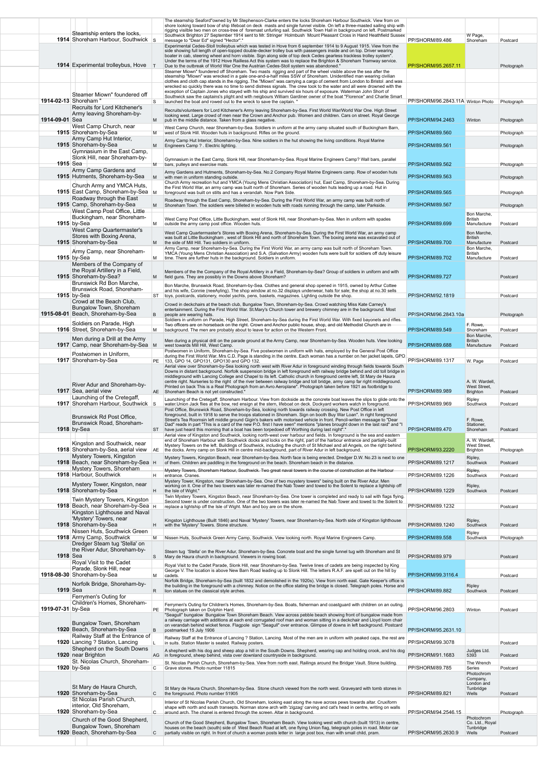| Date | Title | Code | Description | Reference | Publisher | Type |
|---|---|---|---|---|---|---|
| 1914 | Steamship enters the locks, Shoreham Harbour, Southwick | S | The steamship Seaford"owned by Mr Stephenson-Clarke enters the locks Shoreham Harbour Southwick. View from on shore looking toward bow of ship lifeboat on deck masts and single funnel visible. On left a three-masted sailing ship with rigging visible two men on cross-tree of foremast unfurling sail. Southwick Town Hall in background on left. Postmarked Southwick Brighton 27 September 1914 sent to Mr. Stringer Holmbush Mount Pleasant Cross in Hand Heathfield Sussex message to "Dear Ed" signed "Hector"." | PP/SHORM/89.486 | W Page, Shoreham | Postcard |
| 1914 | Experimental trolleybus, Hove | T | Experimental Cedes-Stoll trolleybus which was tested in Hove from 6 september 1914 to 9 August 1915. View from the side showing full length of open-topped double-decker trolley bus with passengers inside and on top. Driver wearing boater in cab, steering wheel and horn visible. Sign along side of top deck Cedes gearless trackless trolley system". Under the terms of the 1912 Hove Railless Act this system was to replace the Brighton & Shoreham Tramway service. Due to the outbreak of World War One the Austrian Cedes-Stoll system was abandoned." | PP/SHORM/95.2657.11 | | Photograph |
| 1914-02-13 | Steamer Miown" foundered off Shoreham " | S | Steamer Miown" foundered off Shoreham. Two masts rigging and part of the wheel visible above the sea after the steamship "Miown" was wrecked in a gale one-and-a-half miles SSW of Shoreham. Unidentified man wearing civilian clothes and cloth cap stands in the rigging. The "Miown" was carrying a cargo of cement from London to Bristol and was wrecked so quickly there was no time to send distress signals. The crew took to the water and all were drowned with the exception of Captain Jones who stayed with his ship and survived six hours of exposure. Waterman John Short of Southwick saw the captains's plight and with neigbours William Gardiner owner of the boat "Florence" and Charlie Smart launched the boat and rowed out to the wreck to save the captain. " | PP/SHORM/96.2843.11A | Winton Photo | Photograph |
| 1914-09-01 | Recruits for Lord Kitchener's Army leaving Shoreham-by-Sea | M | Recruits/volunteers for Lord Kitchener's Army leaving Shoreham-by-Sea. First World War/World War One. High Street looking west. Large crowd of men near the Crown and Anchor pub. Women and children. Cars on street. Royal George pub in the middle distance. Taken from a glass negative. | PP/SHORM/94.2463 | Winton | Photograph |
| 1915 | West Camp Church, near Shoreham-by-Sea | M | West Camp Church, near Shoreham-by-Sea. Soldiers in uniform at the army camp situated south of Buckingham Barn, west of Slonk Hill. Wooden huts in background. Rifles on the ground. | PP/SHORM/89.560 | | Photograph |
| 1915 | Army Camp Hut Interior, Shoreham-by-Sea | M | Army Camp Hut Interior, Shoreham-by-Sea. Nine soldiers in the hut showing the living conditions. Royal Marine Engineers Camp ? . Electric lighting. | PP/SHORM/89.561 | | Photograph |
| 1915 | Gymnasium in the East Camp, Slonk Hill, near Shoreham-by-Sea | M | Gymnasium in the East Camp, Slonk Hill, near Shoreham-by-Sea. Royal Marine Engineers Camp? Wall bars, parallel bars, pulleys and exercise mats. | PP/SHORM/89.562 | | Photograph |
| 1915 | Army Camp Gardens and Hutments, Shoreham-by-Sea | M | Army Gardens and Hutments, Shoreham-by-Sea. No.2 Company Royal Marine Engineers camp. Row of wooden huts with men in uniform standing outside. | PP/SHORM/89.563 | | Photograph |
| 1915 | Church Army and YMCA Huts, East Camp, Shoreham-by-Sea | M | Church Army recreation hut and YMCA (Young Mens Christian Association) hut, East Camp, Shoreham-by-Sea. During the First World War, an army camp was built north of Shoreham. Series of wooden huts leading up a road. Hut in foreground was built on stilts and has a verandah. Now Park Side. | PP/SHORM/89.565 | | Photograph |
| 1915 | Roadway through the East Camp, Shoreham-by-Sea | M | Roadway through the East Camp, Shoreham-by-Sea. During the First World War, an army camp was built north of Shoreham Town. The soldiers were billeted in wooden huts with roads running through the camp, later Parkside. | PP/SHORM/89.567 | | Photograph |
| 1915 | West Camp Post Office, Little Buckingham, near Shoreham-by-Sea | M | West Camp Post Office, Little Buckingham, west of Slonk Hill, near Shoreham-by-Sea. Men in uniform with spades outside the army camp post office. Wooden huts. | PP/SHORM/89.699 | Bon Marche, British Manufacture | Postcard |
| 1915 | West Camp Quartermaster's Stores with Boxing Arena, Shoreham-by-Sea | M | West Camp Quartermaster's Stores with Boxing Arena, Shoreham-by-Sea. During the First World War, an army camp was built at Little Buckingham , west of Slonk Hill and north of Shoreham Town. The boxing arena was excavated out of the side of Mill Hill. Two soldiers in uniform. | PP/SHORM/89.700 | Bon Marche, British Manufacture | Postcard |
| 1915 | Army Camp, near Shoreham-by-Sea | M | Army Camp, near Shoreham-by-Sea. During the First World War, an army camp was built north of Shoreham Town. YMCA (Young Mens Christian Association) and S.A. (Salvation Army) wooden huts were built for soldiers off duty leisure time. There are further huts in the background. Soldiers in uniform. | PP/SHORM/89.702 | Bon Marche, British Manufacture | Postcard |
| 1915 | Members of the Company of the Royal Artillery in a Field, Shoreham-by-Sea? | M | Members of the the Company of the Royal Artillery in a Field, Shoreham-by-Sea? Group of soldiers in uniform and with field guns. They are possibly in the Downs above Shoreham? | PP/SHORM/89.727 | | Postcard |
| 1915 | Brunswick Rd Bon Marche, Brunswick Road, Shoreham-by-Sea | ST | Bon Marche, Brunswick Road, Shoreham-by-Sea. Clothes and general shop opened in 1915, owned by Arthur Cottee and his wife, Connie (neeAyling). The shop window at no.32 displays underwear, hats for sale; the shop at no.30 sells toys, postcards, stationery, model yachts, pens, baskets, magazines. Lighting outside the shop. | PP/SHORM/92.1819 | | Postcard |
| 1915-08-01 | Crowd at the Beach Club, Bungalow Town, Shoreham Beach, Shoreham-by-Sea | B | Crowd in deckchairs at the beach club, Bungalow Town, Shoreham-by-Sea. Crowd watching Miss Kate Carney's entertainment. During the First World War. St.Mary's Church tower and brewery chimney are in the background. Most people are wearing hats. | PP/SHORM/96.2843.10a | | Photograph |
| 1916 | Soldiers on Parade, High Street, Shoreham-by-Sea | M | Soldiers in uniform on Parade, High Street, Shoreham-by-Sea during the First World War. With fixed bayonets and rifles. Two officers are on horseback on the right. Crown and Anchor public house, shop, and old Methodist Church are in background. The men are probably about to leave for action on the Western Front. | PP/SHORM/89.549 | F. Rowe, Shoreham | Postcard |
| 1917 | Men during a Drill at the Army Camp, near Shoreham-by-Sea | M | Men during a physical drill on the parade ground at the Army Camp, near Shoreham-by-Sea. Wooden huts. View looking west towards Mill Hill, West Camp. | PP/SHORM/89.688 | Bon Marche, British Manufacture | Postcard |
| 1917 | Postwomen in Uniform, Shoreham-by-Sea | PE | Postwomen in Uniform, Shoreham-by-Sea. Five postwomen in uniform with hats, employed by the General Post Office during the First World War. Mrs C.D. Page is standing in the centre. Each woman has a number on her jacket lapels, GPO 133, GPO 14, GPO131, GPO130 and GPO 132. | PP/SHORM/89.1317 | W. Page | Postcard |
| 1917 | River Adur and Shoreham-by-Sea, aerial view | AE | Aerial view over Shoreham-by-Sea looking north west with River Adur in foreground winding through fields towards South Downs in distant background. Norfolk suspension bridge in left foreground with railway bridge behind and old toll bridge in middleground with Lancing College and Chapel to its left. Catholic church in foreground centre left, St Mary de Haura centre right. Nurseries to the right of the river between railway bridge and toll bridge, army camp far right middleground. Printed on back This is a Real Photograph from an Avro Aeroplane". Photograph taken before 1921 as footbridge to Shoreham Beach is not yet constructed." | PP/SHORM/89.989 | A. W. Wardell, West Street, Brighton | Postcard |
| 1917 | Launching of the Cretegaff, Shoreham Harbour, Southwick | S | Launching of the Cretegaff, Shoreham Harbour. View from dockside as the concrete boat leaves the slips to glide onto the water.Union Jack flies at the bow, red ensign at the stern, lifeboat on deck. Dockyard workers watch in foreground. | PP/SHORM/89.969 | Ripley Southwick | Postcard |
| 1918 | Brunswick Rd Post Office, Brunswick Road, Shoreham-by-Sea | ST | Post Office, Brunswick Road, Shoreham-by-Sea, looking north towards railway crossing. New Post Office in left foreground, built in 1918 to serve the troops stationed in Shoreham. Sign on booth Buy War Loan". In right foreground Street's Tea Roomsin left middle ground Gigin's bakers with motorised vehicle in front. Pencil-writen message to "Dear Dad" reads in part "This is a card of the new P.O. first I have seen" mentions "planes brought down in the last raid" and "I have just heard this morning that a boat has been torpedoed off Worthing during last night"." | PP/SHORM/89.470 | F. Rowe, Stationer, Shoreham | Postcard |
| 1918 | Kingston and Southwick, near Shoreham-by-Sea, aerial view | AE | Aerial view of Kingston and Southwick, looking north-west over harbour and fields. In foreground is the sea and eastern end of Shoreham Harbour with Southwick docks and locks on the right, part of the harbour entrance and partially-built Mystery Towers on the left. Buildings of Southwick, including the church of St Michael and all Angels, on the right behind the docks. Army camp on Slonk Hill in centre mid-background, part of River Adur in left background. | PP/SHORM/93.2220 | A. W. Wardell, West Street, Brighton | Photograph |
| 1918 | Mystery Towers, Kingston Beach, near Shoreham-by-Sea | H | Mystery Towers, Kingston Beach, near Shoreham-by-Sea. North face is being erected. Dredger D.W. No.23 is next to one of them. Children are paddling in the foreground on the beach. Shoreham beach in the distance. | PP/SHORM/89.1217 | Ripley, Southwick | Postcard |
| 1918 | Mystery Towers, Shoreham Harbour, Southwick | H | Mystery Towers, Shoreham Harbour, Southwick. Two great naval towers in the course of construction at the Harbour entrance. Cranes. | PP/SHORM/89.1226 | Ripley, Southwick | Postcard |
| 1918 | Mystery Tower, Kingston, near Shoreham-by-Sea | H | Mystery Tower, Kingston, near Shoreham-by-Sea. One of two muystery towers" being built on the River Adur. Men working on it. One of the two towers was later re-named the Nab Tower and towed to the Solent to replace a lightship off the Isle of Wight." | PP/SHORM/89.1229 | Ripley, Southwick | Postcard |
| 1918 | Twin Mystery Towers, Kingston Beach, near Shoreham-by-Sea | H | Twin Mystery Towers, Kingston Beach, near Shoreham-by-Sea. One tower is completed and ready to sail with flags flying. Second tower is under construction. One of the two towers was later re-named The Nab Tower and towed to the Solent to replace a lightship off the Isle of Wight. Man and boy are on the shore. | PP/SHORM/89.1232 | | Postcard |
| 1918 | Kingston Lighthouse and Naval 'Mystery' Towers, near Shoreham-by-Sea | H | Kingston Lighthouse (Built 1846) and Naval 'Mystery' Towers, near Shoreham-by-Sea. North side of Kingston lighthouse with the 'Mystery' Towers. Stone structure. | PP/SHORM/89.1240 | Ripley, Southwick | Postcard |
| 1918 | Nissen Huts, Southwick Green Army Camp, Southwick | M | Nissen Huts, Southwick Green Army Camp, Southwick. View looking north. Royal Marine Engineers Camp. | PP/SHORM/89.558 | Ripley Southwick | Photograph |
| 1918 | Dredger Steam tug 'Stella' on the River Adur, Shoreham-by-Sea | S | Steam tug 'Stella' on the River Adur, Shoreham-by-Sea. Concrete boat and the single funnel tug with Shoreham and St Mary de Haura church in background. Viewers in rowing boat. | PP/SHORM/89.979 | | Postcard |
| 1918-08-30 | Royal Visit to the Cadet Parade, Slonk Hill, near Shoreham-by-Sea | M | Royal Visit to the Cadet Parade, Slonk Hill, near Shoreham-by-Sea. Twelve lines of cadets are being inspected by King George V. The location is above New Barn Road leading up to Slonk Hill. The letters R.A.F. are spelt out on the hill by cadets. | PP/SHORM/99.3116.4 | | Postcard |
| 1919 | Norfolk Bridge, Shoreham-by-Sea | R | Norfolk Bridge, Shoreham-by-Sea (built 1832 and demolished in the 1920s). View from north east. Gate Keeper's office is the building in the foreground with a chimney. Notice on the office stating the bridge is closed. Telegraph poles. Horse and lion statues on the classical style arches. | PP/SHORM/89.882 | Ripley Southwick | Postcard |
| 1919-07-31 | Ferrymen's Outing for Children's Homes, Shoreham-by-Sea | PE | Ferrymen's Outing for Children's Homes, Shoreham-by-Sea. Boats, fisherman and coastguard with children on an outing. Photograph taken on Dolphin Hard. | PP/SHORM/96.2803 | Winton | Postcard |
| 1920 | Bungalow Town, Shoreham Beach, Shoreham-by-Sea | B | "Seagull" bungalow Bungalow Town Shoreham Beach. View across pebble beach showing front of bungalow made from a railway carriage with additions at each end corrugated roof man and woman sitting in a deckchair and Lloyd loom chair on verandah behind wicket fence. Flagpole sign "Seagull" over entrance. Glimpse of downs in left background. Postcard postmarked 15 July 1906 | PP/SHORM/95.2631.10 | | Postcard |
| 1920 | Railway Staff at the Entrance of Lancing ? Station, Lancing | L | Railway Staff at the Entrance of Lancing ? Station, Lancing. Most of the men are in uniform with peaked caps, the rest are in suits. Station Master is seated. Railway posters. | PP/SHORM/99.3078 | | Postcard |
| 1920 | Shepherd on the South Downs near Brighton | AG | A shepherd with his dog and sheep atop a hill in the South Downs. Shepherd, wearing cap and holding crook, and his dog in foreground, sheep behind, vista over downland countryside in background. | PP/SHORM/91.1683 | Judges Ltd. 5393 | Postcard |
| 1920 | St. Nicolas Church, Shoreham-by-Sea | C | St. Nicolas Parish Church, Shoreham-by-Sea. View from north east. Railings around the Bridger Vault. Stone building. Grave stones. Photo number 11815 | PP/SHORM/89.785 | The Wrench Series | Postcard |
| 1920 | St Mary de Haura Church, Shoreham-by-Sea | C | St Mary de Haura Church, Shoreham-by-Sea. Stone church viewed from the north west. Graveyard with tomb stones in the foreground. Photo number 51905 | PP/SHORM/89.821 | Photochrom Company, London and Tunbridge Wells | Postcard |
| 1920 | St Nicolas Parish Church, interior, Old Shoreham, Shoreham-by-Sea | C | Interior of St Nicolas Parish Church, Old Shoreham, looking east along the nave across pews towards altar. Cruxiform shape with north and south transepts. Norman stone arch with 'zigzag' carving and cat's head in centre, writing on walls around arch. The chanel is entered through the screen. Altar in background. | PP/SHORM/94.2546.15 | | Photograph |
| 1920 | Church of the Good Shepherd, Bungalow Town, Shoreham Beach, Shoreham-by-Sea | C | Church of the Good Shepherd, Bungalow Town, Shoreham Beach. View looking west with church (built 1913) in centre, houses on the beach (south) side of West Beach Road at left, one flying Union flag, telegraph poles in road. Motor car partially visible on right. In front of church a woman posts letter in large post box, man with small child, pram. | PP/SHORM/95.2630.9 | Photochrom Co. Ltd., Royal Tunbridge Wells | Postcard |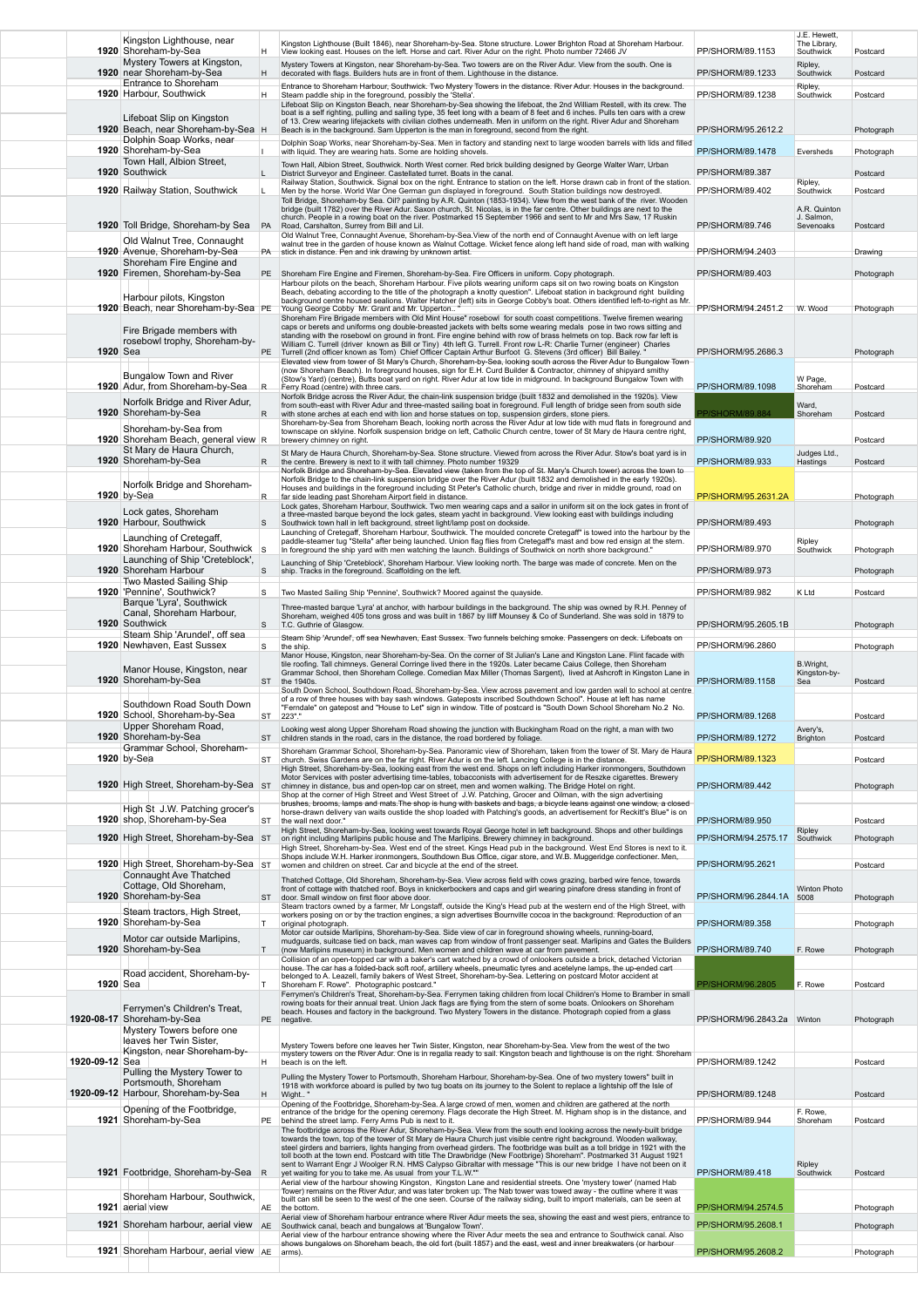| Year | Title | Cat | Description | Ref | Publisher | Type |
|---|---|---|---|---|---|---|
| 1920 | Kingston Lighthouse, near Shoreham-by-Sea | H | Kingston Lighthouse (Built 1846), near Shoreham-by-Sea. Stone structure. Lower Brighton Road at Shoreham Harbour. View looking east. Houses on the left. Horse and cart. River Adur on the right. Photo number 72466 JV | PP/SHORM/89.1153 | J.E. Hewett, The Library, Southwick | Postcard |
| 1920 | Mystery Towers at Kingston, near Shoreham-by-Sea | H | Mystery Towers at Kingston, near Shoreham-by-Sea. Two towers are on the River Adur. View from the south. One is decorated with flags. Builders huts are in front of them. Lighthouse in the distance. | PP/SHORM/89.1233 | Ripley, Southwick | Postcard |
| 1920 | Entrance to Shoreham Harbour, Southwick | H | Entrance to Shoreham Harbour, Southwick. Two Mystery Towers in the distance. River Adur. Houses in the background. Steam paddle ship in the foreground, possibly the 'Stella'. | PP/SHORM/89.1238 | Ripley, Southwick | Postcard |
| 1920 | Lifeboat Slip on Kingston Beach, near Shoreham-by-Sea | H | Lifeboat Slip on Kingston Beach, near Shoreham-by-Sea showing the lifeboat, the 2nd William Restell, with its crew. The boat is a self righting, pulling and sailing type, 35 feet long with a beam of 8 feet and 6 inches. Pulls ten oars with a crew of 13. Crew wearing lifejackets with civilian clothes underneath. Men in uniform on the right. River Adur and Shoreham Beach is in the background. Sam Upperton is the man in foreground, second from the right. | PP/SHORM/95.2612.2 | | Photograph |
| 1920 | Dolphin Soap Works, near Shoreham-by-Sea | I | Dolphin Soap Works, near Shoreham-by-Sea. Men in factory and standing next to large wooden barrels with lids and filled with liquid. They are wearing hats. Some are holding shovels. | PP/SHORM/89.1478 | Eversheds | Photograph |
| 1920 | Town Hall, Albion Street, Southwick | L | Town Hall, Albion Street, Southwick. North West corner. Red brick building designed by George Walter Warr, Urban District Surveyor and Engineer. Castellated turret. Boats in the canal. | PP/SHORM/89.387 | | Postcard |
| 1920 | Railway Station, Southwick | L | Railway Station, Southwick. Signal box on the right. Entrance to station on the left. Horse drawn cab in front of the station. Men by the horse. World War One German gun displayed in foreground. South Station buildings now destroyed. | PP/SHORM/89.402 | Ripley, Southwick | Postcard |
| 1920 | Toll Bridge, Shoreham-by-Sea | PA | Toll Bridge, Shoreham-by-Sea. Oil? painting by A.R. Quinton (1853-1934). View from the west bank of the river. Wooden bridge (built 1782) over the River Adur. Saxon church, St. Nicolas, is in the far centre. Other buildings are next to the church. People in a rowing boat on the river. Postmarked 15 September 1966 and sent to Mr and Mrs Saw, 17 Ruskin Road, Carshalton, Surrey from Bill and Lil. | PP/SHORM/89.746 | A.R. Quinton J. Salmon, Sevenoaks | Postcard |
| 1920 | Old Walnut Tree, Connaught Avenue, Shoreham-by-Sea | PA | Old Walnut Tree, Connaught Avenue, Shoreham-by-Sea.View of the north end of Connaught Avenue with on left large walnut tree in the garden of house known as Walnut Cottage. Wicket fence along left hand side of road, man with walking stick in distance. Pen and ink drawing by unknown artist. | PP/SHORM/94.2403 | | Drawing |
| 1920 | Shoreham Fire Engine and Firemen, Shoreham-by-Sea | PE | Shoreham Fire Engine and Firemen, Shoreham-by-Sea. Fire Officers in uniform. Copy photograph. | PP/SHORM/89.403 | | Photograph |
| 1920 | Harbour pilots, Kingston Beach, near Shoreham-by-Sea | PE | Harbour pilots on the beach, Shoreham Harbour. Five pilots wearing uniform caps sit on two rowing boats on Kingston Beach, debating according to the title of the photograph a knotty question". Lifeboat station in background right building background centre housed sealions. Walter Hatcher (left) sits in George Cobby's boat. Others identified left-to-right as Mr. Young George Cobby Mr. Grant and Mr. Upperton.. " | PP/SHORM/94.2451.2 | W. Wood | Photograph |
| 1920 | Fire Brigade members with rosebowl trophy, Shoreham-by-Sea | PE | Shoreham Fire Brigade members with Old Mint House" rosebowl for south coast competitions. Twelve firemen wearing caps or berets and uniforms ong double-breasted jackets with belts some wearing medals pose in two rows sitting and standing with the rosebowl on ground in front. Fire engine behind with row of brass helmets on top. Back row far left is William C. Turrell (driver known as Bill or Tiny) 4th left G. Turrell. Front row L-R: Charlie Turner (engineer) Charles Turrell (2nd officer known as Tom) Chief Officer Captain Arthur Burfoot G. Stevens (3rd officer) Bill Bailey. " | PP/SHORM/95.2686.3 | | Photograph |
| 1920 | Bungalow Town and River Adur, from Shoreham-by-Sea | R | Elevated view from tower of St Mary's Church, Shoreham-by-Sea, looking south across the River Adur to Bungalow Town (now Shoreham Beach). In foreground houses, sign for E.H. Curd Builder & Contractor, chimney of shipyard smithy (Stow's Yard) (centre), Butts boat yard on right. River Adur at low tide in midground. In background Bungalow Town with Ferry Road (centre) with three cars. | PP/SHORM/89.1098 | W Page, Shoreham | Postcard |
| 1920 | Norfolk Bridge and River Adur, Shoreham-by-Sea | R | Norfolk Bridge across the River Adur, the chain-link suspension bridge (built 1832 and demolished in the 1920s). View from south-east with River Adur and three-masted sailing boat in foreground. Full length of bridge seen from south side with stone arches at each end with lion and horse statues on top, suspension girders, stone piers. | PP/SHORM/89.884 | Ward, Shoreham | Postcard |
| 1920 | Shoreham-by-Sea from Shoreham Beach, general view | R | Shoreham-by-Sea from Shoreham Beach, looking north across the River Adur at low tide with mud flats in foreground and townscape on skyline. Norfolk suspension bridge on left, Catholic Church centre, tower of St Mary de Haura centre right, brewery chimney on right. | PP/SHORM/89.920 | | Postcard |
| 1920 | St Mary de Haura Church, Shoreham-by-Sea | R | St Mary de Haura Church, Shoreham-by-Sea. Stone structure. Viewed from across the River Adur. Stow's boat yard is in the centre. Brewery is next to it with tall chimney. Photo number 19329 | PP/SHORM/89.933 | Judges Ltd., Hastings | Postcard |
| 1920 | Norfolk Bridge and Shoreham-by-Sea | R | Norfolk Bridge and Shoreham-by-Sea. Elevated view (taken from the top of St. Mary's Church tower) across the town to Norfolk Bridge to the chain-link suspension bridge over the River Adur (built 1832 and demolished in the early 1920s). Houses and buildings in the foreground including St Peter's Catholic church, bridge and river in middle ground, road on far side leading past Shoreham Airport field in distance. | PP/SHORM/95.2631.2A | | Photograph |
| 1920 | Lock gates, Shoreham Harbour, Southwick | S | Lock gates, Shoreham Harbour, Southwick. Two men wearing caps and a sailor in uniform sit on the lock gates in front of a three-masted barque beyond the lock gates, steam yacht in background. View looking east with buildings including Southwick town hall in left background, street light/lamp post on dockside. | PP/SHORM/89.493 | | Photograph |
| 1920 | Launching of Cretegaff, Shoreham Harbour, Southwick | S | Launching of Cretegaff, Shoreham Harbour, Southwick. The moulded concrete Cretegaff" is towed into the harbour by the paddle-steamer tug "Stella" after being launched. Union flag flies from Cretegaff's mast and bow red ensign at the stern. In foreground the ship yard with men watching the launch. Buildings of Southwick on north shore background." | PP/SHORM/89.970 | Ripley Southwick | Photograph |
| 1920 | Launching of Ship 'Creteblock', Shoreham Harbour | S | Launching of Ship 'Creteblock', Shoreham Harbour. View looking north. The barge was made of concrete. Men on the ship. Tracks in the foreground. Scaffolding on the left. | PP/SHORM/89.973 | | Photograph |
| 1920 | Two Masted Sailing Ship 'Pennine', Southwick? | S | Two Masted Sailing Ship 'Pennine', Southwick? Moored against the quayside. | PP/SHORM/89.982 | K Ltd | Postcard |
| 1920 | Barque 'Lyra', Southwick Canal, Shoreham Harbour, Southwick | S | Three-masted barque 'Lyra' at anchor, with harbour buildings in the background. The ship was owned by R.H. Penney of Shoreham, weighed 405 tons gross and was built in 1867 by Iliff Mounsey & Co of Sunderland. She was sold in 1879 to T.C. Guthrie of Glasgow. | PP/SHORM/95.2605.1B | | Photograph |
| 1920 | Steam Ship 'Arundel', off sea Newhaven, East Sussex | S | Steam Ship 'Arundel', off sea Newhaven, East Sussex. Two funnels belching smoke. Passengers on deck. Lifeboats on the ship. | PP/SHORM/96.2860 | | Photograph |
| 1920 | Manor House, Kingston, near Shoreham-by-Sea | ST | Manor House, Kingston, near Shoreham-by-Sea. On the corner of St Julian's Lane and Kingston Lane. Flint facade with tile roofing. Tall chimneys. General Corringe lived there in the 1920s. Later became Caius College, then Shoreham Grammar School, then Shoreham College. Comedian Max Miller (Thomas Sargent), lived at Ashcroft in Kingston Lane in the 1940s. | PP/SHORM/89.1158 | B.Wright, Kingston-by-Sea | Postcard |
| 1920 | Southdown Road South Down School, Shoreham-by-Sea | ST | South Down School, Southdown Road, Shoreham-by-Sea. View across pavement and low garden wall to school at centre of a row of three houses with bay sash windows. Gateposts inscribed Southdown School". House at left has name "Ferndale" on gatepost and "House to Let" sign in window. Title of postcard is "South Down School Shoreham No.2 No. 223"." | PP/SHORM/89.1268 | | Postcard |
| 1920 | Upper Shoreham Road, Shoreham-by-Sea | ST | Looking west along Upper Shoreham Road showing the junction with Buckingham Road on the right, a man with two children stands in the road, cars in the distance, the road bordered by foliage. | PP/SHORM/89.1272 | Avery's, Brighton | Postcard |
| 1920 | Grammar School, Shoreham-by-Sea | ST | Shoreham Grammar School, Shoreham-by-Sea. Panoramic view of Shoreham, taken from the tower of St. Mary de Haura church. Swiss Gardens are on the far right. River Adur is on the left. Lancing College is in the distance. | PP/SHORM/89.1323 | | Postcard |
| 1920 | High Street, Shoreham-by-Sea | ST | High Street, Shoreham-by-Sea, looking east from the west end. Shops on left including Harker ironmongers, Southdown Motor Services with poster advertising time-tables, tobacconists with advertisement for de Reszke cigarettes. Brewery chimney in distance, bus and open-top car on street, men and women walking. The Bridge Hotel on right. | PP/SHORM/89.442 | | Photograph |
| 1920 | High St J.W. Patching grocer's shop, Shoreham-by-Sea | ST | Shop at the corner of High Street and West Street of J.W. Patching, Grocer and Oilman, with the sign advertising brushes, brooms, lamps and mats.The shop is hung with baskets and bags, a bicycle leans against one window, a closed horse-drawn delivery van waits oustide the shop loaded with Patching's goods, an advertisement for Reckitt's Blue" is on the wall next door." | PP/SHORM/89.950 | | Postcard |
| 1920 | High Street, Shoreham-by-Sea | ST | High Street, Shoreham-by-Sea, looking west towards Royal George hotel in left background. Shops and other buildings on right including Marlipins public house and The Marlipins. Brewery chimney in background. | PP/SHORM/94.2575.17 | Ripley Southwick | Photograph |
| 1920 | High Street, Shoreham-by-Sea | ST | High Street, Shoreham-by-Sea. West end of the street. Kings Head pub in the background. West End Stores is next to it. Shops include W.H. Harker ironmongers, Southdown Bus Office, cigar store, and W.B. Muggeridge confectioner. Men, women and children on street. Car and bicycle at the end of the street. | PP/SHORM/95.2621 | | Postcard |
| 1920 | Connaught Ave Thatched Cottage, Old Shoreham, Shoreham-by-Sea | ST | Thatched Cottage, Old Shoreham, Shoreham-by-Sea. View across field with cows grazing, barbed wire fence, towards front of cottage with thatched roof. Boys in knickerbockers and caps and girl wearing pinafore dress standing in front of door. Small window on first floor above door. | PP/SHORM/96.2844.1A | Winton Photo 5008 | Photograph |
| 1920 | Steam tractors, High Street, Shoreham-by-Sea | T | Steam tractors owned by a farmer, Mr Longstaff, outside the King's Head pub at the western end of the High Street, with workers posing on or by the traction engines, a sign advertises Bournville cocoa in the background. Reproduction of an original photograph. | PP/SHORM/89.358 | | Photograph |
| 1920 | Motor car outside Marlipins, Shoreham-by-Sea | T | Motor car outside Marlipins, Shoreham-by-Sea. Side view of car in foreground showing wheels, running-board, mudguards, suitcase tied on back, man waves cap from window of front passenger seat. Marlipins and Gates the Builders (now Marlipins museum) in background. Men women and children wave at car from pavement. | PP/SHORM/89.740 | F. Rowe | Photograph |
| 1920 | Road accident, Shoreham-by-Sea | T | Collision of an open-topped car with a baker's cart watched by a crowd of onlookers outside a brick, detached Victorian house. The car has a folded-back soft roof, artillery wheels, pneumatic tyres and acetelyne lamps, the up-ended cart belonged to A. Leazell, family bakers of West Street, Shoreham-by-Sea. Lettering on postcard Motor accident at Shoreham F. Rowe". Photographic postcard." | PP/SHORM/96.2805 | F. Rowe | Postcard |
| 1920-08-17 | Ferrymen's Children's Treat, Shoreham-by-Sea | PE | Ferrymen's Children's Treat, Shoreham-by-Sea. Ferrymen taking children from local Children's Home to Bramber in small rowing boats for their annual treat. Union Jack flags are flying from the stern of some boats. Onlookers on Shoreham beach. Houses and factory in the background. Two Mystery Towers in the distance. Photograph copied from a glass negative. | PP/SHORM/96.2843.2a | Winton | Photograph |
| 1920-09-12 | Mystery Towers before one leaves her Twin Sister, Kingston, near Shoreham-by-Sea | H | Mystery Towers before one leaves her Twin Sister, Kingston, near Shoreham-by-Sea. View from the west of the two mystery towers on the River Adur. One is in regalia ready to sail. Kingston beach and lighthouse is on the right. Shoreham beach is on the left. | PP/SHORM/89.1242 | | Postcard |
| 1920-09-12 | Pulling the Mystery Tower to Portsmouth, Shoreham Harbour, Shoreham-by-Sea | H | Pulling the Mystery Tower to Portsmouth, Shoreham Harbour, Shoreham-by-Sea. One of two mystery towers" built in 1918 with workforce aboard is pulled by two tug boats on its journey to the Solent to replace a lightship off the Isle of Wight.. " | PP/SHORM/89.1248 | | Postcard |
| 1921 | Opening of the Footbridge, Shoreham-by-Sea | PE | Opening of the Footbridge, Shoreham-by-Sea. A large crowd of men, women and children are gathered at the north entrance of the bridge for the opening ceremony. Flags decorate the High Street. H. Higham shop is in the distance, and behind the street lamp. Ferry Arms Pub is next to it. | PP/SHORM/89.944 | F. Rowe, Shoreham | Postcard |
| 1921 | Footbridge, Shoreham-by-Sea | R | The footbridge across the River Adur, Shoreham-by-Sea. View from the south end looking across the newly-built bridge towards the town, top of the tower of St Mary de Haura Church just visible centre right background. Wooden walkway, steel girders and barriers, lights hanging from overhead girders. The footbridge was built as a toll bridge in 1921 with the toll booth at the town end. Postcard with title The Drawbridge (New Footbridge) Shoreham". Postmarked 31 August 1921 sent to Warrant Engr J Woolger R.N. HMS Calypso Gibraltar with message "This is our new bridge I have not been on it yet waiting for you to take me. As usual from your T.L.W."" | PP/SHORM/89.418 | Ripley Southwick | Photograph |
| 1921 | Shoreham Harbour, Southwick, aerial view | AE | Aerial view of the harbour showing Kingston, Kingston Lane and residential streets. One 'mystery tower' (named Hab Tower) remains on the River Adur, and was later broken up. The Nab tower was towed away - the outline where it was built can still be seen to the west of the one seen. Course of the railway siding, built to import materials, can be seen at the bottom. | PP/SHORM/94.2574.5 | | Photograph |
| 1921 | Shoreham harbour, aerial view | AE | Aerial view of Shoreham harbour entrance where River Adur meets the sea, showing the east and west piers, entrance to Southwick canal, beach and bungalows at 'Bungalow Town'. | PP/SHORM/95.2608.1 | | Photograph |
| 1921 | Shoreham Harbour, aerial view | AE | Aerial view of the harbour entrance showing where the River Adur meets the sea and entrance to Southwick canal. Also shows bungalows on Shoreham beach, the old fort (built 1857) and the east, west and inner breakwaters (or harbour arms). | PP/SHORM/95.2608.2 | | Photograph |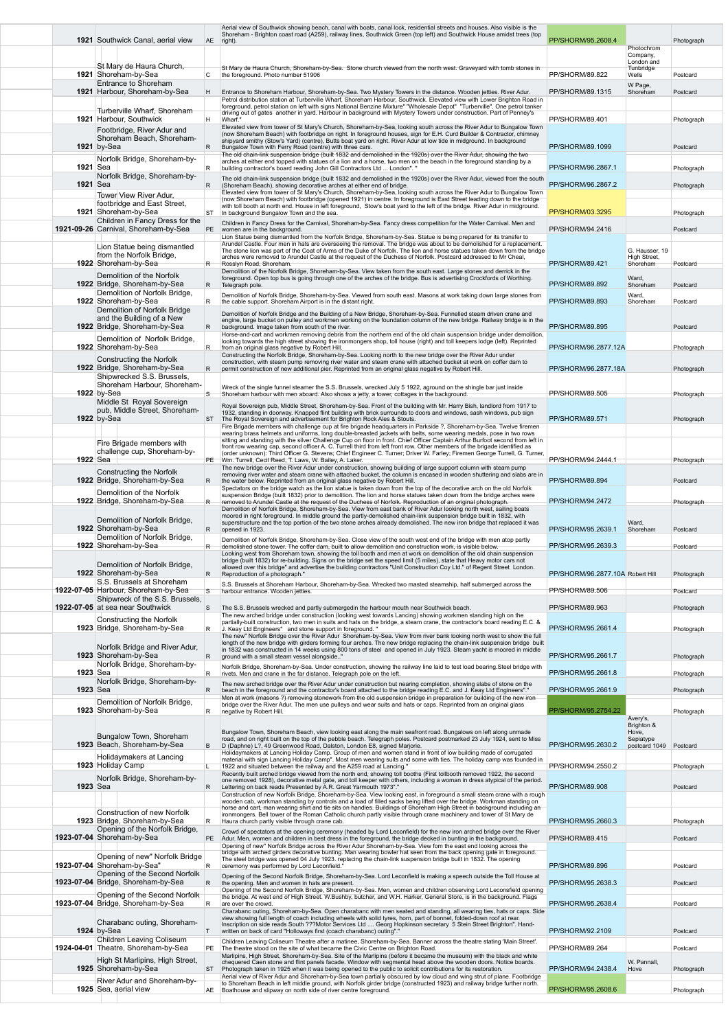| | | | | | | |
|---|---|---|---|---|---|---|
| 1921 | Southwick Canal, aerial view | AE | Aerial view of Southwick showing beach, canal with boats, canal lock, residential streets and houses. Also visible is the Shoreham - Brighton coast road (A259), railway lines, Southwick Green (top left) and Southwick House amidst trees (top right). | PP/SHORM/95.2608.4 | | Photograph |
| 1921 | St Mary de Haura Church, Shoreham-by-Sea | C | St Mary de Haura Church, Shoreham-by-Sea. Stone church viewed from the north west. Graveyard with tomb stones in the foreground. Photo number 51906 | PP/SHORM/89.822 | Photochrom Company, London and Tunbridge Wells | Postcard |
| 1921 | Entrance to Shoreham Harbour, Shoreham-by-Sea | H | Entrance to Shoreham Harbour, Shoreham-by-Sea. Two Mystery Towers in the distance. Wooden jetties. River Adur. | PP/SHORM/89.1315 | W Page, Shoreham | Postcard |
| 1921 | Turberville Wharf, Shoreham Harbour, Southwick | H | Petrol distribution station at Turberville Wharf, Shoreham Harbour, Southwick. Elevated view with Lower Brighton Road in foreground, petrol station on left with signs National Benzine Mixture" "Wholesale Depot" "Turberville". One petrol tanker driving out of gates another in yard. Harbour in background with Mystery Towers under construction. Part of Penney's Wharf." | PP/SHORM/89.401 | | Photograph |
| 1921 | Footbridge, River Adur and Shoreham Beach, Shoreham-by-Sea | R | Elevated view from tower of St Mary's Church, Shoreham-by-Sea, looking south across the River Adur to Bungalow Town (now Shoreham Beach) with footbridge on right. In foreground houses, sign for E.H. Curd Builder & Contractor, chimney shipyard smithy (Stow's Yard) (centre), Butts boat yard on right. River Adur at low tide in midground. In background Bungalow Town with Ferry Road (centre) with three cars. | PP/SHORM/89.1099 | | Postcard |
| 1921 | Norfolk Bridge, Shoreham-by-Sea | R | The old chain-link suspension bridge (built 1832 and demolished in the 1920s) over the River Adur, showing the two arches at either end topped with statues of a lion and a horse, two men on the beach in the foreground standing by a building contractor's board reading John Gill Contractors Ltd ... London". " | PP/SHORM/96.2867.1 | | Photograph |
| 1921 | Norfolk Bridge, Shoreham-by-Sea | R | The old chain-link suspension bridge (built 1832 and demolished in the 1920s) over the River Adur, viewed from the south (Shoreham Beach), showing decorative arches at either end of bridge. | PP/SHORM/96.2867.2 | | Photograph |
| 1921 | Tower View River Adur, footbridge and East Street, Shoreham-by-Sea | ST | Elevated view from tower of St Mary's Church, Shoreham-by-Sea, looking south across the River Adur to Bungalow Town (now Shoreham Beach) with footbridge (opened 1921) in centre. In foreground is East Street leading down to the bridge with toll booth at north end. House in left foreground, Stow's boat yard to the left of the bridge. River Adur in midground. In background Bungalow Town and the sea. | PP/SHORM/03.3295 | | Photograph |
| 1921-09-26 | Children in Fancy Dress for the Carnival, Shoreham-by-Sea | PE | Children in Fancy Dress for the Carnival, Shoreham-by-Sea. Fancy dress competition for the Water Carnival. Men and women are in the background. | PP/SHORM/94.2416 | | Postcard |
| 1922 | Lion Statue being dismantled from the Norfolk Bridge, Shoreham-by-Sea | R | Lion Statue being dismantled from the Norfolk Bridge, Shoreham-by-Sea. Statue is being prepared for its transfer to Arundel Castle. Four men in hats are overseeing the removal. The bridge was about to be demolished for a replacement. The stone lion was part of the Coat of Arms of the Duke of Norfolk. The lion and horse statues taken down from the bridge arches were removed to Arundel Castle at the request of the Duchess of Norfolk. Postcard addressed to Mr Cheal, Rosslyn Road, Shoreham. | PP/SHORM/89.421 | G. Hausser, 19 High Street, Shoreham | Postcard |
| 1922 | Demolition of the Norfolk Bridge, Shoreham-by-Sea | R | Demolition of the Norfolk Bridge, Shoreham-by-Sea. View taken from the south east. Large stones and derrick in the foreground. Open top bus is going through one of the arches of the bridge. Bus is advertising Crockfords of Worthing. Telegraph pole. | PP/SHORM/89.892 | Ward, Shoreham | Postcard |
| 1922 | Demolition of Norfolk Bridge, Shoreham-by-Sea | R | Demolition of Norfolk Bridge, Shoreham-by-Sea. Viewed from south east. Masons at work taking down large stones from the cable support. Shoreham Airport is in the distant right. | PP/SHORM/89.893 | Ward, Shoreham | Postcard |
| 1922 | Demolition of the Norfolk Bridge and the Building of a New Bridge, Shoreham-by-Sea | R | Demolition of Norfolk Bridge and the Building of a New Bridge, Shoreham-by-Sea. Funnelled steam driven crane and engine, large bucket on pulley and workmen working on the foundation column of the new bridge. Railway bridge is in the background. Image taken from south of the river. | PP/SHORM/89.895 | | Postcard |
| 1922 | Demolition of Norfolk Bridge, Shoreham-by-Sea | R | Horse-and-cart and workmen removing debris from the northern end of the old chain suspension bridge under demolition, looking towards the high street showing the ironmongers shop, toll house (right) and toll keepers lodge (left). Reprinted from an original glass negative by Robert Hill. | PP/SHORM/96.2877.12A | | Photograph |
| 1922 | Constructing the Norfolk Bridge, Shoreham-by-Sea | R | Constructing the Norfolk Bridge, Shoreham-by-Sea. Looking north to the new bridge over the River Adur under construction, with steam pump removing river water and steam crane with attached bucket at work on coffer dam to permit construction of new additional pier. Reprinted from an original glass negative by Robert Hill. | PP/SHORM/96.2877.18A | | Photograph |
| 1922 | Shipwrecked S.S. Brussels, Shoreham Harbour, Shoreham-by-Sea | S | Wreck of the single funnel steamer the S.S. Brussels, wrecked July 5 1922, aground on the shingle bar just inside Shoreham harbour with men aboard. Also shows a jetty, a tower, cottages in the background. | PP/SHORM/89.505 | | Photograph |
| 1922 | Middle St Royal Sovereign pub, Middle Street, Shoreham-by-Sea | ST | Royal Sovereign pub, Middle Street, Shoreham-by-Sea. Front of the building with Mr. Harry Bish, landlord from 1917 to 1932, standing in doorway. Knapped flint building with brick surrounds to doors and windows, sash windows, pub sign The Royal Sovereign and advertisement for Brighton Rock Ales & Stouts. | PP/SHORM/89.571 | | Photograph |
| 1922 | Fire Brigade members with challenge cup, Shoreham-by-Sea | PE | Fire Brigade members with challenge cup at fire brigade headquarters in Parkside ?, Shoreham-by-Sea. Twelve firemen wearing brass helmets and uniforms, long double-breasted jackets with belts, some wearing medals, pose in two rows sitting and standing with the silver Challenge Cup on floor in front. Chief Officer Captain Arthur Burfoot second from left in front row wearing cap, second officer A. C. Turrell third from left front row. Other members of the brigade identified as (order unknown): Third Officer G. Stevens; Chief Engineer C. Turner; Driver W. Farley; Firemen George Turrell, G. Turner, Wm. Turrell, Cecil Reed, T. Laws, W. Bailey, A. Laker. | PP/SHORM/94.2444.1 | | Photograph |
| 1922 | Constructing the Norfolk Bridge, Shoreham-by-Sea | R | The new bridge over the River Adur under construction, showing building of large support column with steam pump removing river water and steam crane with attached bucket, the column is encased in wooden shuttering and slabs are in the water below. Reprinted from an original glass negative by Robert Hill. | PP/SHORM/89.894 | | Postcard |
| 1922 | Demolition of the Norfolk Bridge, Shoreham-by-Sea | R | Spectators on the bridge watch as the lion statue is taken down from the top of the decorative arch on the old Norfolk suspension Bridge (built 1832) prior to demolition. The lion and horse statues taken down from the bridge arches were removed to Arundel Castle at the request of the Duchess of Norfolk. Reproduction of an original photograph. | PP/SHORM/94.2472 | | Photograph |
| 1922 | Demolition of Norfolk Bridge, Shoreham-by-Sea | R | Demolition of Norfolk Bridge, Shoreham-by-Sea. View from east bank of River Adur looking north west, sailing boats moored in right foreground. In middle ground the partly-demolished chain-link suspension bridge built in 1832, with superstructure and the top portion of the two stone arches already demolished. The new iron bridge that replaced it was opened in 1923. | PP/SHORM/95.2639.1 | Ward, Shoreham | Postcard |
| 1922 | Demolition of Norfolk Bridge, Shoreham-by-Sea | R | Demolition of Norfolk Bridge, Shoreham-by-Sea. Close view of the south west end of the bridge with men atop partly demolished stone tower. The coffer dam, built to allow demolition and construction work, is visible below. | PP/SHORM/95.2639.3 | | Postcard |
| 1922 | Demolition of Norfolk Bridge, Shoreham-by-Sea | R | Looking west from Shoreham town, showing the toll booth and men at work on demolition of the old chain suspension bridge (built 1832) for re-building. Signs on the bridge set the speed limit (5 miles), state that Heavy motor cars not allowed over this bridge" and advertise the building contractors "Unit Construction Coy Ltd." of Regent Street London. Reproduction of a photograph." | PP/SHORM/96.2877.10A | Robert Hill | Photograph |
| 1922-07-05 | S.S. Brussels at Shoreham Harbour, Shoreham-by-Sea | S | S.S. Brussels at Shoreham Harbour, Shoreham-by-Sea. Wrecked two masted steamship, half submerged across the harbour entrance. Wooden jetties. | PP/SHORM/89.506 | | Postcard |
| 1922-07-05 | Shipwreck of the S.S. Brussels, at sea near Southwick | S | The S.S. Brussels wrecked and partly submergedin the harbour mouth near Southwick beach. | PP/SHORM/89.963 | | Photograph |
| 1923 | Constructing the Norfolk Bridge, Shoreham-by-Sea | R | The new arched bridge under construction (looking west towards Lancing) showing workmen standing high on the partially-built construction, two men in suits and hats on the bridge, a steam crane, the contractor's board reading E.C. & J. Keay Ltd Engineers" and stone support in foreground. " | PP/SHORM/95.2661.4 | | Photograph |
| 1923 | Norfolk Bridge and River Adur, Shoreham-by-Sea | R | The new" Norfolk Bridge over the River Adur Shoreham-by-Sea. View from river bank looking north west to show the full length of the new bridge with girders forming four arches. The new bridge replacing the chain-link suspension bridge built in 1832 was constructed in 14 weeks using 800 tons of steel and opened in July 1923. Steam yacht is moored in middle ground with a small steam vessel alongside.." | PP/SHORM/95.2661.7 | | Photograph |
| 1923 | Norfolk Bridge, Shoreham-by-Sea | R | Norfolk Bridge, Shoreham-by-Sea. Under construction, showing the railway line laid to test load bearing.Steel bridge with rivets. Men and crane in the far distance. Telegraph pole on the left. | PP/SHORM/95.2661.8 | | Photograph |
| 1923 | Norfolk Bridge, Shoreham-by-Sea | R | The new arched bridge over the River Adur under construction but nearing completion, showing slabs of stone on the beach in the foreground and the contractor's board attached to the bridge reading E.C. and J. Keay Ltd Engineers"." | PP/SHORM/95.2661.9 | | Photograph |
| 1923 | Demolition of Norfolk Bridge, Shoreham-by-Sea | R | Men at work (masons ?) removing stonework from the old suspension bridge in preparation for building of the new iron bridge over the River Adur. The men use pulleys and wear suits and hats or caps. Reprinted from an original glass negative by Robert Hill. | PP/SHORM/95.2754.22 | | Photograph |
| 1923 | Bungalow Town, Shoreham Beach, Shoreham-by-Sea | B | Bungalow Town, Shoreham Beach, view looking east along the main seafront road. Bungalows on left along unmade road, and on right built on the top of the pebble beach. Telegraph poles. Postcard postmarked 23 July 1924, sent to Miss D (Daphne) L?, 49 Greenwood Road, Dalston, London E8, signed Marjorie. | PP/SHORM/95.2630.2 | Avery's, Brighton & Hove, Sepiatype postcard 1049 | Postcard |
| 1923 | Holidaymakers at Lancing Holiday Camp | L | Holidaymakers at Lancing Holiday Camp. Group of men and women stand in front of low building made of corrugated material with sign Lancing Holiday Camp". Most men wearing suits and some with ties. The holiday camp was founded in 1922 and situated between the railway and the A259 road at Lancing." | PP/SHORM/94.2550.2 | | Photograph |
| 1923 | Norfolk Bridge, Shoreham-by-Sea | R | Recently built arched bridge viewed from the north end, showing toll booths (First tollbooth removed 1922, the second one removed 1928), decorative metal gate, and toll keeper with others, including a woman in dress atypical of the period. Lettering on back reads Presented by A.R. Great Yarmouth 1973"." | PP/SHORM/89.908 | | Postcard |
| 1923 | Construction of new Norfolk Bridge, Shoreham-by-Sea | R | Construction of new Norfolk Bridge, Shoreham-by-Sea. View looking east, in foreground a small steam crane with a rough wooden cab, workman standing by controls and a load of filled sacks being lifted over the bridge. Workman standing on horse and cart; man wearing shirt and tie sits on handles. Buildings of Shoreham High Street in background including an ironmongers. Bell tower of the Roman Catholic church partly visible through crane machinery and tower of St Mary de Haura church partly visible through crane cab. | PP/SHORM/95.2660.3 | | Photograph |
| 1923-07-04 | Opening of the Norfolk Bridge, Shoreham-by-Sea | PE | Crowd of spectators at the opening ceremony (headed by Lord Leconfield) for the new iron arched bridge over the River Adur. Men, women and children in best dress in the foreground, the bridge decked in bunting in the background. | PP/SHORM/89.415 | | Postcard |
| 1923-07-04 | Opening of new" Norfolk Bridge Shoreham-by-Sea" | R | Opening of new" Norfolk Bridge across the River Adur Shoreham-by-Sea. View form the east end looking across the bridge with arched girders decorative bunting. Man wearing bowler hat seen from the back opening gate in foreground. The steel bridge was opened 04 July 1923. replacing the chain-link suspension bridge built in 1832. The opening ceremony was performed by Lord Leconfield." | PP/SHORM/89.896 | | Postcard |
| 1923-07-04 | Opening of the Second Norfolk Bridge, Shoreham-by-Sea | R | Opening of the Second Norfolk Bridge, Shoreham-by-Sea. Lord Leconfield is making a speech outside the Toll House at the opening. Men and women in hats are present. | PP/SHORM/95.2638.3 | | Postcard |
| 1923-07-04 | Opening of the Second Norfolk Bridge, Shoreham-by-Sea | R | Opening of the Second Norfolk Bridge, Shoreham-by-Sea. Men, women and children observing Lord Leconfield opening the bridge. At west end of High Street. W.Bushby, butcher, and W.H. Harker, General Store, is in the background. Flags are over the crowd. | PP/SHORM/95.2638.4 | | Postcard |
| 1924 | Charabanc outing, Shoreham-by-Sea | T | Charabanc outing, Shoreham-by-Sea. Open charabanc with men seated and standing, all wearing ties, hats or caps. Side view showing full length of coach including wheels with solid tyres, horn, part of bonnet, folded-down roof at rear. Inscription on side reads South ???Motor Services Ltd .... Georg Hopkinson secretary 5 Stein Street Brighton". Hand-written on back of card "Holloways first (coach charabanc) outing"." | PP/SHORM/92.2109 | | Postcard |
| 1924-04-01 | Children Leaving Coliseum Theatre, Shoreham-by-Sea | PE | Children Leaving Coliseum Theatre after a matinee, Shoreham-by-Sea. Banner across the theatre stating 'Main Street'. The theatre stood on the site of what became the Civic Centre on Brighton Road. | PP/SHORM/89.264 | | Postcard |
| 1925 | High St Marlipins, High Street, Shoreham-by-Sea | ST | Marlipins, High Street, Shoreham-by-Sea. Site of the Marlipins (before it became the museum) with the black and white chequered Caen stone and flint panels facade. Window with segmental head above the wooden doors. Notice boards. Photograph taken in 1925 when it was being opened to the public to solicit contributions for its restoration. | PP/SHORM/94.2438.4 | W. Pannall, Hove | Photograph |
| 1925 | River Adur and Shoreham-by-Sea, aerial view | AE | Aerial view of River Adur and Shoreham-by-Sea town partially obscured by low cloud and wing strut of plane. Footbridge to Shoreham Beach in left middle ground, with Norfolk girder bridge (constructed 1923) and railway bridge further north. Boathouse and slipway on north side of river centre foreground. | PP/SHORM/95.2608.6 | | Photograph |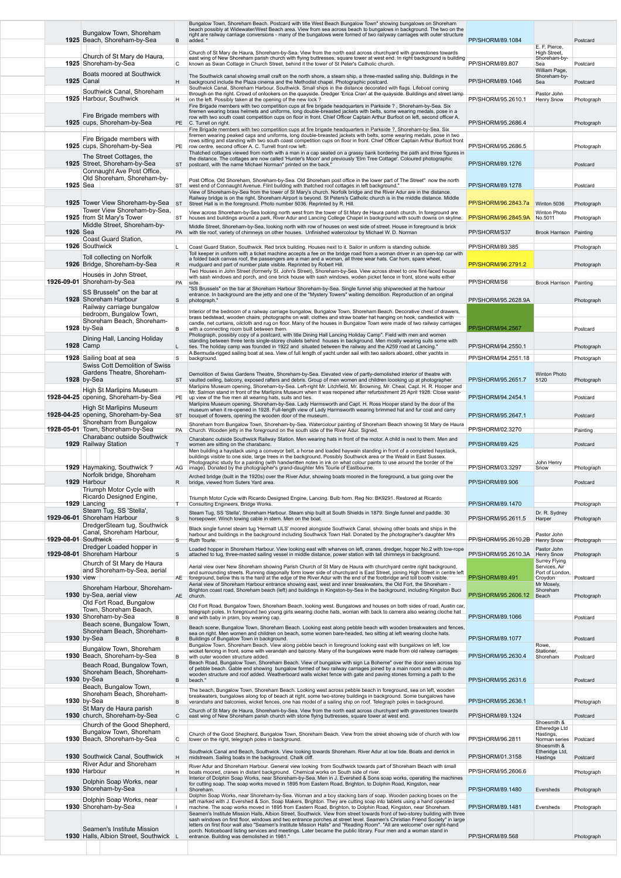| | Date | Title | Code | Description | Reference | Creator | Type |
|---|---|---|---|---|---|---|---|
| | 1925 | Bungalow Town, Shoreham Beach, Shoreham-by-Sea | B | Bungalow Town, Shoreham Beach. Postcard with title West Beach Bungalow Town" showing bungalows on Shoreham beach possibly at Widewater/West Beach area. View from sea across beach to bungalows in background. The two on the right are railway carriage conversions - many of the bungalows were formed of two railway carriages with outer structure added. " | PP/SHORM/89.1084 | | Postcard |
| | 1925 | Church of St Mary de Haura, Shoreham-by-Sea | C | Church of St Mary de Haura, Shoreham-by-Sea. View from the north east across churchyard with gravestones towards east wing of New Shoreham parish church with flying buttresses, square tower at west end. In right background is building known as Swan Cottage in Church Street, behind it the tower of St Peter's Catholic church. | PP/SHORM/89.807 | E. F. Pierce, High Street, Shoreham-by-Sea | Postcard |
| | 1925 | Boats moored at Southwick Canal | H | The Southwick canal showing small craft on the north shore, a steam ship, a three-masted sailing ship. Buildings in the background include the Plaza cinema and the Methodist chapel. Photographic postcard. | PP/SHORM/89.1046 | William Page, Shoreham-by-Sea | Postcard |
| | 1925 | Southwick Canal, Shoreham Harbour, Southwick | H | Southwick Canal, Shoreham Harbour, Southwick. Small ships in the distance decorated with flags. Lifeboat coming through on the right. Crowd of onlookers on the quayside. Dredger 'Erica Cran' at the quayside. Buildings and street lamp on the left. Possibly taken at the opening of the new lock ? | PP/SHORM/95.2610.1 | Pastor John Henry Snow | Photograph |
| | 1925 | Fire Brigade members with cups, Shoreham-by-Sea | PE | Fire Brigade members with two competition cups at fire brigade headquarters in Parkside ? , Shoreham-by-Sea. Six firemen wearing brass helmets and uniforms, long double-breasted jackets with belts, some wearing medals, pose in a row with two south coast competition cups on floor in front. Chief Officer Captain Arthur Burfoot on left, second officer A. C. Turrell on right. | PP/SHORM/95.2686.4 | | Photograph |
| | 1925 | Fire Brigade members with cups, Shoreham-by-Sea | PE | Fire Brigade members with two competition cups at fire brigade headquarters in Parkside ?, Shoreham-by-Sea. Six firemen wearing peaked caps and uniforms, long double-breasted jackets with belts, some wearing medals, pose in two rows sitting and standing with two south coast competition cups on floor in front. Chief Officer Captain Arthur Burfoot front row centre, second officer A. C. Turrell front row left. | PP/SHORM/95.2686.5 | | Photograph |
| | 1925 | The Street Cottages, the Street, Shoreham-by-Sea | ST | Thatched cottages viewed from north with a man in a cap seated on a grassy bank bordering the path and three figures in the distance. The cottages are now called 'Hunter's Moon' and previously 'Elm Tree Cottage'. Coloured photographic postcard, with the name Michael Norman" printed on the back." | PP/SHORM/89.1276 | | Postcard |
| | 1925 | Connaught Ave Post Office, Old Shoreham, Shoreham-by-Sea | ST | Post Office, Old Shoreham, Shoreham-by-Sea. Old Shoreham post office in the lower part of The Street" now the north west end of Connaught Avenue. Flint building with thatched roof cottages in left background." | PP/SHORM/89.1278 | | Postcard |
| | 1925 | Tower View Shoreham-by-Sea | ST | View of Shoreham-by-Sea from the tower of St Mary's church. Norfolk bridge and the River Adur are in the distance. Railway bridge is on the right. Shoreham Airport is beyond. St Peters's Catholic church is in the middle distance. Middle Street Hall is in the foreground. Photo number 5036. Reprinted by R. Hill. | PP/SHORM/96.2843.7a | Winton 5036 | Photograph |
| | 1925 | Tower View Shoreham-by-Sea, from St Mary's Tower | ST | View across Shoreham-by-Sea looking north west from the tower of St Mary de Haura parish church. In foreground are houses and buildings around a park, River Adur and Lancing College Chapel in background with south downs on skyline. | PP/SHORM/96.2845.9A | Winton Photo No.5011 | Photograph |
| | 1926 | Middle Street, Shoreham-by-Sea | PA | Middle Street, Shoreham-by-Sea, looking north with row of houses on west side of street. House in foreground is brick with tile roof, variety of chimneys on other houses. Unfinished watercolour by Michael W. D. Norman | PP/SHORM/S37 | Brook Harrison | Painting |
| | 1926 | Coast Guard Station, Southwick | L | Coast Guard Station, Southwick. Red brick building. Houses next to it. Sailor in uniform is standing outside. | PP/SHORM/89.385 | | Photograph |
| | 1926 | Toll collecting on Norfolk Bridge, Shoreham-by-Sea | R | Toll keeper in uniform with a ticket machine accepts a fee on the bridge road from a woman driver in an open-top car with a folded back canvas roof, the passengers are a man and a woman, all three wear hats. Car horn, spare wheel, mudguard and part of number plate visible. Reprinted by Robert Hill. | PP/SHORM/96.2791.2 | | Photograph |
| | 1926-09-01 | Houses in John Street, Shoreham-by-Sea | PA | Two Houses in John Street (formerly St. John's Street), Shoreham-by-Sea. View across street to one flint-faced house with sash windows and porch, and one brick house with sash windows, wooden picket fence in front, stone walls either side. | PP/SHORM/S6 | Brook Harrison | Painting |
| | 1928 | SS Brussels" on the bar at Shoreham Harbour | S | "SS Brussels" on the bar at Shoreham Harbour Shoreham-by-Sea. Single funnel ship shipwrecked at the harbour entrance. In background are the jetty and one of the "Mystery Towers" waiting demolition. Reproduction of an original photograph." | PP/SHORM/95.2628.9A | | Photograph |
| | 1928 | Railway carriage bungalow bedroom, Bungalow Town, Shoreham Beach, Shoreham-by-Sea | B | Interior of the bedroom of a railway carriage bungalow, Bungalow Town, Shoreham Beach. Decorative chest of drawers, brass bedstead, wooden chairs, photographs on wall, clothes and straw boater hat hanging on hook, candlestick with candle, net curtains, oilcloth and rug on floor. Many of the houses in Bungalow Town were made of two railway carriages with a connecting room built between them. | PP/SHORM/94.2567 | | Postcard |
| | 1928 | Dining Hall, Lancing Holiday Camp | L | Photograph, possibly copy of a postcard, with title Dining Hall Lancing Holiday Camp". Field with men and women standing between three tents single-storey chalets behind houses in background. Men mostly wearing suits some with ties. The holiday camp was founded in 1922 and situated between the railway and the A259 road at Lancing." | PP/SHORM/94.2550.1 | | Photograph |
| | 1928 | Sailing boat at sea | S | A Bermuda-rigged sailing boat at sea. View of full length of yacht under sail with two sailors aboard, other yachts in background. | PP/SHORM/94.2551.18 | | Photograph |
| | 1928 | Swiss Cott Demolition of Swiss Gardens Theatre, Shoreham-by-Sea | ST | Demolition of Swiss Gardens Theatre, Shoreham-by-Sea. Elevated view of partly-demolished interior of theatre with vaulted ceiling, balcony, exposed rafters and debris. Group of men and children looking up at photographer. | PP/SHORM/95.2651.7 | Winton Photo 5120 | Photograph |
| | 1928-04-25 | High St Marlipins Museum opening, Shoreham-by-Sea | PE | Marlipins Museum opening, Shoreham-by-Sea. Left-right Mr. Litchfield, Mr. Browning, Mr. Cheal, Capt. H. R. Hooper and Mr. Salmon stand in front of the Marlipins Museum when it was reopened after refurbishment 25 April 1928. Close waist-up view of the five men all wearing hats, suits and ties. | PP/SHORM/94.2454.1 | | Postcard |
| | 1928-04-25 | High St Marlipins Museum opening, Shoreham-by-Sea | ST | Marlipins Museum opening, Shoreham-by-Sea. Lady Harmsworth and Capt. H. Ross Hooper stand by the door of the museum when it re-opened in 1928. Full-length view of Lady Harmsworth wearing brimmed hat and fur coat and carry bouquet of flowers, opening the wooden door of the museum.. | PP/SHORM/95.2647.1 | | Postcard |
| | 1928-05-01 | Shoreham from Bungalow Town, Shoreham-by-Sea | PA | Shoreham from Bungalow Town, Shoreham-by-Sea. Watercolour painting of Shoreham Beach showing St Mary de Haura Church. Wooden jetty in the foreground on the south side of the River Adur. Signed. | PP/SHORM/02.3270 | | Painting |
| | 1929 | Charabanc outside Southwick Railway Station | T | Charabanc outside Southwick Railway Station. Men wearing hats in front of the motor. A child is next to them. Men and women are sitting on the charabanc. | PP/SHORM/89.425 | | Postcard |
| | 1929 | Haymaking, Southwick ? | AG | Men building a haystack using a conveyor belt, a horse and loaded haywain standing in front of a completed haystack, buildings visible to one side, large trees in the background. Possibly Southwick area or the Weald in East Sussex. Photographic study for a painting (with handwritten notes in ink on what colour paints to use around the border of the image). Donated by the photographer's grand-daughter Mrs Tourle of Eastbourne. | PP/SHORM/03.3297 | John Henry Snow | Photograph |
| | 1929 | Norfolk bridge, Shoreham Harbour | R | Arched bridge (built in the 1920s) over the River Adur, showing boats moored in the foreground, a bus going over the bridge, viewed from Suters Yard area. | PP/SHORM/89.906 | | Postcard |
| | 1929 | Triumph Motor Cycle with Ricardo Designed Engine, Lancing | T | Triumph Motor Cycle with Ricardo Designed Engine, Lancing. Bulb horn. Reg No: BK9291. Restored at Ricardo Consulting Engineers, Bridge Works. | PP/SHORM/89.1470 | | Photograph |
| | 1929-06-01 | Steam Tug, SS 'Stella', Shoreham Harbour | S | Steam Tug, SS 'Stella', Shoreham Harbour. Steam ship built at South Shields in 1879. Single funnel and paddle. 30 horsepower. Winch towing cable in stern. Men on the boat. | PP/SHORM/95.2611.5 | Dr. R. Sydney Harper | Photograph |
| | 1929-08-01 | DredgerSteam tug, Southwick Canal, Shoreham Harbour, Southwick | S | Black single funnel steam tug 'Hermatt ULS' moored alongside Southwick Canal, showing other boats and ships in the harbour and buildings in the background including Southwick Town Hall. Donated by the photographer's daughter Mrs Ruth Tourle. | PP/SHORM/95.2610.2B | Pastor John Henry Snow | Photograph |
| | 1929-08-01 | Dredger Loaded hopper in Shoreham Harbour | S | Loaded hopper in Shoreham Harbour. View looking east with wharves on left, cranes, dredger, hopper No.2 with tow-rope attached to tug, three-masted sailing vessel in middle distance, power station with tall chimneys in background. | PP/SHORM/95.2610.3A | Pastor John Henry Snow | Photograph |
| | 1930 | Church of St Mary de Haura and Shoreham-by-Sea, aerial view | AE | Aerial view over New Shoreham showing Parish Church of St Mary de Haura with churchyard centre right background, and surrounding streets. Running diagonally form lower side of churchyard is East Street, joining High Street in centre left foreground, below this is the hard at the edge of the River Adur with the end of the footbridge and toll booth visible. | PP/SHORM/89.491 | Surrey Flying Services, Air Port of London, Croydon | Postcard |
| | 1930 | Shoreham Harbour, Shoreham-by-Sea, aerial view | AE | Aerial view of Shoreham Harbour entrance showing east, west and inner breakwaters, the Old Fort, the Shoreham - Brighton coast road, Shoreham beach (left) and buildings in Kingston-by-Sea in the background, including Kingston Buci church. | PP/SHORM/95.2606.12 | Mr Mosely, Shoreham Beach | Photograph |
| | 1930 | Old Fort Road, Bungalow Town, Shoreham Beach, Shoreham-by-Sea | B | Old Fort Road, Bungalow Town, Shoreham Beach, looking west. Bungalows and houses on both sides of road, Austin car, telegraph poles. In foreground two young girls wearing cloche hats, woman with back to camera also wearing cloche hat and with baby in pram, boy wearing cap. | PP/SHORM/89.1066 | | Postcard |
| | 1930 | Beach scene, Bungalow Town, Shoreham Beach, Shoreham-by-Sea | B | Beach scene, Bungalow Town, Shoreham Beach. Looking east along pebble beach with wooden breakwaters and fences, sea on right. Men women and children on beach, some women bare-headed, two sitting at left wearing cloche hats. Buildings of Bungalow Town in background. | PP/SHORM/89.1077 | | Postcard |
| | 1930 | Bungalow Town, Shoreham Beach, Shoreham-by-Sea | B | Bungalow Town, Shoreham Beach. View along pebble beach in foreground looking east with bungalows on left, low wicket fencing in front, some with verandah and balcony. Many of the bungalows were made from old railway carriages with outer wooden structure added. | PP/SHORM/95.2630.4 | Rowe, Stationer, Shoreham | Postcard |
| | 1930 | Beach Road, Bungalow Town, Shoreham Beach, Shoreham-by-Sea | B | Beach Road, Bungalow Town, Shoreham Beach. View of bungalow with sign La Boheme" over the door seen across top of pebble beach. Gable end showing bungalow formed of two railway carriages joined by a main room and with outer wooden structure and roof added. Weatherboard walls wicket fence with gate and paving stones forming a path to the beach." | PP/SHORM/95.2631.6 | | Postcard |
| | 1930 | Beach, Bungalow Town, Shoreham Beach, Shoreham-by-Sea | B | The beach, Bungalow Town, Shoreham Beach. Looking west across pebble beach in foreground, sea on left, wooden breakwaters, bungalows along top of beach at right, some two-storey buildings in background. Some bungalows have verandahs and balconies, wicket fences, one has model of a sailing ship on roof. Telegraph poles in background. | PP/SHORM/95.2636.1 | | Photograph |
| | 1930 | St Mary de Haura parish church, Shoreham-by-Sea | C | Church of St Mary de Haura, Shoreham-by-Sea. View from the north east across churchyard with gravestones towards east wing of New Shoreham parish church with stone flying buttresses, square tower at west end. | PP/SHORM/89.1324 | | Postcard |
| | 1930 | Church of the Good Shepherd, Bungalow Town, Shoreham Beach, Shoreham-by-Sea | C | Church of the Good Shepherd, Bungalow Town, Shoreham Beach. View from the street showing side of church with low tower on the right, telegraph poles in background. | PP/SHORM/96.2811 | Shoesmith & Etheredge Ltd Hastings, Norman series | Postcard |
| | 1930 | Southwick Canal, Southwick | H | Southwick Canal and Beach, Southwick. View looking towards Shoreham. River Adur at low tide. Boats and derrick in midstream. Sailing boats in the background. Chalk cliff. | PP/SHORM/01.3158 | Shoesmith & Etheridge Ltd, Hastings | Postcard |
| | 1930 | River Adur and Shoreham Harbour | H | River Adur and Shoreham Harbour. General view looking from Southwick towards part of Shoreham Beach with small boats moored, cranes in distant background. Chemical works on South side of river. | PP/SHORM/95.2606.6 | | Photograph |
| | 1930 | Dolphin Soap Works, near Shoreham-by-Sea | I | Interior of Dolphin Soap Works, near Shoreham-by-Sea. Men in J. Evershed & Sons soap works, operating the machines for cutting soap. The soap works moved in 1895 from Eastern Road, Brighton, to Dolphin Road, Kingston, near Shoreham. | PP/SHORM/89.1480 | Eversheds | Photograph |
| | 1930 | Dolphin Soap Works, near Shoreham-by-Sea | I | Dolphin Soap Works, near Shoreham-by-Sea. Woman and a boy stacking bars of soap. Wooden packing boxes on the left marked with J. Evershed & Son, Soap Makers, Brighton. They are cutting soap into tablets using a hand operated machine. The soap works moved in 1895 from Eastern Road, Brighton, to Dolphin Road, Kingston, near Shoreham. | PP/SHORM/89.1481 | Eversheds | Photograph |
| | 1930 | Seamen's Institute Mission Halls, Albion Street, Southwick | L | Seamen's Institute Mission Halls, Albion Street, Southwick. View from street towards front of two-storey building with three sash windows on first floor, windows and two entrance porches at street level. Seamen's Christian Friend Society" in large letters on first floor wall also "Seamen's Institute Mission Halls" and "Reading Room". "All are welcome" over right-hand porch. Noticeboard listing services and meetings. Later became the public library. Four men and a woman stand in entrance. Building was demolished in 1981." | PP/SHORM/89.568 | | Photograph |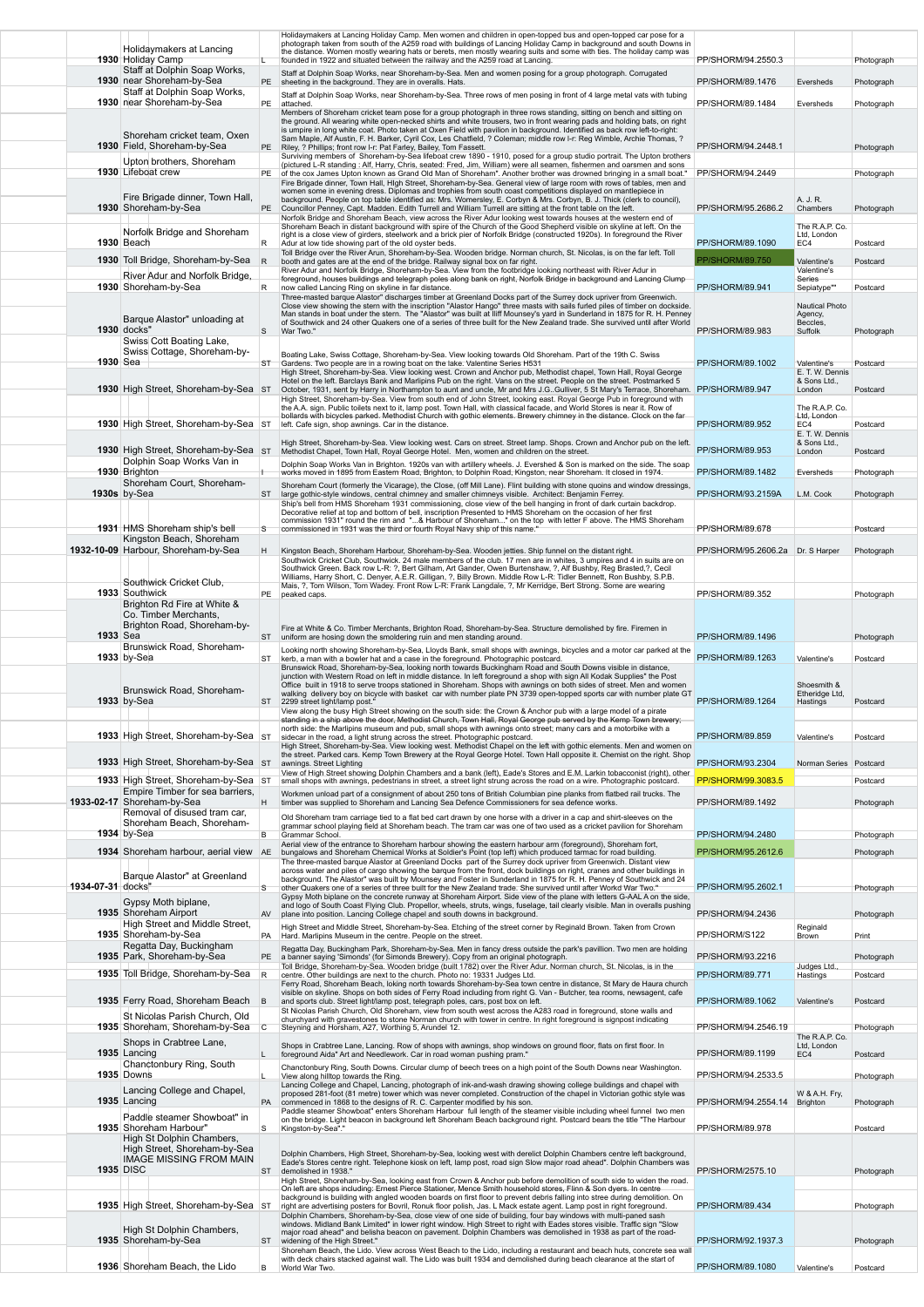| | Date | Title | Code | Description | Reference | Publisher | Type |
|---|---|---|---|---|---|---|---|
| | 1930 | Holidaymakers at Lancing Holiday Camp | L | Holidaymakers at Lancing Holiday Camp. Men women and children in open-topped bus and open-topped car pose for a photograph taken from south of the A259 road with buildings of Lancing Holiday Camp in background and south Downs in the distance. Women mostly wearing hats or berets, men mostly wearing suits and some with ties. The holiday camp was founded in 1922 and situated between the railway and the A259 road at Lancing. | PP/SHORM/94.2550.3 | | Photograph |
| | 1930 | Staff at Dolphin Soap Works, near Shoreham-by-Sea | PE | Staff at Dolphin Soap Works, near Shoreham-by-Sea. Men and women posing for a group photograph. Corrugated sheeting in the background. They are in overalls. Hats. | PP/SHORM/89.1476 | Eversheds | Photograph |
| | 1930 | Staff at Dolphin Soap Works, near Shoreham-by-Sea | PE | Staff at Dolphin Soap Works, near Shoreham-by-Sea. Three rows of men posing in front of 4 large metal vats with tubing attached. | PP/SHORM/89.1484 | Eversheds | Photograph |
| | 1930 | Shoreham cricket team, Oxen Field, Shoreham-by-Sea | PE | Members of Shoreham cricket team pose for a group photograph in three rows standing, sitting on bench and sitting on the ground. All wearing white open-necked shirts and white trousers, two in front wearing pads and holding bats, on right is umpire in long white coat. Photo taken at Oxen Field with pavilion in background. Identified as back row left-to-right: Sam Maple, Alf Austin, F. H. Barker, Cyril Cox, Les Chatfield, ? Coleman; middle row l-r: Reg Wimble, Archie Thomas, ? Riley, ? Phillips; front row l-r: Pat Farley, Bailey, Tom Fassett. | PP/SHORM/94.2448.1 | | Photograph |
| | 1930 | Upton brothers, Shoreham Lifeboat crew | PE | Surviving members of Shoreham-by-Sea lifeboat crew 1890 - 1910, posed for a group studio portrait. The Upton brothers (pictured L-R standing : Alf, Harry, Chris, seated: Fred, Jim, William) were all seamen, fishermen and oarsmen and sons of the cox James Upton known as Grand Old Man of Shoreham". Another brother was drowned bringing in a small boat." | PP/SHORM/94.2449 | | Photograph |
| | 1930 | Fire Brigade dinner, Town Hall, Shoreham-by-Sea | PE | Fire Brigade dinner, Town Hall, High Street, Shoreham-by-Sea. General view of large room with rows of tables, men and women some in evening dress. Diplomas and trophies from south coast competitions displayed on mantlepiece in background. People on top table identified as: Mrs. Womersley, E. Corbyn & Mrs. Corbyn, B. J. Thick (clerk to council), Councillor Penney, Capt. Madden. Edith Turrell and William Turrell are sitting at the front table on the left. | PP/SHORM/95.2686.2 | A. J. R. Chambers | Photograph |
| | 1930 | Norfolk Bridge and Shoreham Beach | R | Norfolk Bridge and Shoreham Beach, view across the River Adur looking west towards houses at the western end of Shoreham Beach in distant background with spire of the Church of the Good Shepherd visible on skyline at left. On the right is a close view of girders, steelwork and a brick pier of Norfolk Bridge (constructed 1920s). In foreground the River Adur at low tide showing part of the old oyster beds. | PP/SHORM/89.1090 | The R.A.P. Co. Ltd, London EC4 | Postcard |
| | 1930 | Toll Bridge, Shoreham-by-Sea | R | Toll Bridge over the River Arun, Shoreham-by-Sea. Wooden bridge. Norman church, St. Nicolas, is on the far left. Toll booth and gates are at the end of the bridge. Railway signal box on far right. | PP/SHORM/89.750 | Valentine's | Postcard |
| | 1930 | River Adur and Norfolk Bridge, Shoreham-by-Sea | R | River Adur and Norfolk Bridge, Shoreham-by-Sea. View from the footbridge looking northeast with River Adur in foreground, houses buildings and telegraph poles along bank on right, Norfolk Bridge in background and Lancing Clump now called Lancing Ring on skyline in far distance. | PP/SHORM/89.941 | Valentine's Series Sepiatype"" | Postcard |
| | 1930 | Barque Alastor" unloading at docks" | S | Three-masted barque Alastor" discharges timber at Greenland Docks part of the Surrey dock upriver from Greenwich. Close view showing the stern with the inscription "Alastor Hango" three masts with sails furled piles of timber on dockside. Man stands in boat under the stern. The "Alastor" was built at Iliff Mounsey's yard in Sunderland in 1875 for R. H. Penney of Southwick and 24 other Quakers one of a series of three built for the New Zealand trade. She survived until after World War Two." | PP/SHORM/89.983 | Nautical Photo Agency, Beccles, Suffolk | Photograph |
| | 1930 | Swiss Cott Boating Lake, Swiss Cottage, Shoreham-by-Sea | ST | Boating Lake, Swiss Cottage, Shoreham-by-Sea. View looking towards Old Shoreham. Part of the 19th C. Swiss Gardens. Two people are in a rowing boat on the lake. Valentine Series H531 | PP/SHORM/89.1002 | Valentine's | Postcard |
| | 1930 | High Street, Shoreham-by-Sea | ST | High Street, Shoreham-by-Sea. View looking west. Crown and Anchor pub, Methodist chapel, Town Hall, Royal George Hotel on the left. Barclays Bank and Marlipins Pub on the right. Vans on the street. People on the street. Postmarked 5 October, 1931, sent by Harry in Northampton to aunt and uncle, Mr and Mrs J.G..Gulliver, 5 St Mary's Terrace, Shoreham. | PP/SHORM/89.947 | E. T. W. Dennis & Sons Ltd., London | Postcard |
| | 1930 | High Street, Shoreham-by-Sea | ST | High Street, Shoreham-by-Sea. View from south end of John Street, looking east. Royal George Pub in foreground with the A.A. sign. Public toilets next to it, lamp post. Town Hall, with classical facade, and World Stores is near it. Row of bollards with bicycles parked. Methodist Church with gothic elements. Brewery chimney in the distance. Clock on the far left. Cafe sign, shop awnings. Car in the distance. | PP/SHORM/89.952 | The R.A.P. Co. Ltd, London EC4 | Postcard |
| | 1930 | High Street, Shoreham-by-Sea | ST | High Street, Shoreham-by-Sea. View looking west. Cars on street. Street lamp. Shops. Crown and Anchor pub on the left. Methodist Chapel, Town Hall, Royal George Hotel. Men, women and children on the street. | PP/SHORM/89.953 | E. T. W. Dennis & Sons Ltd., London | Postcard |
| | 1930 | Dolphin Soap Works Van in Brighton | I | Dolphin Soap Works Van in Brighton. 1920s van with artillery wheels. J. Evershed & Son is marked on the side. The soap works moved in 1895 from Eastern Road, Brighton, to Dolphin Road, Kingston, near Shoreham. It closed in 1974. | PP/SHORM/89.1482 | Eversheds | Photograph |
| | 1930s | Shoreham Court, Shoreham-by-Sea | ST | Shoreham Court (formerly the Vicarage), the Close, (off Mill Lane). Flint building with stone quoins and window dressings, large gothic-style windows, central chimney and smaller chimneys visible. Architect: Benjamin Ferrey. | PP/SHORM/93.2159A | L.M. Cook | Photograph |
| | 1931 | HMS Shoreham ship's bell | S | Ship's bell from HMS Shoreham 1931 commissioning, close view of the bell hanging in front of dark curtain backdrop. Decorative relief at top and bottom of bell, inscription Presented to HMS Shoreham on the occasion of her first commission 1931" round the rim and "...& Harbour of Shoreham..." on the top with letter F above. The HMS Shoreham commissioned in 1931 was the third or fourth Royal Navy ship of this name." | PP/SHORM/89.678 | | Postcard |
| | 1932-10-09 | Kingston Beach, Shoreham Harbour, Shoreham-by-Sea | H | Kingston Beach, Shoreham Harbour, Shoreham-by-Sea. Wooden jetties. Ship funnel on the distant right. | PP/SHORM/95.2606.2a | Dr. S Harper | Photograph |
| | 1933 | Southwick Cricket Club, Southwick | PE | Southwick Cricket Club, Southwick. 24 male members of the club. 17 men are in whites, 3 umpires and 4 in suits are on Southwick Green. Back row L-R: ?, Bert Gilliam, Art Gander, Owen Burtenshaw, ?, Alf Bushby, Reg Brasted,?, Cecil Williams, Harry Short, C. Denyer, A.E.R. Gilligan, ?, Billy Brown. Middle Row L-R: Tidler Bennett, Ron Bushby, S.P.B. Mais, ?, Tom Wilson, Tom Wadey. Front Row L-R: Frank Langdale, ?, Mr Kerridge, Bert Strong. Some are wearing peaked caps. | PP/SHORM/89.352 | | Photograph |
| | 1933 | Brighton Rd Fire at White & Co. Timber Merchants, Brighton Road, Shoreham-by-Sea | ST | Fire at White & Co. Timber Merchants, Brighton Road, Shoreham-by-Sea. Structure demolished by fire. Firemen in uniform are hosing down the smoldering ruin and men standing around. | PP/SHORM/89.1496 | | Photograph |
| | 1933 | Brunswick Road, Shoreham-by-Sea | ST | Looking north showing Shoreham-by-Sea, Lloyds Bank, small shops with awnings, bicycles and a motor car parked at the kerb, a man with a bowler hat and a case in the foreground. Photographic postcard. | PP/SHORM/89.1263 | Valentine's | Postcard |
| | 1933 | Brunswick Road, Shoreham-by-Sea | ST | Brunswick Road, Shoreham-by-Sea, looking north towards Buckingham Road and South Downs visible in distance, junction with Western Road on left in middle distance. In left foreground a shop with sign All Kodak Supplies" the Post Office built in 1918 to serve troops stationed in Shoreham. Shops with awnings on both sides of street. Men and women walking delivery boy on bicycle with basket car with number plate PN 3739 open-topped sports car with number plate GT 2299 street light/lamp post." | PP/SHORM/89.1264 | Shoesmith & Etheridge Ltd, Hastings | Postcard |
| | 1933 | High Street, Shoreham-by-Sea | ST | View along the busy High Street showing on the south side: the Crown & Anchor pub with a large model of a pirate standing in a ship above the door, Methodist Church, Town Hall, Royal George pub served by the Kemp Town brewery; north side: the Marlipins museum and pub, small shops with awnings onto street; many cars and a motorbike with a sidecar in the road, a light strung across the street. Photographic postcard. | PP/SHORM/89.859 | Valentine's | Postcard |
| | 1933 | High Street, Shoreham-by-Sea | ST | High Street, Shoreham-by-Sea. View looking west. Methodist Chapel on the left with gothic elements. Men and women on the street. Parked cars. Kemp Town Brewery at the Royal George Hotel. Town Hall opposite it. Chemist on the right. Shop awnings. Street Lighting | PP/SHORM/93.2304 | Norman Series | Postcard |
| | 1933 | High Street, Shoreham-by-Sea | ST | View of High Street showing Dolphin Chambers and a bank (left), Eade's Stores and E.M. Larkin tobacconist (right), other small shops with awnings, pedestrians in street, a street light strung across the road on a wire. Photographic postcard. | PP/SHORM/99.3083.5 | | Postcard |
| | 1933-02-17 | Empire Timber for sea barriers, Shoreham-by-Sea | H | Workmen unload part of a consignment of about 250 tons of British Columbian pine planks from flatbed rail trucks. The timber was supplied to Shoreham and Lancing Sea Defence Commissioners for sea defence works. | PP/SHORM/89.1492 | | Photograph |
| | 1934 | Removal of disused tram car, Shoreham Beach, Shoreham-by-Sea | B | Old Shoreham tram carriage tied to a flat bed cart drawn by one horse with a driver in a cap and shirt-sleeves on the grammar school playing field at Shoreham beach. The tram car was one of two used as a cricket pavilion for Shoreham Grammar School. | PP/SHORM/94.2480 | | Photograph |
| | 1934 | Shoreham harbour, aerial view | AE | Aerial view of the entrance to Shoreham harbour showing the eastern harbour arm (foreground), Shoreham fort, bungalows and Shoreham Chemical Works at Soldier's Point (top left) which produced tarmac for road building. | PP/SHORM/95.2612.6 | | Photograph |
| | 1934-07-31 | Barque Alastor" at Greenland docks" | S | The three-masted barque Alastor at Greenland Docks part of the Surrey dock upriver from Greenwich. Distant view across water and piles of cargo showing the barque from the front, dock buildings on right, cranes and other buildings in background. The Alastor" was built by Mounsey and Foster in Sunderland in 1875 for R. H. Penney of Southwick and 24 other Quakers one of a series of three built for the New Zealand trade. She survived until after World War Two." | PP/SHORM/95.2602.1 | | Photograph |
| | 1935 | Gypsy Moth biplane, Shoreham Airport | AV | Gypsy Moth biplane on the concrete runway at Shoreham Airport. Side view of the plane with letters G-AAL A on the side, and logo of South Coast Flying Club. Propellor, wheels, struts, wings, fuselage, tail clearly visible. Man in overalls pushing plane into position. Lancing College chapel and south downs in background. | PP/SHORM/94.2436 | | Photograph |
| | 1935 | High Street and Middle Street, Shoreham-by-Sea | PA | High Street and Middle Street, Shoreham-by-Sea. Etching of the street corner by Reginald Brown. Taken from Crown Hard. Marlipins Museum in the centre. People on the street. | PP/SHORM/S122 | Reginald Brown | Print |
| | 1935 | Regatta Day, Buckingham Park, Shoreham-by-Sea | PE | Regatta Day, Buckingham Park, Shoreham-by-Sea. Men in fancy dress outside the park's pavillion. Two men are holding a banner saying 'Simonds' (for Simonds Brewery). Copy from an original photograph. | PP/SHORM/93.2216 | | Photograph |
| | 1935 | Toll Bridge, Shoreham-by-Sea | R | Toll Bridge, Shoreham-by-Sea. Wooden bridge (built 1782) over the River Adur. Norman church, St. Nicolas, is in the centre. Other buildings are next to the church. Photo no: 19331 Judges Ltd. | PP/SHORM/89.771 | Judges Ltd., Hastings | Postcard |
| | 1935 | Ferry Road, Shoreham Beach | B | Ferry Road, Shoreham Beach, looking north towards Shoreham-by-Sea town centre in distance, St Mary de Haura church visible on skyline. Shops on both sides of Ferry Road including from right G. Van - Butcher, tea rooms, newsagent, cafe and sports club. Street light/lamp post, telegraph poles, cars, post box on left. | PP/SHORM/89.1062 | Valentine's | Postcard |
| | 1935 | St Nicolas Parish Church, Old Shoreham, Shoreham-by-Sea | C | St Nicolas Parish Church, Old Shoreham, view from south west across the A283 road in foreground, stone walls and churchyard with gravestones to stone Norman church with tower in centre. In right foreground is signpost indicating Steyning and Horsham, A27, Worthing 5, Arundel 12. | PP/SHORM/94.2546.19 | | Photograph |
| | 1935 | Shops in Crabtree Lane, Lancing | L | Shops in Crabtree Lane, Lancing. Row of shops with awnings, shop windows on ground floor, flats on first floor. In foreground Aida" Art and Needlework. Car in road woman pushing pram." | PP/SHORM/89.1199 | The R.A.P. Co. Ltd, London EC4 | Postcard |
| | 1935 | Chanctonbury Ring, South Downs | L | Chanctonbury Ring, South Downs. Circular clump of beech trees on a high point of the South Downs near Washington. View along hilltop towards the Ring. | PP/SHORM/94.2533.5 | | Photograph |
| | 1935 | Lancing College and Chapel, Lancing | PA | Lancing College and Chapel, Lancing, photograph of ink-and-wash drawing showing college buildings and chapel with proposed 281-foot (81 metre) tower which was never completed. Construction of the chapel in Victorian gothic style was commenced in 1868 to the designs of R. C. Carpenter modified by his son. | PP/SHORM/94.2554.14 | W & A.H. Fry, Brighton | Photograph |
| | 1935 | Paddle steamer Showboat" in Shoreham Harbour" | S | Paddle steamer Showboat" enters Shoreham Harbour full length of the steamer visible including wheel funnel two men on the bridge. Light beacon in background left Shoreham Beach background right. Postcard bears the title "The Harbour Kingston-by-Sea"." | PP/SHORM/89.978 | | Postcard |
| | 1935 | High St Dolphin Chambers, High Street, Shoreham-by-Sea IMAGE MISSING FROM MAIN DISC | ST | Dolphin Chambers, High Street, Shoreham-by-Sea, looking west with derelict Dolphin Chambers centre left background, Eade's Stores centre right. Telephone kiosk on left, lamp post, road sign Slow major road ahead". Dolphin Chambers was demolished in 1938." | PP/SHORM/2575.10 | | Photograph |
| | 1935 | High Street, Shoreham-by-Sea | ST | High Street, Shoreham-by-Sea, looking east from Crown & Anchor pub before demolition of south side to widen the road. On left are shops including: Ernest Pierce Stationer, Mence Smith household stores, Flinn & Son dyers. In centre background is building with angled wooden boards on first floor to prevent debris falling into stree during demolition. On right are advertising posters for Bovril, Ronuk floor polish, Jas. L Mack estate agent. Lamp post in right foreground. | PP/SHORM/89.434 | | Photograph |
| | 1935 | High St Dolphin Chambers, Shoreham-by-Sea | ST | Dolphin Chambers, Shoreham-by-Sea, close view of one side of building, four bay windows with multi-paned sash windows. Midland Bank Limited" in lower right window. High Street to right with Eades stores visible. Traffic sign "Slow major road ahead" and belisha beacon on pavement. Dolphin Chambers was demolished in 1938 as part of the road-widening of the High Street." | PP/SHORM/92.1937.3 | | Photograph |
| | 1936 | Shoreham Beach, the Lido | B | Shoreham Beach, the Lido. View across West Beach to the Lido, including a restaurant and beach huts, concrete sea wall with deck chairs stacked against wall. The Lido was built 1934 and demolished during beach clearance at the start of World War Two. | PP/SHORM/89.1080 | Valentine's | Postcard |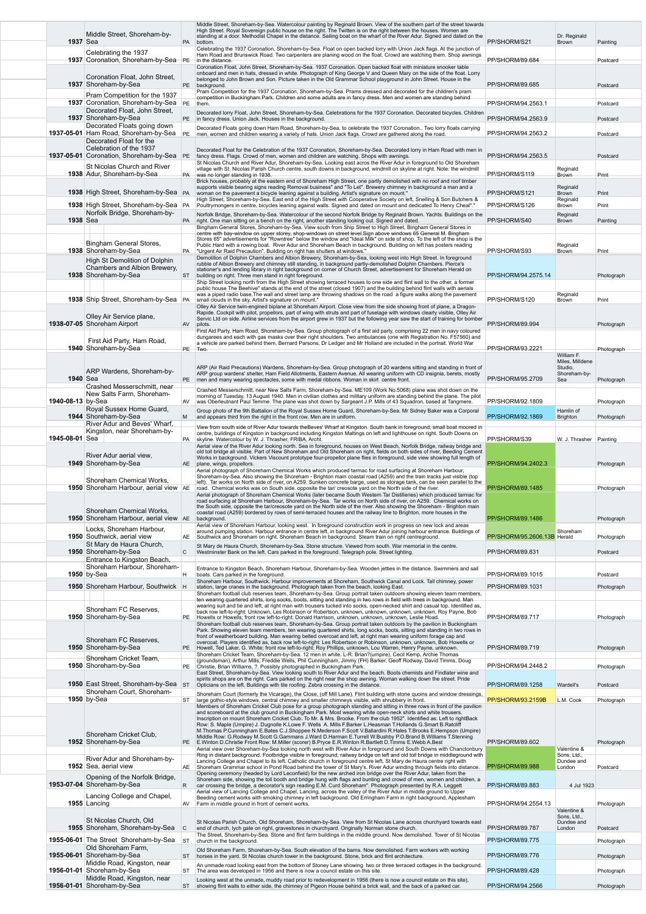| Date | Title | Type | Description | Reference | Creator | Format |
|---|---|---|---|---|---|---|
| 1937 | Middle Street, Shoreham-by-Sea | PA | Middle Street, Shoreham-by-Sea. Watercolour painting by Reginald Brown. View of the southern part of the street towards High Street. Royal Sovereign public house on the right. The Twitten is on the right between the houses. Women are standing at a door. Methodist Chapel in the distance. Sailing boat on the wharf of the River Adur. Signed and dated on the bottom. | PP/SHORM/S21 | Dr. Reginald Brown | Painting |
| 1937 | Celebrating the 1937 Coronation, Shoreham-by-Sea | PE | Celebrating the 1937 Coronation, Shoreham-by-Sea. Float on open backed lorry with Union Jack flags. At the junction of Ham Road and Brunswick Road. Two carpenters are planing wood on the float. Crowd are watching them. Shop awnings in the distance. | PP/SHORM/89.684 | | Postcard |
| 1937 | Coronation Float, John Street, Shoreham-by-Sea | PE | Coronation Float, John Street, Shoreham-by-Sea. 1937 Coronation. Open backed float with miniature snooker table onboard and men in hats, dressed in white. Photograph of King George V and Queen Mary on the side of the float. Lorry belonged to John Brown and Son. Picture taken in the Old Grammar School playground in John Street. House in the background. | PP/SHORM/89.685 | | Postcard |
| 1937 | Pram Competition for the 1937 Coronation, Shoreham-by-Sea | PE | Pram Competition for the 1937 Coronation, Shoreham-by-Sea. Prams dressed and decorated for the children's pram competition in Buckingham Park. Children and some adults are in fancy dress. Men and women are standing behind them. | PP/SHORM/94.2563.1 | | Postcard |
| 1937 | Decorated Float, John Street, Shoreham-by-Sea | PE | Decorated lorry Float, John Street, Shoreham-by-Sea. Celebrations for the 1937 Coronation. Decorated bicycles. Children in fancy dress. Union Jack. Houses in the background. | PP/SHORM/94.2563.9 | | Postcard |
| 1937-05-01 | Decorated Floats going down Ham Road, Shoreham-by-Sea | PE | Decorated Floats going down Ham Road, Shoreham-by-Sea, to celebrate the 1937 Coronation.. Two lorry floats carrying men, women and children wearing a variety of hats. Union Jack flags. Crowd are gathered along the road. | PP/SHORM/94.2563.2 | | Postcard |
| 1937-05-01 | Decorated Float for the Celebration of the 1937 Coronation, Shoreham-by-Sea | PE | Decorated Float for the Celebration of the 1937 Coronation, Shoreham-by-Sea. Decorated lorry in Ham Road with men in fancy dress. Flags. Crowd of men, women and children are watching. Shops with awnings. | PP/SHORM/94.2563.5 | | Postcard |
| 1938 | St Nicolas Church and River Adur, Shoreham-by-Sea | PA | St Nicolas Church and River Adur, Shoreham-by-Sea. Looking east across the River Adur in foreground to Old Shoreham village with St. Nicolas Parish Church centre, south downs in background, windmill on skyline at right. Note: the windmill was no longer standing in 1938. | PP/SHORM/S119 | Reginald Brown | Print |
| 1938 | High Street, Shoreham-by-Sea | PA | Brick houses, probably at the eastern end of Shoreham High Street, one partly demolished with no roof and roof timber supports visible bearing signs reading Removal business" and "To Let". Brewery chimney in background a man and a woman on the pavement a bicycle leaning against a building. Artist's signature on mount." | PP/SHORM/S121 | Reginald Brown | Print |
| 1938 | High Street, Shoreham-by-Sea | PA | High Street, Shoreham-by-Sea. East end of the High Street with Cooperative Society on left, Snelling & Son Butchers & Poultrymongers in centre, bicycles leaning against walls. Signed and dated on mount and dedicated To Henry Cheal"." | PP/SHORM/S126 | Reginald Brown | Print |
| 1938 | Norfolk Bridge, Shoreham-by-Sea | PA | Norfolk Bridge, Shoreham-by-Sea. Watercolour of the second Norfolk Bridge by Reginald Brown. Yachts. Buildings on the right. One man sitting on a bench on the right, another standing looking out. Signed and dated. | PP/SHORM/S40 | Reginald Brown | Painting |
| 1938 | Bingham General Stores, Shoreham-by-Sea | PA | Bingham General Stores, Shoreham-by-Sea. View south from Ship Street to High Street, Bingham General Stores in centre with bay-window on upper storey, shop-windows on street level.Sign above windows 65 General M. Bingham Stores 65" advertisements for "Rowntree" below the window and "Ideal Milk" on side of shop. To the left of the shop is the Public Hard with a rowing boat. River Adur and Shoreham Beach in background. Building on left has posters reading "Urgent Air Raid Precaution". Building on right has shutters at windows." | PP/SHORM/S93 | Reginald Brown | Print |
| 1938 | High St Demolition of Dolphin Chambers and Albion Brewery, Shoreham-by-Sea | ST | Demolition of Dolphin Chambers and Albion Brewery, Shoreham-by-Sea, looking west into High Street. In foreground rubble of Albion Brewery and chimney still standing, in background partly-demolished Dolphin Chambers. Pierce's stationer's and lending library in right background on corner of Church Street, advertisement for Shoreham Herald on building on right. Three men stand in right foreground. | PP/SHORM/94.2575.14 | | Photograph |
| 1938 | Ship Street, Shoreham-by-Sea | PA | Ship Street looking north from the High Street showing terraced houses to one side and flint wall to the other, a former public house The Beehive" stands at the end of the street (closed 1907) and the building behind flint walls with aerials was a piped radio base.The wall and street lamp are throwing shadows on the road a figure walks along the pavement small clouds in the sky. Artist's signature on mount." | PP/SHORM/S120 | Reginald Brown | Print |
| 1938-07-05 | Olley Air Service plane, Shoreham Airport | AV | Olley Air Service twin-engined biplane at Shoreham Airport. Close view from the side showing front of plane, a Dragon-Rapide. Cockpit with pilot, propellors, part of wing with struts and part of fuselage with windows clearly visible, Olley Air Servic Ltd on side. Airline services from the airport grew in 1937 but the following year saw the start of training for bomber pilots. | PP/SHORM/89.994 | | Photograph |
| 1940 | First Aid Party, Ham Road, Shoreham-by-Sea | PE | First Aid Party, Ham Road, Shoreham-by-Sea. Group photograph of a first aid party, comprising 22 men in navy coloured dungarees and each with gas masks over their right shoulders. Two ambulances (one with Registration No. F57560) and a vehicle are parked behind them. Bernard Parsons, Dr Ledger and Mr Holland are included in the portrait. World War Two. | PP/SHORM/93.2221 | | Photograph |
| 1940 | ARP Wardens, Shoreham-by-Sea | PE | ARP (Air Raid Precautions) Wardens, Shoreham-by-Sea. Group photograph of 20 wardens sitting and standing in front of ARP group wardens' shelter, Ham Field Allotments, Eastern Avenue. All wearing uniform with CD insignia, berets, mostly men and many wearing spectacles, some with medal ribbons. Woman in skirt centre front. | PP/SHORM/95.2709 | William F. Miles, Milldene Studio, Shoreham-by-Sea | Photograph |
| 1940-08-13 | Crashed Messerschmitt, near New Salts Farm, Shoreham-by-Sea | AV | Crashed Messerschmitt, near New Salts Farm, Shoreham-by-Sea. ME109 (Work No.5068) plane was shot down on the morning of Tuesday, 13 August 1940. Men in civilian clothes and military uniform are standing behind the plane. The pilot was Oberleutnant Paul Temme. The plane was shot down by Sargeant J.P. Mills of 43 Squadron, based at Tangmere. | PP/SHORM/92.1809 | | Photograph |
| 1944 | Royal Sussex Home Guard, Shoreham-by-Sea | M | Group photo of the 9th Battalion of the Royal Sussex Home Guard, Shoreham-by-Sea. Mr Sidney Baker was a Corporal and appears third from the right in the front row. Men are in uniform. | PP/SHORM/92.1869 | Hamlin of Brighton | Photograph |
| 1945-08-01 | River Adur and Beves' Wharf, Kingston, near Shoreham-by-Sea | PA | View from south side of River Adur towards theBeves' Wharf at Kingston. South bank in foreground, small boat moored in centre, buildings of Kingston in background including Kingston Maltings on left and lighthouse on right. South Downs on skyline. Watercolour by W. J. Thrasher, FRIBA, Archt. | PP/SHORM/S39 | W. J. Thrasher | Painting |
| 1949 | River Adur aerial view, Shoreham-by-Sea | AE | Aerial view of the River Adur looking north. Sea in foreground, houses on West Beach, Norfolk Bridge, railway bridge and old toll bridge all visible. Part of New Shoreham and Old Shoreham on right, fields on both sides of river, Beeding Cement Works in background. Vickers Viscount prototype four-propellor plane flies in foreground, side view showing full length of plane, wings, propellors. | PP/SHORM/94.2402.3 | | Photograph |
| 1950 | Shoreham Chemical Works, Shoreham Harbour, aerial view | AE | Aerial photograph of Shoreham Chemical Works which produced tarmac for road surfacing at Shoreham Harbour, Shoreham-by-Sea. Also showing the Shoreham - Brighton main coastal road (A259) and the train tracks just visible (top left). Tar works on North side of river, on A259. Sunken concrete barge, used as storage tank, can be seen parallel to the road. Chemical works was on South side. opposite the tar/ creosote yard on the North side of the river. | PP/SHORM/89.1485 | | Photograph |
| 1950 | Shoreham Chemical Works, Shoreham Harbour, aerial view | AE | Aerial photograph of Shoreham Chemical Works (later became South Western Tar Distilleries) which produced tarmac for road surfacing at Shoreham Harbour, Shoreham-by-Sea. Tar works on North side of river, on A259. Chemical works on the South side, opposite the tar/creosote yard on the North side of the river. Also showing the Shoreham - Brighton main coastal road (A259) bordered by rows of semi-terraced houses and the railway line to Brighton, more houses in the background. | PP/SHORM/89.1486 | | Photograph |
| 1950 | Locks, Shoreham Harbour, Southwick, aerial view | AE | Aerial view of Shoreham Harbour, looking west. In foreground construction work in progress on new lock and areas around pumping station. Harbour entrance in centre left, in background River Adur joining harbour entrance. Buildings of Southwick and Shoreham on right, Shoreham Beach in background. Steam train on right centreground. | PP/SHORM/95.2606.13B | Shoreham Herald | Photograph |
| 1950 | St Mary de Haura Church, Shoreham-by-Sea | C | St Mary de Haura Church, Shoreham-by-Sea. Stone structure. Viewed from south. War memorial in the centre. Westminster Bank on the left. Cars parked in the foreground. Telegraph pole. Street lighting. | PP/SHORM/89.831 | | Postcard |
| 1950 | Entrance to Kingston Beach, Shoreham Harbour, Shoreham-by-Sea | H | Entrance to Kingston Beach, Shoreham Harbour, Shoreham-by-Sea. Wooden jetties in the distance. Swimmers and sail boats. Cars parked in the foreground. | PP/SHORM/89.1015 | | Postcard |
| 1950 | Shoreham Harbour, Southwick | H | Shoreham Harbour, Southwick. Harbour improvements at Shoreham, Southwick Canal and Lock. Tall chimney, power station, large cranes in the background. Photograph taken from the beach, looking East. | PP/SHORM/89.1031 | | Photograph |
| 1950 | Shoreham FC Reserves, Shoreham-by-Sea | PE | Shoreham football club reserves team, Shoreham-by-Sea. Group portrait taken outdoors showing eleven team members, ten wearing quartered shirts, long socks, boots, sitting and standing in two rows in field with trees in background. Man wearing suit and tie and left, at right man with trousers tucked into socks, open-necked shirt and casual top. Identified as, back row left-to-right: Unknown, Les Robinson or Robertson, unknown, unknown, unknown, unknown, Roy Payne, Bob Howells or Howells; front row left-to-right: Donald Harrison, unknown, unknown, unknown, Leslie Hoad. | PP/SHORM/89.717 | | Photograph |
| 1950 | Shoreham FC Reserves, Shoreham-by-Sea | PE | Shoreham football club reserves team, Shoreham-by-Sea. Group portrait taken outdoors by the pavilion in Buckingham Park. Showing eleven team members, ten wearing quartered shirts, long socks, boots, sitting and standing in two rows in front of weatherboard building. Man wearing belted overcoat and left, at right man wearing uniform forage cap and overcoat. Players identified as, back row left-to-right: Les Robertson or Robinson, unknown, unknown, Bob Howells or Howell, Ted Laker, G. White; front row left-to-right: Roy Phillips, unknown, Lou Warren, Henry Payne, unknown. | PP/SHORM/89.719 | | Photograph |
| 1950 | Shoreham Cricket Team, Shoreham-by-Sea | PE | Shoreham Cricket Team, Shoreham-by-Sea. 12 men in white. L-R: Brian?(umpire), Cecil Kemp, Archie Thomas (groundsman), Arthur Mills, Freddie Wells, Phil Cunningham, Jimmy (FH) Barker, Geoff Rodway, David Timms, Doug Christie, Brian Williams, ?. Possibly photographed in Buckingham Park. | PP/SHORM/94.2448.2 | | Photograph |
| 1950 | East Street, Shoreham-by-Sea | ST | East Street, Shoreham-by-Sea. View looking south to River Adur and the beach. Boots chemists and Findlater wine and spirits shops are on the right. Cars parked on the right near the shop awning. Woman walking down the street. Pride Opticians on the left. Buildings with tile roofing. Zebra crossing in the distance. | PP/SHORM/89.1258 | Wardell's | Postcard |
| 1950 | Shoreham Court, Shoreham-by-Sea | ST | Shoreham Court (formerly the Vicarage), the Close, (off Mill Lane). Flint building with stone quoins and window dressings, large gothic-style windows, central chimney and smaller chimneys visible, with shrubbery in front. | PP/SHORM/93.2159B | L.M. Cook | Photograph |
| 1952 | Shoreham Cricket Club, Shoreham-by-Sea | PE | Members of Shoreham Cricket Club pose for a group photograph standing and sitting in three rows in front of the pavilion and scoreboard at the club ground in Buckingham Park. Most wearing white open-neck shirts and white trousers. Inscription on mount Shoreham Cricket Club. To Mr. & Mrs. Brooke. From the club 1952". Identified as: Left to rightBack Row: S. Maple (Umpire) J. Dugnolle K.Lowe F. Wells A. Mills F.Barker L.Heasman T.Hollands G.Smart B.Ratcliff M.Thomas P.Cunningham E.Bates C.J.Shoppee N.Mederson F.Scott V.Ballardini R.Hales T.Brooks E.Hempson (Umpire) Middle Row: G.Rodway M.Scott G.Gammans J.Ward D.Harman E.Turrell W.Bushby P.O.Brand B.Williams T.Stenning E.Winton D.Christie Front Row: M.Miller (scorer) B.Pryce E.R.Winton R.Bartlett D.Timms E.Webb A.Best | PP/SHORM/89.602 | | Photograph |
| 1952 | River Adur and Shoreham-by-Sea, aerial view | AE | Aerial view over Shoreham-by-Sea looking north west with River Adur in foreground and South Downs with Chanctonbury Ring in distant background. Footbridge visible in foreground, railway bridge on left and old toll bridge in middleground with Lancing College and Chapel to its left. Catholic church in foreground centre left, St Mary de Haura centre right with Shoreham Grammar school in Pond Road behind the tower of St Mary's. River Adur winding through fields into distance. | PP/SHORM/89.988 | Valentine & Sons, Ltd., Dundee and London | Postcard |
| 1953-07-04 | Opening of the Norfolk Bridge, Shoreham-by-Sea | R | Opening ceremony (headed by Lord Leconfield) for the new arched iron bridge over the River Adur, taken from the Shoreham side, showing the toll booth and bridge hung with flags and bunting and crowd of men, women and children, a car crossing the bridge, a decorator's sign reading E.M. Curd Shoreham". Photograph presented by R.A. Leggett | PP/SHORM/89.883 | 4 Jul 1923 | Photograph |
| 1955 | Lancing College and Chapel, Lancing | AV | Aerial view of Lancing College and Chapel, Lancing, across the valley of the River Adur in middle ground to Upper Beeding cement works with smoking chimney in left background. Old Erringham Farm in right background, Applesham Farm in middle ground in front of cement works. | PP/SHORM/94.2554.13 | | Photograph |
| 1955 | St Nicolas Church, Old Shoreham, Shoreham-by-Sea | C | St Nicolas Parish Church, Old Shoreham, Shoreham-by-Sea. View from St Nicolas Lane across churchyard towards east end of church, lych gate on right, gravestones in churchyard. Originally Norman stone church. | PP/SHORM/89.787 | Valentine & Sons, Ltd., Dundee and London | Postcard |
| 1955-06-01 | The Street Shoreham-by-Sea | ST | The Street, Shoreham-by-Sea. Stone and flint farm buildings in the middle ground. Now demolished. Tower of St Nicolas church in the background. | PP/SHORM/89.775 | | Photograph |
| 1955-06-01 | Old Shoreham Farm, Shoreham-by-Sea | ST | Old Shoreham Farm, Shoreham-by-Sea. South elevation of the barns. Now demolished. Farm workers with working horses in the yard. St Nicolas church tower in the background. Stone, brick and flint architecture. | PP/SHORM/89.776 | | Photograph |
| 1956-01-01 | Middle Road, Kingston, near Shoreham-by-Sea | ST | An unmade road looking east from the bottom of Stoney Lane showing two or three terraced cottages in the background. The area was developed in 1956 and there is now a council estate on this site. | PP/SHORM/89.428 | | Photograph |
| 1956-01-01 | Middle Road, Kingston, near Shoreham-by-Sea | ST | Looking west at the unmade, muddy road prior to redevelopment in 1956 (there is now a council estate on this site), showing flint walls to either side, the chimney of Pigeon House behind a brick wall, and the back of a parked car. | PP/SHORM/94.2566 | | Photograph |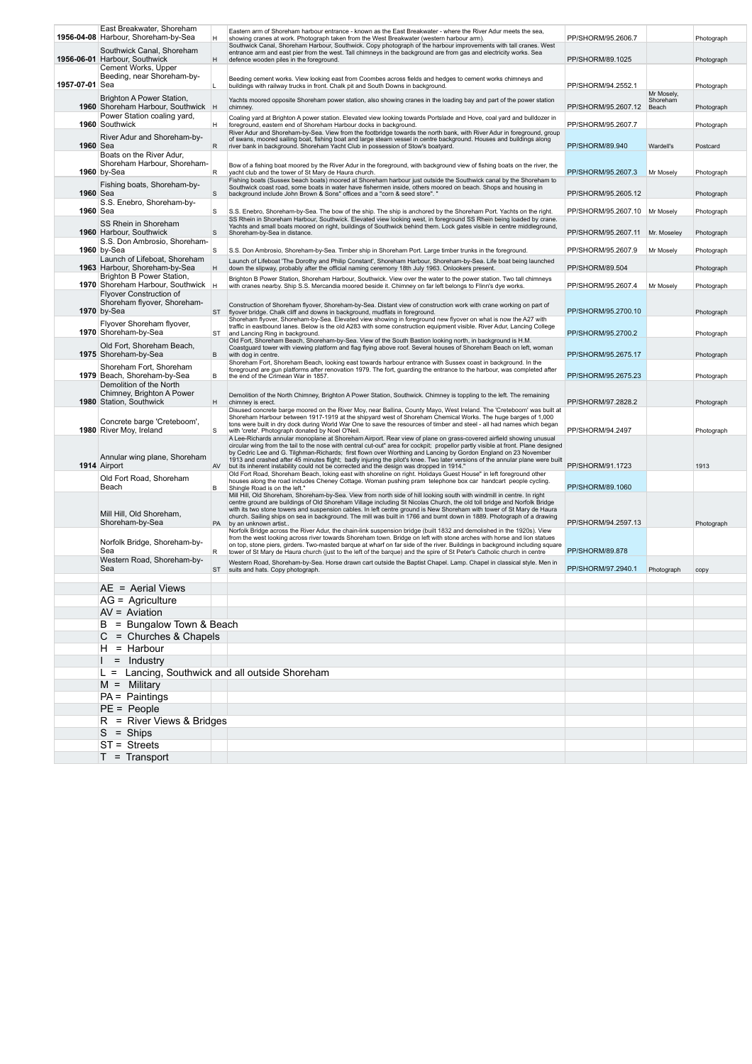| | | | | | | |
|---|---|---|---|---|---|---|
| 1956-04-08 | East Breakwater, Shoreham Harbour, Shoreham-by-Sea | H | Eastern arm of Shoreham harbour entrance - known as the East Breakwater - where the River Adur meets the sea, showing cranes at work. Photograph taken from the West Breakwater (western harbour arm). | PP/SHORM/95.2606.7 | | Photograph |
| 1956-06-01 | Southwick Canal, Shoreham Harbour, Southwick | H | Southwick Canal, Shoreham Harbour, Southwick. Copy photograph of the harbour improvements with tall cranes. West entrance arm and east pier from the west. Tall chimneys in the background are from gas and electricity works. Sea defence wooden piles in the foreground. | PP/SHORM/89.1025 | | Photograph |
| 1957-07-01 | Cement Works, Upper Beeding, near Shoreham-by-Sea | L | Beeding cement works. View looking east from Coombes across fields and hedges to cement works chimneys and buildings with railway trucks in front. Chalk pit and South Downs in background. | PP/SHORM/94.2552.1 | | Photograph |
| 1960 | Brighton A Power Station, Shoreham Harbour, Southwick | H | Yachts moored opposite Shoreham power station, also showing cranes in the loading bay and part of the power station chimney. | PP/SHORM/95.2607.12 | Mr Mosely, Shoreham Beach | Photograph |
| 1960 | Power Station coaling yard, Southwick | H | Coaling yard at Brighton A power station. Elevated view looking towards Portslade and Hove, coal yard and bulldozer in foreground, eastern end of Shoreham Harbour docks in background. | PP/SHORM/95.2607.7 | | Photograph |
| 1960 | River Adur and Shoreham-by-Sea | R | River Adur and Shoreham-by-Sea. View from the footbridge towards the north bank, with River Adur in foreground, group of swans, moored sailing boat, fishing boat and large steam vessel in centre background. Houses and buildings along river bank in background. Shoreham Yacht Club in possession of Stow's boatyard. | PP/SHORM/89.940 | Wardell's | Postcard |
| 1960 | Boats on the River Adur, Shoreham Harbour, Shoreham-by-Sea | R | Bow of a fishing boat moored by the River Adur in the foreground, with background view of fishing boats on the river, the yacht club and the tower of St Mary de Haura church. | PP/SHORM/95.2607.3 | Mr Mosely | Photograph |
| 1960 | Fishing boats, Shoreham-by-Sea | S | Fishing boats (Sussex beach boats) moored at Shoreham harbour just outside the Southwick canal by the Shoreham to Southwick coast road, some boats in water have fishermen inside, others moored on beach. Shops and housing in background include John Brown & Sons" offices and a "corn & seed store". " | PP/SHORM/95.2605.12 | | Photograph |
| 1960 | S.S. Enebro, Shoreham-by-Sea | S | S.S. Enebro, Shoreham-by-Sea. The bow of the ship. The ship is anchored by the Shoreham Port. Yachts on the right. | PP/SHORM/95.2607.10 | Mr Mosely | Photograph |
| 1960 | SS Rhein in Shoreham Harbour, Southwick | S | SS Rhein in Shoreham Harbour, Southwick. Elevated view looking west, in foreground SS Rhein being loaded by crane. Yachts and small boats moored on right, buildings of Southwick behind them. Lock gates visible in centre middleground, Shoreham-by-Sea in distance. | PP/SHORM/95.2607.11 | Mr. Moseley | Photograph |
| 1960 | S.S. Don Ambrosio, Shoreham-by-Sea | S | S.S. Don Ambrosio, Shoreham-by-Sea. Timber ship in Shoreham Port. Large timber trunks in the foreground. | PP/SHORM/95.2607.9 | Mr Mosely | Photograph |
| 1963 | Launch of Lifeboat, Shoreham Harbour, Shoreham-by-Sea | H | Launch of Lifeboat 'The Dorothy and Philip Constant', Shoreham Harbour, Shoreham-by-Sea. Life boat being launched down the slipway, probably after the official naming ceremony 18th July 1963. Onlookers present. | PP/SHORM/89.504 | | Photograph |
| 1970 | Brighton B Power Station, Shoreham Harbour, Southwick | H | Brighton B Power Station, Shoreham Harbour, Southwick. View over the water to the power station. Two tall chimneys with cranes nearby. Ship S.S. Mercandia moored beside it. Chimney on far left belongs to Flinn's dye works. | PP/SHORM/95.2607.4 | Mr Mosely | Photograph |
| 1970 | Flyover Construction of Shoreham flyover, Shoreham-by-Sea | ST | Construction of Shoreham flyover, Shoreham-by-Sea. Distant view of construction work with crane working on part of flyover bridge. Chalk cliff and downs in background, mudflats in foreground. | PP/SHORM/95.2700.10 | | Photograph |
| 1970 | Flyover Shoreham flyover, Shoreham-by-Sea | ST | Shoreham flyover, Shoreham-by-Sea. Elevated view showing in foreground new flyover on what is now the A27 with traffic in eastbound lanes. Below is the old A283 with some construction equipment visible. River Adur, Lancing College and Lancing Ring in background. | PP/SHORM/95.2700.2 | | Photograph |
| 1975 | Old Fort, Shoreham Beach, Shoreham-by-Sea | B | Old Fort, Shoreham Beach, Shoreham-by-Sea. View of the South Bastion looking north, in background is H.M. Coastguard tower with viewing platform and flag flying above roof. Several houses of Shoreham Beach on left, woman with dog in centre. | PP/SHORM/95.2675.17 | | Photograph |
| 1979 | Shoreham Fort, Shoreham Beach, Shoreham-by-Sea | B | Shoreham Fort, Shoreham Beach, looking east towards harbour entrance with Sussex coast in background. In the foreground are gun platforms after renovation 1979. The fort, guarding the entrance to the harbour, was completed after the end of the Crimean War in 1857. | PP/SHORM/95.2675.23 | | Photograph |
| 1980 | Demolition of the North Chimney, Brighton A Power Station, Southwick | H | Demolition of the North Chimney, Brighton A Power Station, Southwick. Chimney is toppling to the left. The remaining chimney is erect. | PP/SHORM/97.2828.2 | | Photograph |
| 1980 | Concrete barge 'Creteboom', River Moy, Ireland | S | Disused concrete barge moored on the River Moy, near Ballina, County Mayo, West Ireland. The 'Creteboom' was built at Shoreham Harbour between 1917-1919 at the shipyard west of Shoreham Chemical Works. The huge barges of 1,000 tons were built in dry dock during World War One to save the resources of timber and steel - all had names which began with 'crete'. Photograph donated by Noel O'Neil. | PP/SHORM/94.2497 | | Photograph |
| 1914 | Annular wing plane, Shoreham Airport | AV | A Lee-Richards annular monoplane at Shoreham Airport. Rear view of plane on grass-covered airfield showing unusual circular wing from the tail to the nose with central cut-out" area for cockpit; propellor partly visible at front. Plane designed by Cedric Lee and G. Tilghman-Richards; first flown over Worthing and Lancing by Gordon England on 23 November 1913 and crashed after 45 minutes flight; badly injuring the pilot's knee. Two later versions of the annular plane were built but its inherent instability could not be corrected and the design was dropped in 1914." | PP/SHORM/91.1723 | | 1913 |
| | Old Fort Road, Shoreham Beach | B | Old Fort Road, Shoreham Beach, loking east with shoreline on right. Holidays Guest House" in left foreground other houses along the road includes Cheney Cottage. Woman pushing pram telephone box car handcart people cycling. Shingle Road is on the left." | PP/SHORM/89.1060 | | |
| | Mill Hill, Old Shoreham, Shoreham-by-Sea | PA | Mill Hill, Old Shoreham, Shoreham-by-Sea. View from north side of hill looking south with windmill in centre. In right centre ground are buildings of Old Shoreham Village including St Nicolas Church, the old toll bridge and Norfolk Bridge with its two stone towers and suspension cables. In left centre ground is New Shoreham with tower of St Mary de Haura church. Sailing ships on sea in background. The mill was built in 1766 and burnt down in 1889. Photograph of a drawing by an unknown artist.. | PP/SHORM/94.2597.13 | | Photograph |
| | Norfolk Bridge, Shoreham-by-Sea | R | Norfolk Bridge across the River Adur, the chain-link suspension bridge (built 1832 and demolished in the 1920s). View from the west looking across river towards Shoreham town. Bridge on left with stone arches with horse and lion statues on top, stone piers, girders. Two-masted barque at wharf on far side of the river. Buildings in background including square tower of St Mary de Haura church (just to the left of the barque) and the spire of St Peter's Catholic church in centre | PP/SHORM/89.878 | | |
| | Western Road, Shoreham-by-Sea | ST | Western Road, Shoreham-by-Sea. Horse drawn cart outside the Baptist Chapel. Lamp. Chapel in classical style. Men in suits and hats. Copy photograph. | PP/SHORM/97.2940.1 | Photograph | copy |

AE = Aerial Views
AG = Agriculture
AV = Aviation
B = Bungalow Town & Beach
C = Churches & Chapels
H = Harbour
I = Industry
L = Lancing, Southwick and all outside Shoreham
M = Military
PA = Paintings
PE = People
R = River Views & Bridges
S = Ships
ST = Streets
T = Transport